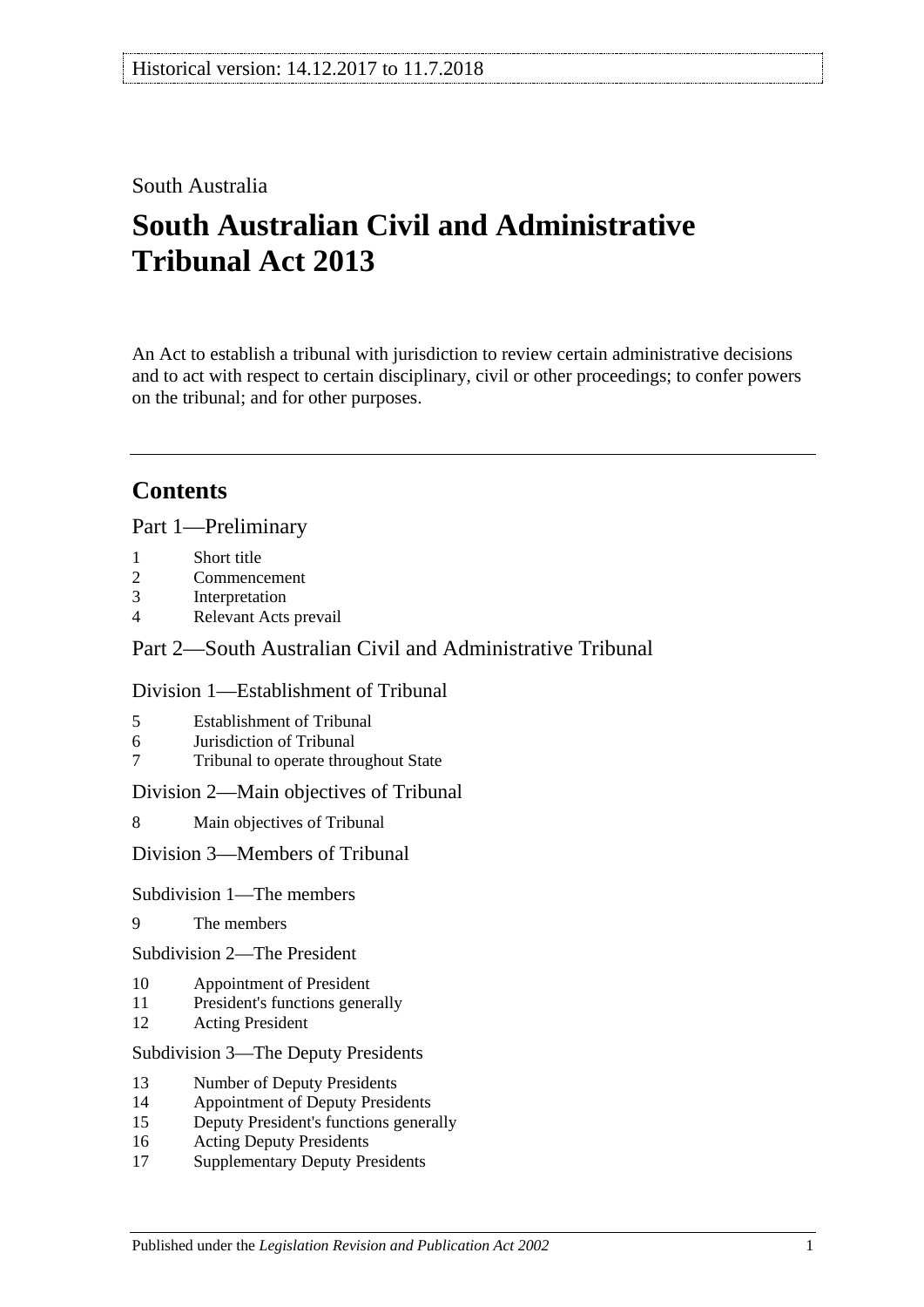South Australia

# South Australian Civil and Administrative Tribunal Act 2013

An Act to establish a tribunal with jurisdiction to review certain administrative decisions and to act with respect to certain disciplinary, civil or other proceedings; to confer powers on the tribunal; and for other purposes.

## Contents

Part 1—Preliminary

1 Short title
2 Commencement
3 Interpretation
4 Relevant Acts prevail

Part 2—South Australian Civil and Administrative Tribunal

Division 1—Establishment of Tribunal

5 Establishment of Tribunal
6 Jurisdiction of Tribunal
7 Tribunal to operate throughout State

Division 2—Main objectives of Tribunal

8 Main objectives of Tribunal

Division 3—Members of Tribunal

Subdivision 1—The members

9 The members

Subdivision 2—The President

10 Appointment of President
11 President's functions generally
12 Acting President

Subdivision 3—The Deputy Presidents

13 Number of Deputy Presidents
14 Appointment of Deputy Presidents
15 Deputy President's functions generally
16 Acting Deputy Presidents
17 Supplementary Deputy Presidents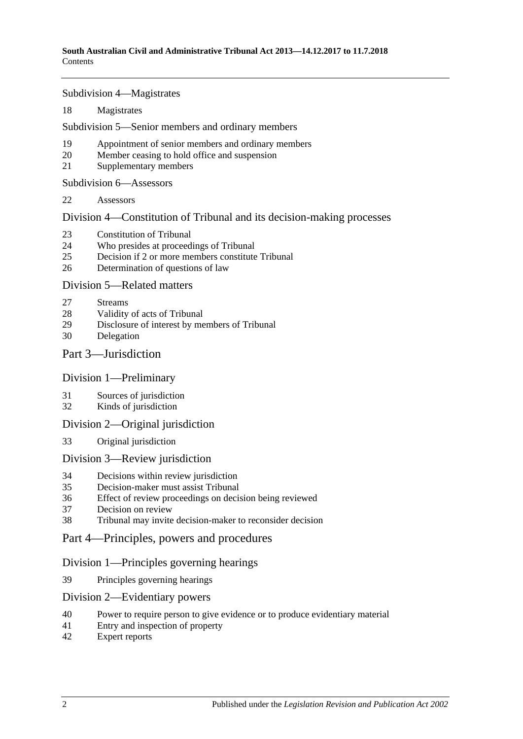Subdivision 4—Magistrates

18 Magistrates

Subdivision 5—Senior members and ordinary members

19 Appointment of senior members and ordinary members
20 Member ceasing to hold office and suspension
21 Supplementary members

Subdivision 6—Assessors

22 Assessors

Division 4—Constitution of Tribunal and its decision-making processes

23 Constitution of Tribunal
24 Who presides at proceedings of Tribunal
25 Decision if 2 or more members constitute Tribunal
26 Determination of questions of law

Division 5—Related matters

27 Streams
28 Validity of acts of Tribunal
29 Disclosure of interest by members of Tribunal
30 Delegation

Part 3—Jurisdiction

Division 1—Preliminary

31 Sources of jurisdiction
32 Kinds of jurisdiction

Division 2—Original jurisdiction

33 Original jurisdiction

Division 3—Review jurisdiction

34 Decisions within review jurisdiction
35 Decision-maker must assist Tribunal
36 Effect of review proceedings on decision being reviewed
37 Decision on review
38 Tribunal may invite decision-maker to reconsider decision

Part 4—Principles, powers and procedures

Division 1—Principles governing hearings

39 Principles governing hearings

Division 2—Evidentiary powers

40 Power to require person to give evidence or to produce evidentiary material
41 Entry and inspection of property
42 Expert reports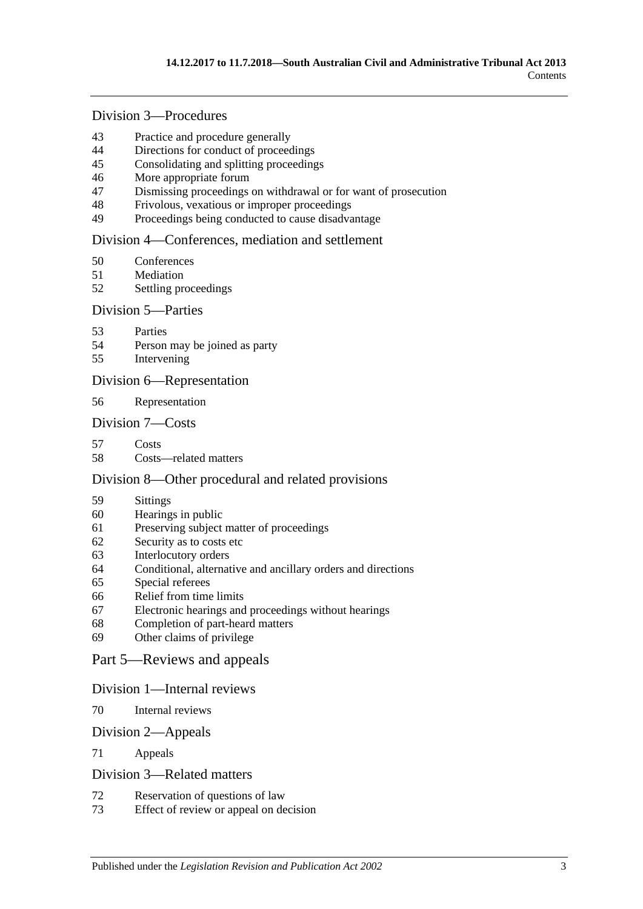### Division 3—Procedures

43 Practice and procedure generally
44 Directions for conduct of proceedings
45 Consolidating and splitting proceedings
46 More appropriate forum
47 Dismissing proceedings on withdrawal or for want of prosecution
48 Frivolous, vexatious or improper proceedings
49 Proceedings being conducted to cause disadvantage

### Division 4—Conferences, mediation and settlement

50 Conferences
51 Mediation
52 Settling proceedings

### Division 5—Parties

53 Parties
54 Person may be joined as party
55 Intervening

### Division 6—Representation

56 Representation

### Division 7—Costs

57 Costs
58 Costs—related matters

### Division 8—Other procedural and related provisions

59 Sittings
60 Hearings in public
61 Preserving subject matter of proceedings
62 Security as to costs etc
63 Interlocutory orders
64 Conditional, alternative and ancillary orders and directions
65 Special referees
66 Relief from time limits
67 Electronic hearings and proceedings without hearings
68 Completion of part-heard matters
69 Other claims of privilege

## Part 5—Reviews and appeals

### Division 1—Internal reviews

70 Internal reviews

### Division 2—Appeals

71 Appeals

### Division 3—Related matters

72 Reservation of questions of law
73 Effect of review or appeal on decision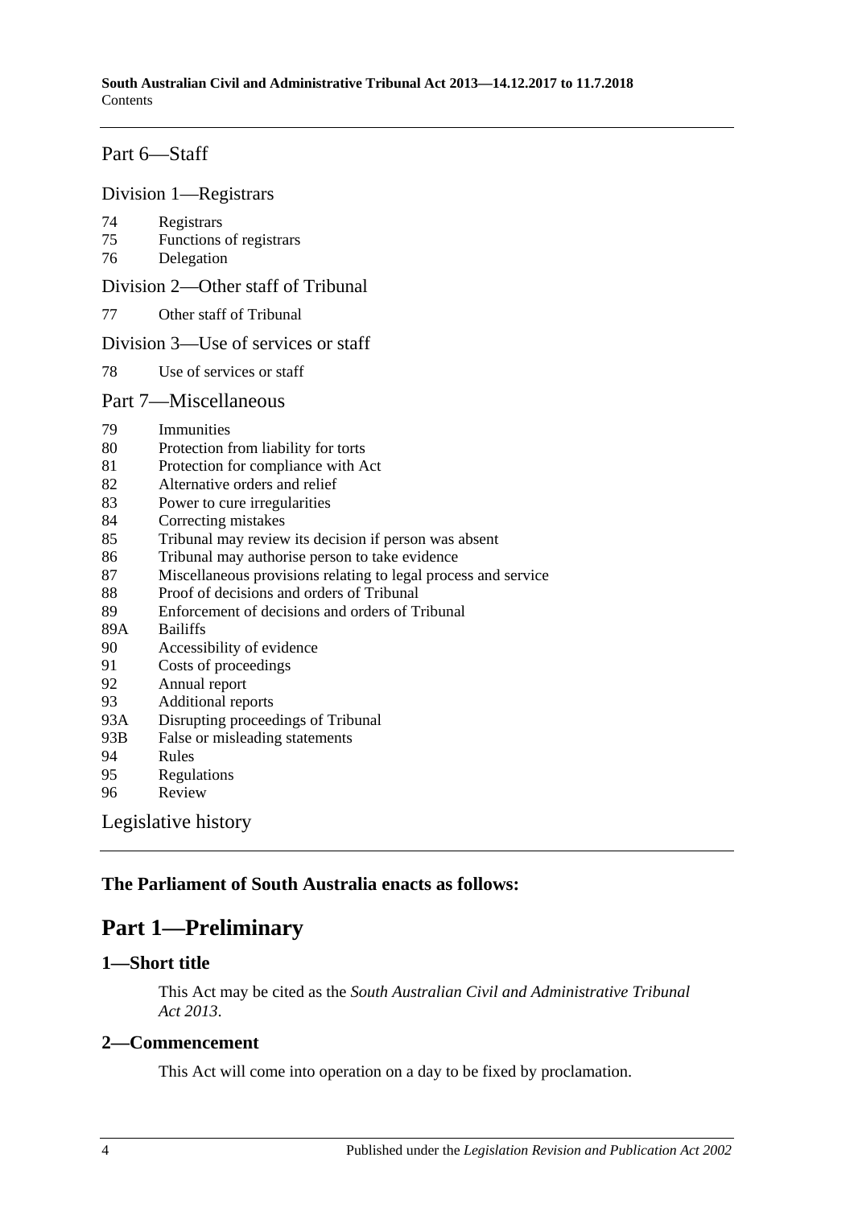Part 6—Staff

Division 1—Registrars

74 Registrars
75 Functions of registrars
76 Delegation

Division 2—Other staff of Tribunal

77 Other staff of Tribunal

Division 3—Use of services or staff

78 Use of services or staff

Part 7—Miscellaneous

79 Immunities
80 Protection from liability for torts
81 Protection for compliance with Act
82 Alternative orders and relief
83 Power to cure irregularities
84 Correcting mistakes
85 Tribunal may review its decision if person was absent
86 Tribunal may authorise person to take evidence
87 Miscellaneous provisions relating to legal process and service
88 Proof of decisions and orders of Tribunal
89 Enforcement of decisions and orders of Tribunal
89A Bailiffs
90 Accessibility of evidence
91 Costs of proceedings
92 Annual report
93 Additional reports
93A Disrupting proceedings of Tribunal
93B False or misleading statements
94 Rules
95 Regulations
96 Review

Legislative history

**The Parliament of South Australia enacts as follows:**

# Part 1—Preliminary

## 1—Short title

This Act may be cited as the *South Australian Civil and Administrative Tribunal Act 2013*.

## 2—Commencement

This Act will come into operation on a day to be fixed by proclamation.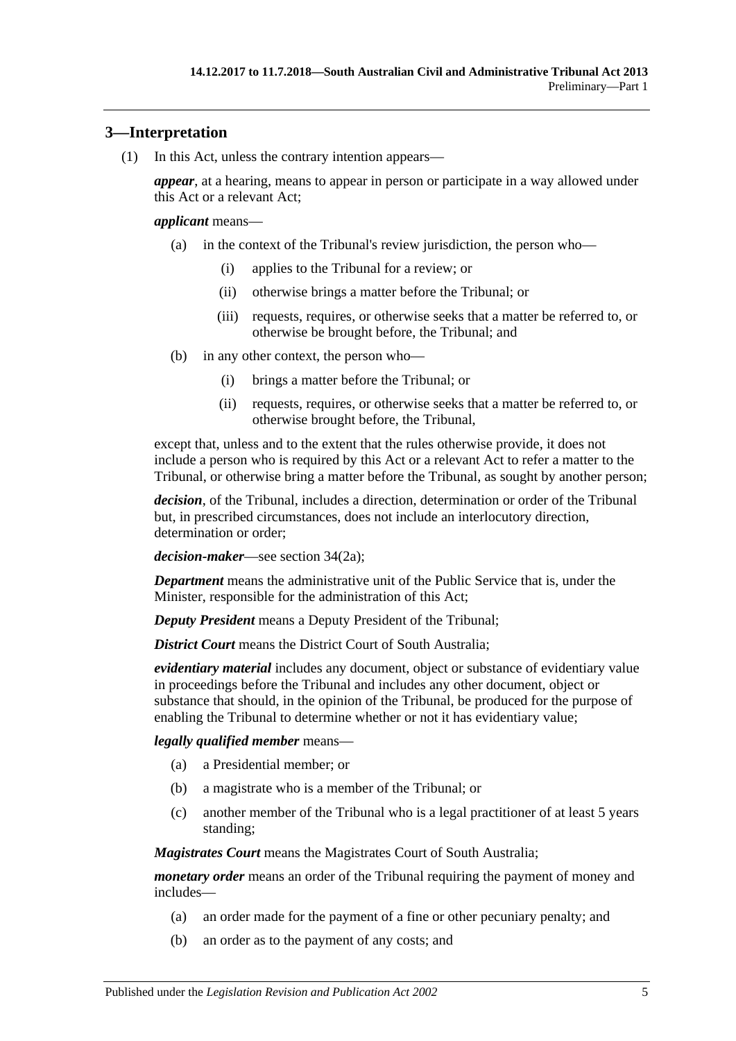## 3—Interpretation

(1) In this Act, unless the contrary intention appears—

***appear***, at a hearing, means to appear in person or participate in a way allowed under this Act or a relevant Act;

***applicant*** means—

- (a) in the context of the Tribunal's review jurisdiction, the person who—
  - (i) applies to the Tribunal for a review; or
  - (ii) otherwise brings a matter before the Tribunal; or
  - (iii) requests, requires, or otherwise seeks that a matter be referred to, or otherwise be brought before, the Tribunal; and
- (b) in any other context, the person who—
  - (i) brings a matter before the Tribunal; or
  - (ii) requests, requires, or otherwise seeks that a matter be referred to, or otherwise brought before, the Tribunal,

except that, unless and to the extent that the rules otherwise provide, it does not include a person who is required by this Act or a relevant Act to refer a matter to the Tribunal, or otherwise bring a matter before the Tribunal, as sought by another person;

***decision***, of the Tribunal, includes a direction, determination or order of the Tribunal but, in prescribed circumstances, does not include an interlocutory direction, determination or order;

***decision-maker***—see section 34(2a);

***Department*** means the administrative unit of the Public Service that is, under the Minister, responsible for the administration of this Act;

***Deputy President*** means a Deputy President of the Tribunal;

***District Court*** means the District Court of South Australia;

***evidentiary material*** includes any document, object or substance of evidentiary value in proceedings before the Tribunal and includes any other document, object or substance that should, in the opinion of the Tribunal, be produced for the purpose of enabling the Tribunal to determine whether or not it has evidentiary value;

***legally qualified member*** means—

- (a) a Presidential member; or
- (b) a magistrate who is a member of the Tribunal; or
- (c) another member of the Tribunal who is a legal practitioner of at least 5 years standing;

***Magistrates Court*** means the Magistrates Court of South Australia;

***monetary order*** means an order of the Tribunal requiring the payment of money and includes—

- (a) an order made for the payment of a fine or other pecuniary penalty; and
- (b) an order as to the payment of any costs; and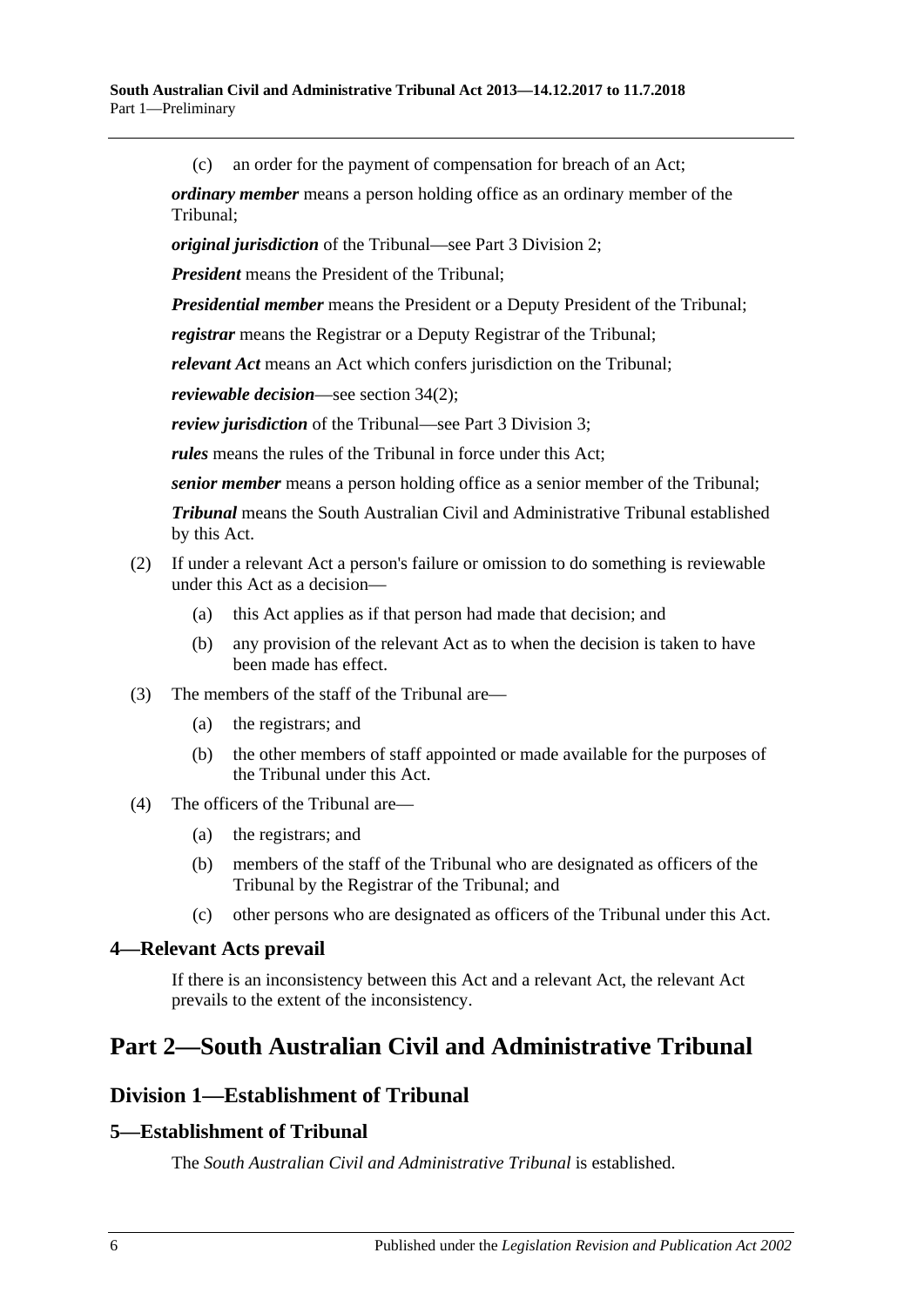(c) an order for the payment of compensation for breach of an Act;

***ordinary member*** means a person holding office as an ordinary member of the Tribunal;

***original jurisdiction*** of the Tribunal—see Part 3 Division 2;

***President*** means the President of the Tribunal;

***Presidential member*** means the President or a Deputy President of the Tribunal;

***registrar*** means the Registrar or a Deputy Registrar of the Tribunal;

***relevant Act*** means an Act which confers jurisdiction on the Tribunal;

***reviewable decision***—see section 34(2);

***review jurisdiction*** of the Tribunal—see Part 3 Division 3;

***rules*** means the rules of the Tribunal in force under this Act;

***senior member*** means a person holding office as a senior member of the Tribunal;

***Tribunal*** means the South Australian Civil and Administrative Tribunal established by this Act.

(2) If under a relevant Act a person's failure or omission to do something is reviewable under this Act as a decision—

(a) this Act applies as if that person had made that decision; and

(b) any provision of the relevant Act as to when the decision is taken to have been made has effect.

(3) The members of the staff of the Tribunal are—

(a) the registrars; and

(b) the other members of staff appointed or made available for the purposes of the Tribunal under this Act.

(4) The officers of the Tribunal are—

(a) the registrars; and

(b) members of the staff of the Tribunal who are designated as officers of the Tribunal by the Registrar of the Tribunal; and

(c) other persons who are designated as officers of the Tribunal under this Act.

### 4—Relevant Acts prevail

If there is an inconsistency between this Act and a relevant Act, the relevant Act prevails to the extent of the inconsistency.

# Part 2—South Australian Civil and Administrative Tribunal

## Division 1—Establishment of Tribunal

### 5—Establishment of Tribunal

The *South Australian Civil and Administrative Tribunal* is established.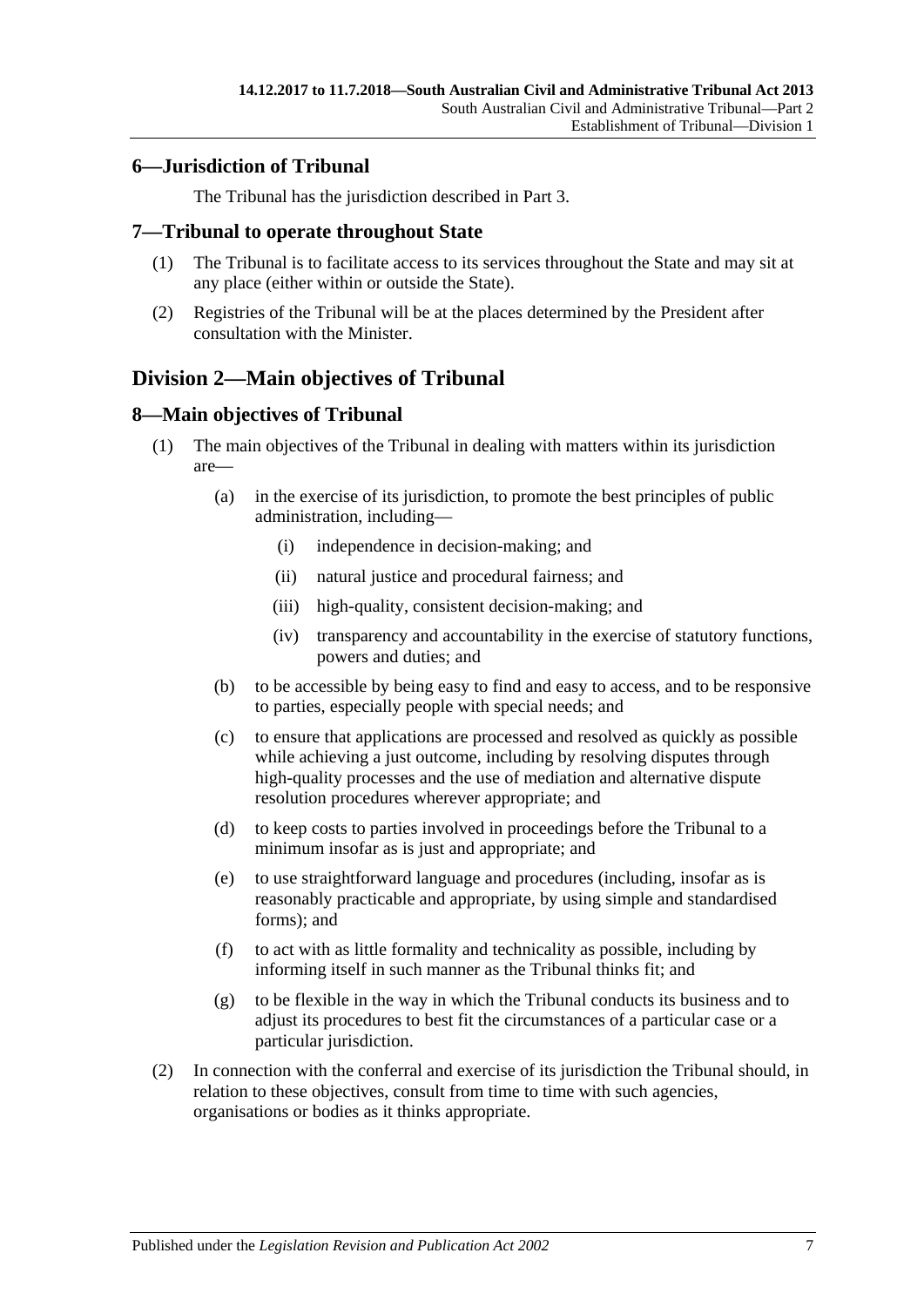## 6—Jurisdiction of Tribunal

The Tribunal has the jurisdiction described in Part 3.

## 7—Tribunal to operate throughout State

(1) The Tribunal is to facilitate access to its services throughout the State and may sit at any place (either within or outside the State).

(2) Registries of the Tribunal will be at the places determined by the President after consultation with the Minister.

# Division 2—Main objectives of Tribunal

## 8—Main objectives of Tribunal

(1) The main objectives of the Tribunal in dealing with matters within its jurisdiction are—

(a) in the exercise of its jurisdiction, to promote the best principles of public administration, including—

(i) independence in decision-making; and

(ii) natural justice and procedural fairness; and

(iii) high-quality, consistent decision-making; and

(iv) transparency and accountability in the exercise of statutory functions, powers and duties; and

(b) to be accessible by being easy to find and easy to access, and to be responsive to parties, especially people with special needs; and

(c) to ensure that applications are processed and resolved as quickly as possible while achieving a just outcome, including by resolving disputes through high-quality processes and the use of mediation and alternative dispute resolution procedures wherever appropriate; and

(d) to keep costs to parties involved in proceedings before the Tribunal to a minimum insofar as is just and appropriate; and

(e) to use straightforward language and procedures (including, insofar as is reasonably practicable and appropriate, by using simple and standardised forms); and

(f) to act with as little formality and technicality as possible, including by informing itself in such manner as the Tribunal thinks fit; and

(g) to be flexible in the way in which the Tribunal conducts its business and to adjust its procedures to best fit the circumstances of a particular case or a particular jurisdiction.

(2) In connection with the conferral and exercise of its jurisdiction the Tribunal should, in relation to these objectives, consult from time to time with such agencies, organisations or bodies as it thinks appropriate.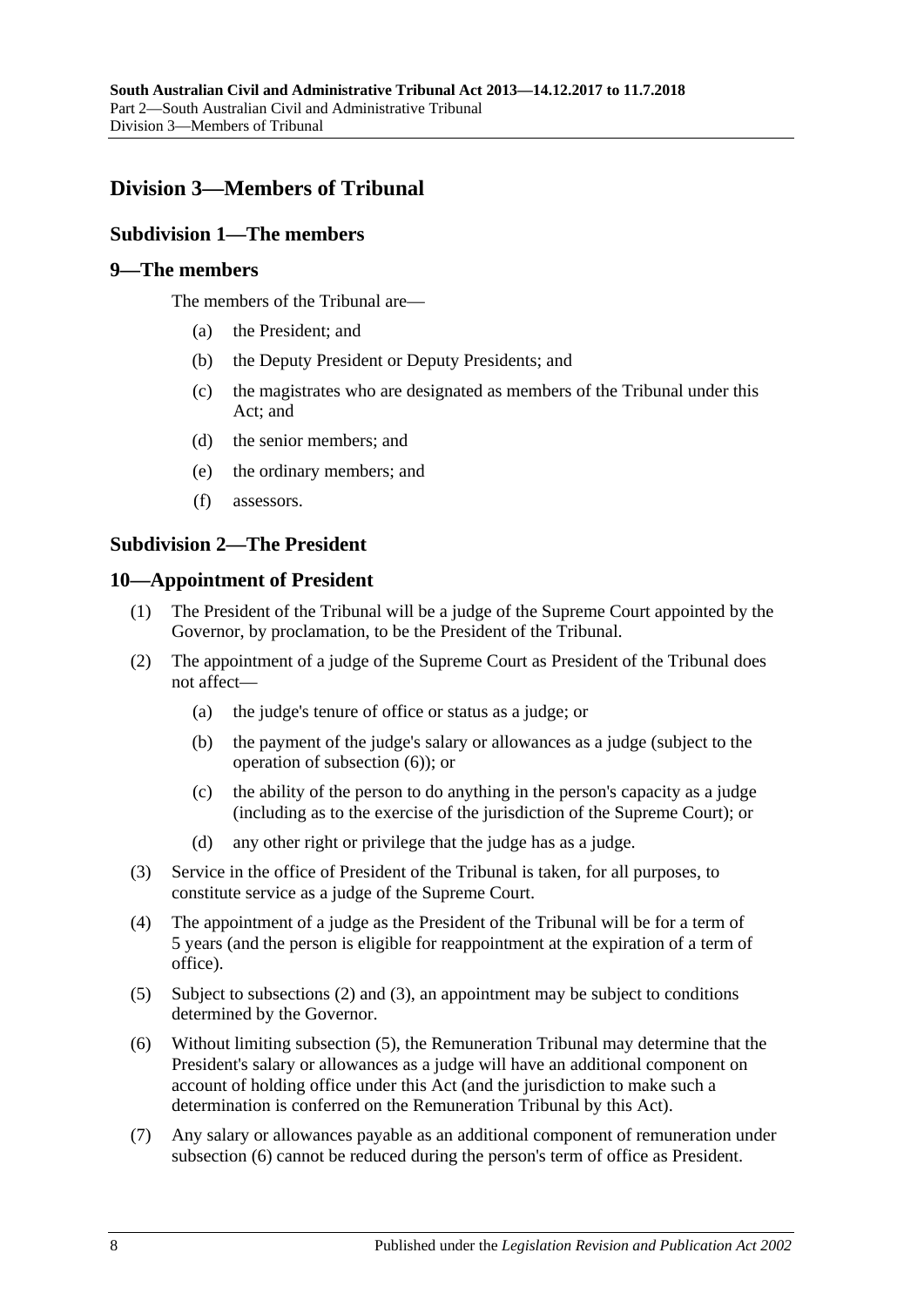## Division 3—Members of Tribunal

### Subdivision 1—The members

### 9—The members

The members of the Tribunal are—

- (a) the President; and
- (b) the Deputy President or Deputy Presidents; and
- (c) the magistrates who are designated as members of the Tribunal under this Act; and
- (d) the senior members; and
- (e) the ordinary members; and
- (f) assessors.

### Subdivision 2—The President

### 10—Appointment of President

(1) The President of the Tribunal will be a judge of the Supreme Court appointed by the Governor, by proclamation, to be the President of the Tribunal.

(2) The appointment of a judge of the Supreme Court as President of the Tribunal does not affect—

- (a) the judge's tenure of office or status as a judge; or
- (b) the payment of the judge's salary or allowances as a judge (subject to the operation of subsection (6)); or
- (c) the ability of the person to do anything in the person's capacity as a judge (including as to the exercise of the jurisdiction of the Supreme Court); or
- (d) any other right or privilege that the judge has as a judge.

(3) Service in the office of President of the Tribunal is taken, for all purposes, to constitute service as a judge of the Supreme Court.

(4) The appointment of a judge as the President of the Tribunal will be for a term of 5 years (and the person is eligible for reappointment at the expiration of a term of office).

(5) Subject to subsections (2) and (3), an appointment may be subject to conditions determined by the Governor.

(6) Without limiting subsection (5), the Remuneration Tribunal may determine that the President's salary or allowances as a judge will have an additional component on account of holding office under this Act (and the jurisdiction to make such a determination is conferred on the Remuneration Tribunal by this Act).

(7) Any salary or allowances payable as an additional component of remuneration under subsection (6) cannot be reduced during the person's term of office as President.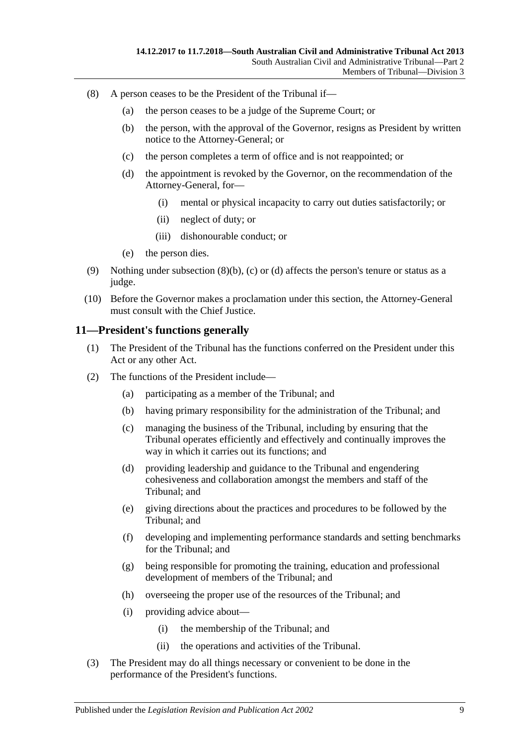(8) A person ceases to be the President of the Tribunal if—

(a) the person ceases to be a judge of the Supreme Court; or

(b) the person, with the approval of the Governor, resigns as President by written notice to the Attorney-General; or

(c) the person completes a term of office and is not reappointed; or

(d) the appointment is revoked by the Governor, on the recommendation of the Attorney-General, for—

(i) mental or physical incapacity to carry out duties satisfactorily; or

(ii) neglect of duty; or

(iii) dishonourable conduct; or

(e) the person dies.

(9) Nothing under subsection (8)(b), (c) or (d) affects the person's tenure or status as a judge.

(10) Before the Governor makes a proclamation under this section, the Attorney-General must consult with the Chief Justice.

## 11—President's functions generally

(1) The President of the Tribunal has the functions conferred on the President under this Act or any other Act.

(2) The functions of the President include—

(a) participating as a member of the Tribunal; and

(b) having primary responsibility for the administration of the Tribunal; and

(c) managing the business of the Tribunal, including by ensuring that the Tribunal operates efficiently and effectively and continually improves the way in which it carries out its functions; and

(d) providing leadership and guidance to the Tribunal and engendering cohesiveness and collaboration amongst the members and staff of the Tribunal; and

(e) giving directions about the practices and procedures to be followed by the Tribunal; and

(f) developing and implementing performance standards and setting benchmarks for the Tribunal; and

(g) being responsible for promoting the training, education and professional development of members of the Tribunal; and

(h) overseeing the proper use of the resources of the Tribunal; and

(i) providing advice about—

(i) the membership of the Tribunal; and

(ii) the operations and activities of the Tribunal.

(3) The President may do all things necessary or convenient to be done in the performance of the President's functions.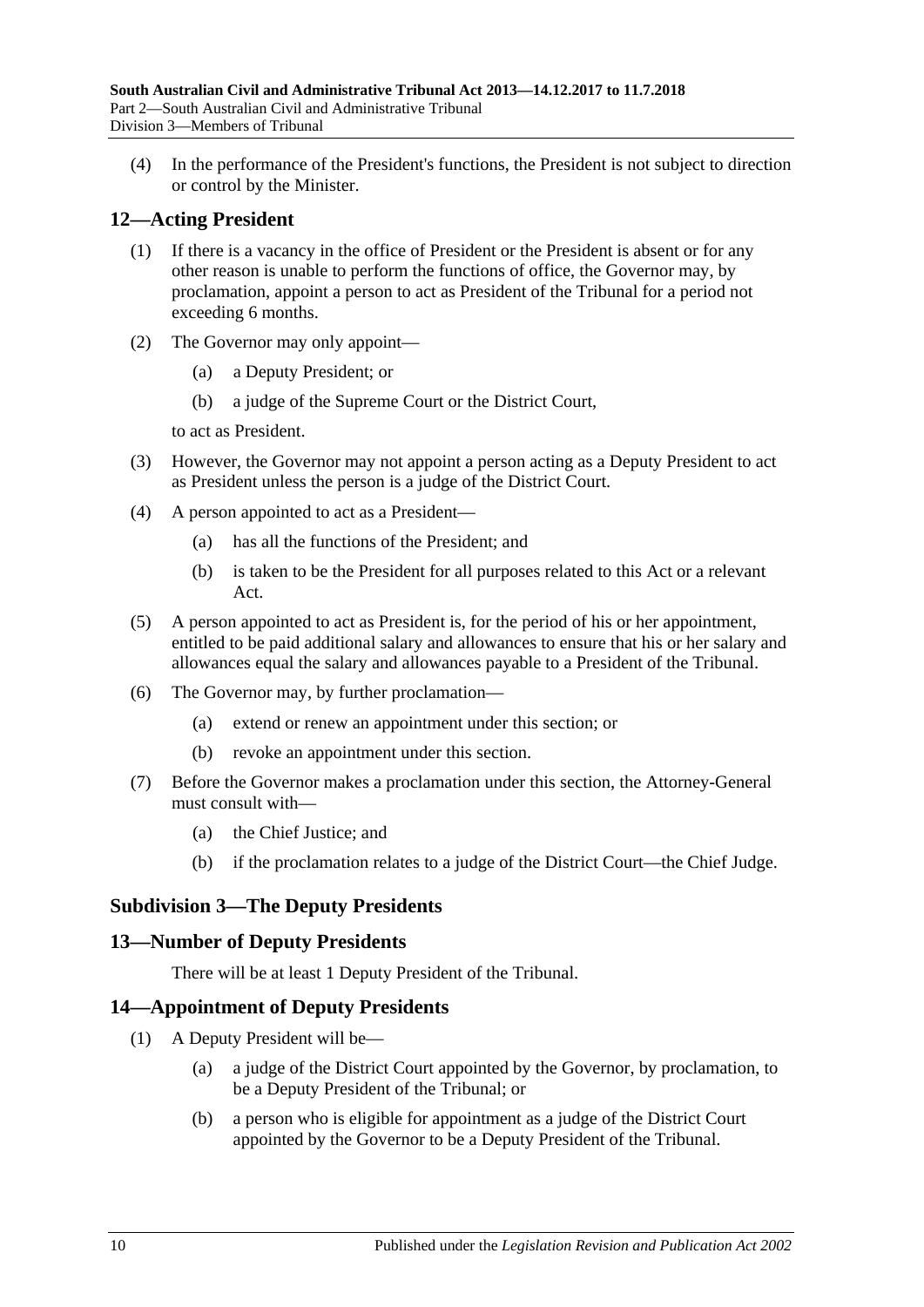(4) In the performance of the President's functions, the President is not subject to direction or control by the Minister.

## 12—Acting President

(1) If there is a vacancy in the office of President or the President is absent or for any other reason is unable to perform the functions of office, the Governor may, by proclamation, appoint a person to act as President of the Tribunal for a period not exceeding 6 months.

(2) The Governor may only appoint—

(a) a Deputy President; or

(b) a judge of the Supreme Court or the District Court,

to act as President.

(3) However, the Governor may not appoint a person acting as a Deputy President to act as President unless the person is a judge of the District Court.

(4) A person appointed to act as a President—

(a) has all the functions of the President; and

(b) is taken to be the President for all purposes related to this Act or a relevant Act.

(5) A person appointed to act as President is, for the period of his or her appointment, entitled to be paid additional salary and allowances to ensure that his or her salary and allowances equal the salary and allowances payable to a President of the Tribunal.

(6) The Governor may, by further proclamation—

(a) extend or renew an appointment under this section; or

(b) revoke an appointment under this section.

(7) Before the Governor makes a proclamation under this section, the Attorney-General must consult with—

(a) the Chief Justice; and

(b) if the proclamation relates to a judge of the District Court—the Chief Judge.

### Subdivision 3—The Deputy Presidents

## 13—Number of Deputy Presidents

There will be at least 1 Deputy President of the Tribunal.

## 14—Appointment of Deputy Presidents

(1) A Deputy President will be—

(a) a judge of the District Court appointed by the Governor, by proclamation, to be a Deputy President of the Tribunal; or

(b) a person who is eligible for appointment as a judge of the District Court appointed by the Governor to be a Deputy President of the Tribunal.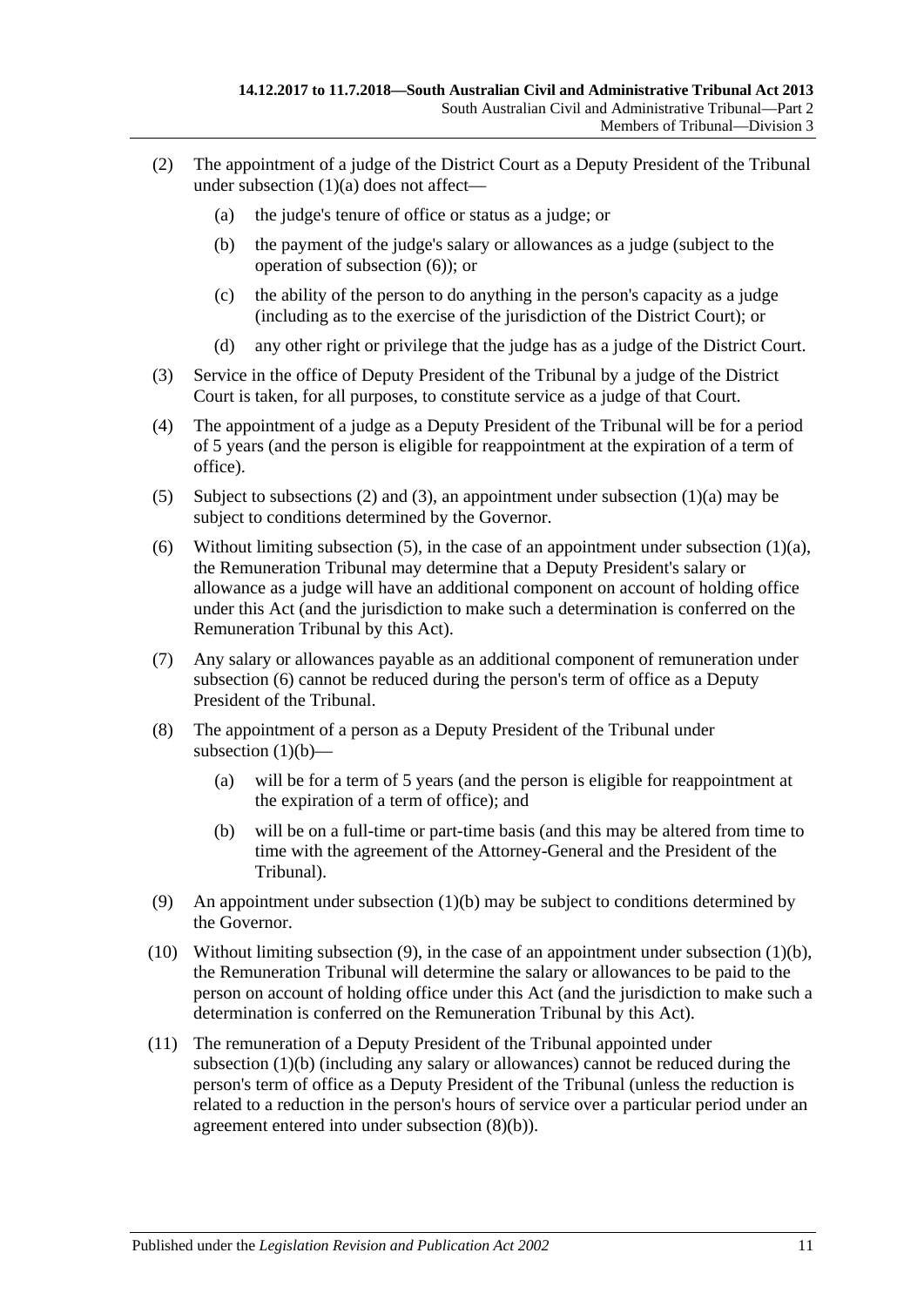(2) The appointment of a judge of the District Court as a Deputy President of the Tribunal under subsection (1)(a) does not affect—

  (a) the judge's tenure of office or status as a judge; or

  (b) the payment of the judge's salary or allowances as a judge (subject to the operation of subsection (6)); or

  (c) the ability of the person to do anything in the person's capacity as a judge (including as to the exercise of the jurisdiction of the District Court); or

  (d) any other right or privilege that the judge has as a judge of the District Court.

(3) Service in the office of Deputy President of the Tribunal by a judge of the District Court is taken, for all purposes, to constitute service as a judge of that Court.

(4) The appointment of a judge as a Deputy President of the Tribunal will be for a period of 5 years (and the person is eligible for reappointment at the expiration of a term of office).

(5) Subject to subsections (2) and (3), an appointment under subsection (1)(a) may be subject to conditions determined by the Governor.

(6) Without limiting subsection (5), in the case of an appointment under subsection (1)(a), the Remuneration Tribunal may determine that a Deputy President's salary or allowance as a judge will have an additional component on account of holding office under this Act (and the jurisdiction to make such a determination is conferred on the Remuneration Tribunal by this Act).

(7) Any salary or allowances payable as an additional component of remuneration under subsection (6) cannot be reduced during the person's term of office as a Deputy President of the Tribunal.

(8) The appointment of a person as a Deputy President of the Tribunal under subsection (1)(b)—

  (a) will be for a term of 5 years (and the person is eligible for reappointment at the expiration of a term of office); and

  (b) will be on a full-time or part-time basis (and this may be altered from time to time with the agreement of the Attorney-General and the President of the Tribunal).

(9) An appointment under subsection (1)(b) may be subject to conditions determined by the Governor.

(10) Without limiting subsection (9), in the case of an appointment under subsection (1)(b), the Remuneration Tribunal will determine the salary or allowances to be paid to the person on account of holding office under this Act (and the jurisdiction to make such a determination is conferred on the Remuneration Tribunal by this Act).

(11) The remuneration of a Deputy President of the Tribunal appointed under subsection (1)(b) (including any salary or allowances) cannot be reduced during the person's term of office as a Deputy President of the Tribunal (unless the reduction is related to a reduction in the person's hours of service over a particular period under an agreement entered into under subsection (8)(b)).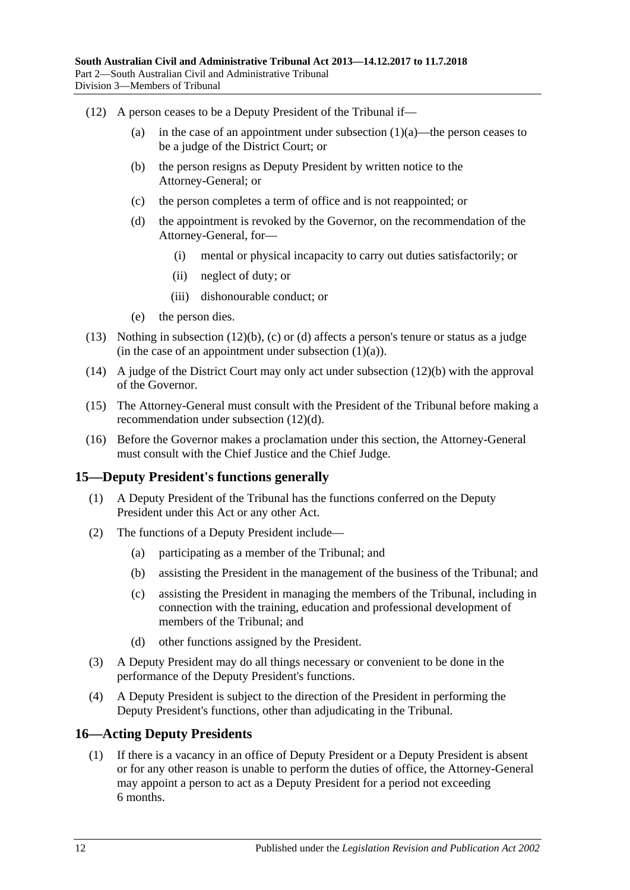(12) A person ceases to be a Deputy President of the Tribunal if—

(a) in the case of an appointment under subsection (1)(a)—the person ceases to be a judge of the District Court; or

(b) the person resigns as Deputy President by written notice to the Attorney-General; or

(c) the person completes a term of office and is not reappointed; or

(d) the appointment is revoked by the Governor, on the recommendation of the Attorney-General, for—

(i) mental or physical incapacity to carry out duties satisfactorily; or

(ii) neglect of duty; or

(iii) dishonourable conduct; or

(e) the person dies.

(13) Nothing in subsection (12)(b), (c) or (d) affects a person's tenure or status as a judge (in the case of an appointment under subsection (1)(a)).

(14) A judge of the District Court may only act under subsection (12)(b) with the approval of the Governor.

(15) The Attorney-General must consult with the President of the Tribunal before making a recommendation under subsection (12)(d).

(16) Before the Governor makes a proclamation under this section, the Attorney-General must consult with the Chief Justice and the Chief Judge.

## 15—Deputy President's functions generally

(1) A Deputy President of the Tribunal has the functions conferred on the Deputy President under this Act or any other Act.

(2) The functions of a Deputy President include—

(a) participating as a member of the Tribunal; and

(b) assisting the President in the management of the business of the Tribunal; and

(c) assisting the President in managing the members of the Tribunal, including in connection with the training, education and professional development of members of the Tribunal; and

(d) other functions assigned by the President.

(3) A Deputy President may do all things necessary or convenient to be done in the performance of the Deputy President's functions.

(4) A Deputy President is subject to the direction of the President in performing the Deputy President's functions, other than adjudicating in the Tribunal.

## 16—Acting Deputy Presidents

(1) If there is a vacancy in an office of Deputy President or a Deputy President is absent or for any other reason is unable to perform the duties of office, the Attorney-General may appoint a person to act as a Deputy President for a period not exceeding 6 months.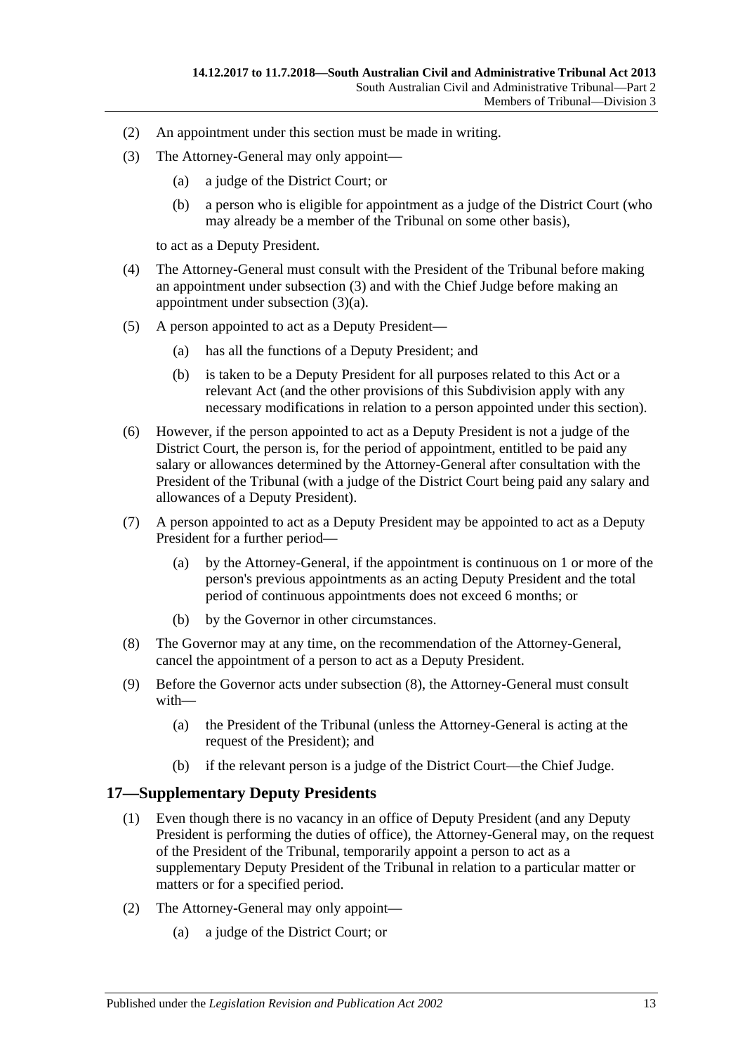(2) An appointment under this section must be made in writing.

(3) The Attorney-General may only appoint—

(a) a judge of the District Court; or

(b) a person who is eligible for appointment as a judge of the District Court (who may already be a member of the Tribunal on some other basis),

to act as a Deputy President.

(4) The Attorney-General must consult with the President of the Tribunal before making an appointment under subsection (3) and with the Chief Judge before making an appointment under subsection (3)(a).

(5) A person appointed to act as a Deputy President—

(a) has all the functions of a Deputy President; and

(b) is taken to be a Deputy President for all purposes related to this Act or a relevant Act (and the other provisions of this Subdivision apply with any necessary modifications in relation to a person appointed under this section).

(6) However, if the person appointed to act as a Deputy President is not a judge of the District Court, the person is, for the period of appointment, entitled to be paid any salary or allowances determined by the Attorney-General after consultation with the President of the Tribunal (with a judge of the District Court being paid any salary and allowances of a Deputy President).

(7) A person appointed to act as a Deputy President may be appointed to act as a Deputy President for a further period—

(a) by the Attorney-General, if the appointment is continuous on 1 or more of the person's previous appointments as an acting Deputy President and the total period of continuous appointments does not exceed 6 months; or

(b) by the Governor in other circumstances.

(8) The Governor may at any time, on the recommendation of the Attorney-General, cancel the appointment of a person to act as a Deputy President.

(9) Before the Governor acts under subsection (8), the Attorney-General must consult with—

(a) the President of the Tribunal (unless the Attorney-General is acting at the request of the President); and

(b) if the relevant person is a judge of the District Court—the Chief Judge.

## 17—Supplementary Deputy Presidents

(1) Even though there is no vacancy in an office of Deputy President (and any Deputy President is performing the duties of office), the Attorney-General may, on the request of the President of the Tribunal, temporarily appoint a person to act as a supplementary Deputy President of the Tribunal in relation to a particular matter or matters or for a specified period.

(2) The Attorney-General may only appoint—

(a) a judge of the District Court; or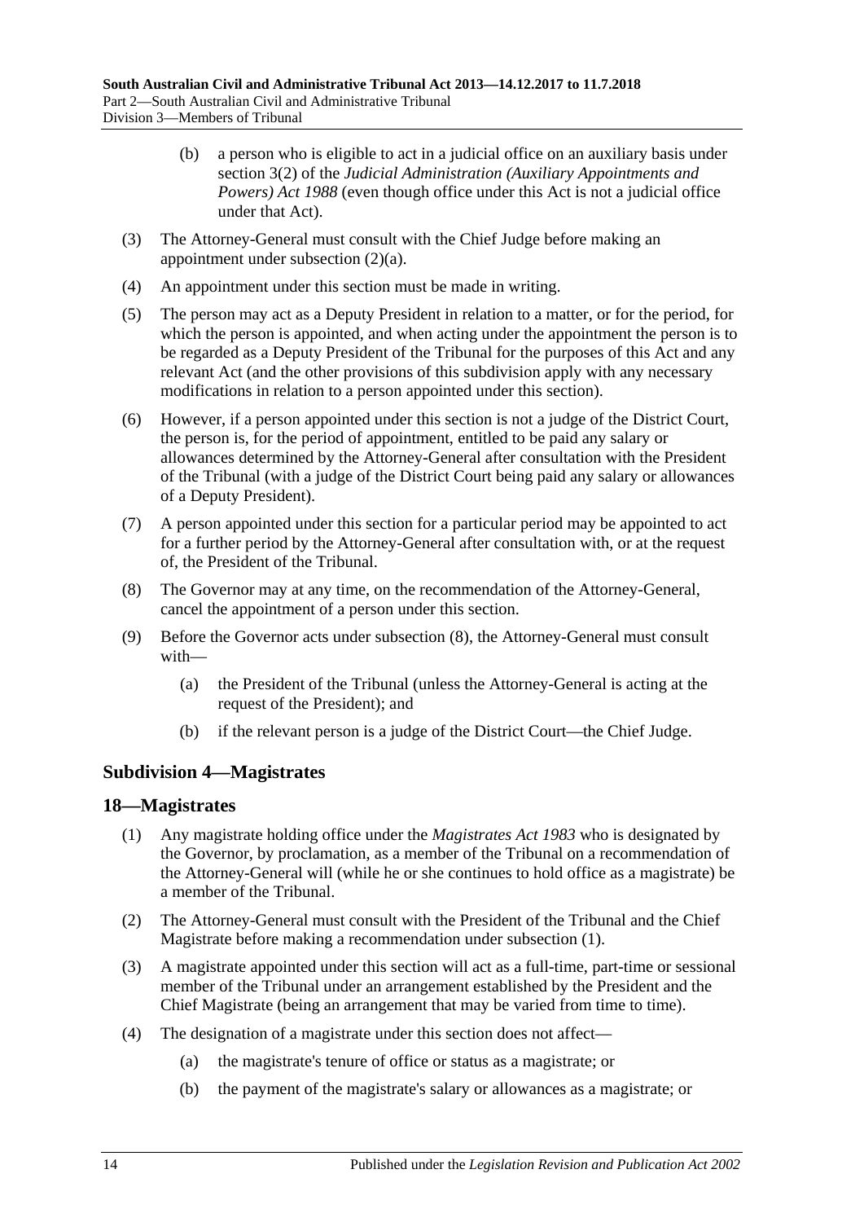(b) a person who is eligible to act in a judicial office on an auxiliary basis under section 3(2) of the *Judicial Administration (Auxiliary Appointments and Powers) Act 1988* (even though office under this Act is not a judicial office under that Act).

(3) The Attorney-General must consult with the Chief Judge before making an appointment under subsection (2)(a).

(4) An appointment under this section must be made in writing.

(5) The person may act as a Deputy President in relation to a matter, or for the period, for which the person is appointed, and when acting under the appointment the person is to be regarded as a Deputy President of the Tribunal for the purposes of this Act and any relevant Act (and the other provisions of this subdivision apply with any necessary modifications in relation to a person appointed under this section).

(6) However, if a person appointed under this section is not a judge of the District Court, the person is, for the period of appointment, entitled to be paid any salary or allowances determined by the Attorney-General after consultation with the President of the Tribunal (with a judge of the District Court being paid any salary or allowances of a Deputy President).

(7) A person appointed under this section for a particular period may be appointed to act for a further period by the Attorney-General after consultation with, or at the request of, the President of the Tribunal.

(8) The Governor may at any time, on the recommendation of the Attorney-General, cancel the appointment of a person under this section.

(9) Before the Governor acts under subsection (8), the Attorney-General must consult with—

(a) the President of the Tribunal (unless the Attorney-General is acting at the request of the President); and

(b) if the relevant person is a judge of the District Court—the Chief Judge.

### Subdivision 4—Magistrates

### 18—Magistrates

(1) Any magistrate holding office under the *Magistrates Act 1983* who is designated by the Governor, by proclamation, as a member of the Tribunal on a recommendation of the Attorney-General will (while he or she continues to hold office as a magistrate) be a member of the Tribunal.

(2) The Attorney-General must consult with the President of the Tribunal and the Chief Magistrate before making a recommendation under subsection (1).

(3) A magistrate appointed under this section will act as a full-time, part-time or sessional member of the Tribunal under an arrangement established by the President and the Chief Magistrate (being an arrangement that may be varied from time to time).

(4) The designation of a magistrate under this section does not affect—

(a) the magistrate's tenure of office or status as a magistrate; or

(b) the payment of the magistrate's salary or allowances as a magistrate; or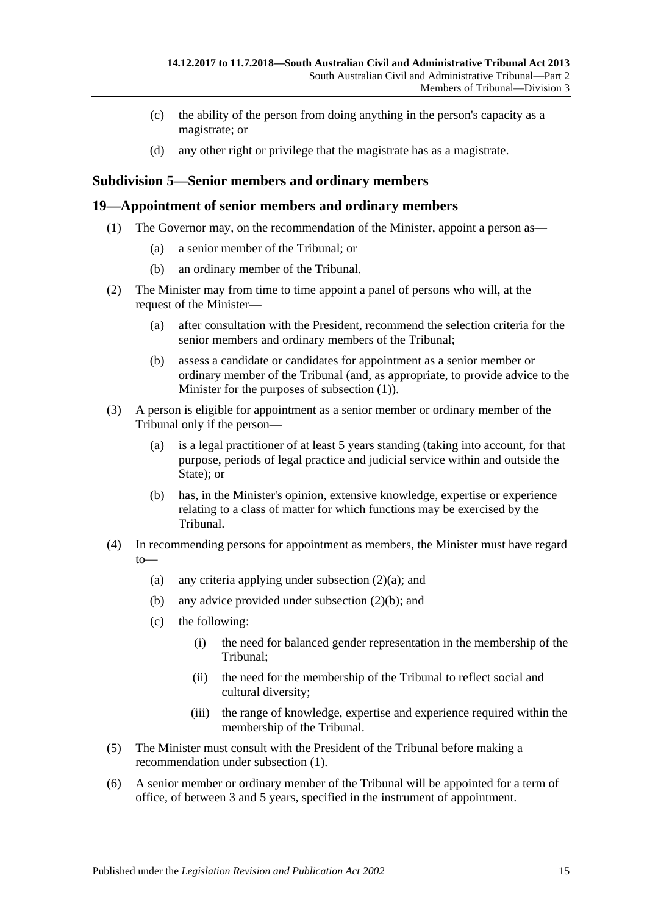(c) the ability of the person from doing anything in the person's capacity as a magistrate; or

(d) any other right or privilege that the magistrate has as a magistrate.

### Subdivision 5—Senior members and ordinary members

## 19—Appointment of senior members and ordinary members

(1) The Governor may, on the recommendation of the Minister, appoint a person as—

(a) a senior member of the Tribunal; or

(b) an ordinary member of the Tribunal.

(2) The Minister may from time to time appoint a panel of persons who will, at the request of the Minister—

(a) after consultation with the President, recommend the selection criteria for the senior members and ordinary members of the Tribunal;

(b) assess a candidate or candidates for appointment as a senior member or ordinary member of the Tribunal (and, as appropriate, to provide advice to the Minister for the purposes of subsection (1)).

(3) A person is eligible for appointment as a senior member or ordinary member of the Tribunal only if the person—

(a) is a legal practitioner of at least 5 years standing (taking into account, for that purpose, periods of legal practice and judicial service within and outside the State); or

(b) has, in the Minister's opinion, extensive knowledge, expertise or experience relating to a class of matter for which functions may be exercised by the Tribunal.

(4) In recommending persons for appointment as members, the Minister must have regard to—

(a) any criteria applying under subsection (2)(a); and

(b) any advice provided under subsection (2)(b); and

(c) the following:

(i) the need for balanced gender representation in the membership of the Tribunal;

(ii) the need for the membership of the Tribunal to reflect social and cultural diversity;

(iii) the range of knowledge, expertise and experience required within the membership of the Tribunal.

(5) The Minister must consult with the President of the Tribunal before making a recommendation under subsection (1).

(6) A senior member or ordinary member of the Tribunal will be appointed for a term of office, of between 3 and 5 years, specified in the instrument of appointment.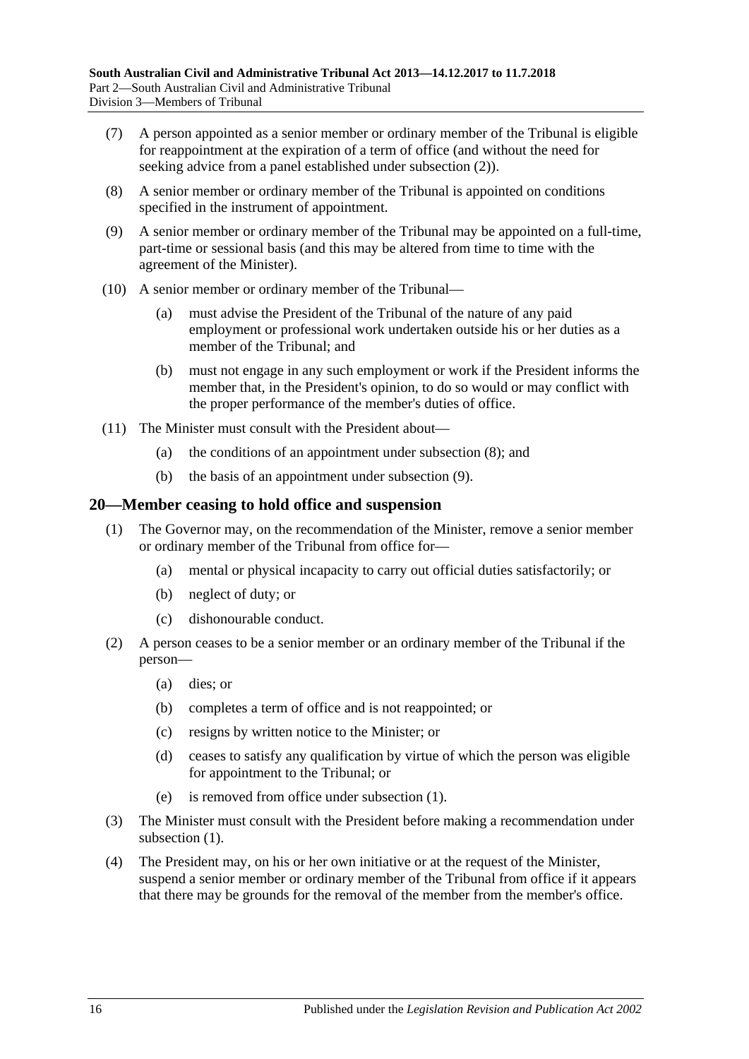(7) A person appointed as a senior member or ordinary member of the Tribunal is eligible for reappointment at the expiration of a term of office (and without the need for seeking advice from a panel established under subsection (2)).

(8) A senior member or ordinary member of the Tribunal is appointed on conditions specified in the instrument of appointment.

(9) A senior member or ordinary member of the Tribunal may be appointed on a full-time, part-time or sessional basis (and this may be altered from time to time with the agreement of the Minister).

(10) A senior member or ordinary member of the Tribunal—

(a) must advise the President of the Tribunal of the nature of any paid employment or professional work undertaken outside his or her duties as a member of the Tribunal; and

(b) must not engage in any such employment or work if the President informs the member that, in the President's opinion, to do so would or may conflict with the proper performance of the member's duties of office.

(11) The Minister must consult with the President about—

(a) the conditions of an appointment under subsection (8); and

(b) the basis of an appointment under subsection (9).

## 20—Member ceasing to hold office and suspension

(1) The Governor may, on the recommendation of the Minister, remove a senior member or ordinary member of the Tribunal from office for—

(a) mental or physical incapacity to carry out official duties satisfactorily; or

(b) neglect of duty; or

(c) dishonourable conduct.

(2) A person ceases to be a senior member or an ordinary member of the Tribunal if the person—

(a) dies; or

(b) completes a term of office and is not reappointed; or

(c) resigns by written notice to the Minister; or

(d) ceases to satisfy any qualification by virtue of which the person was eligible for appointment to the Tribunal; or

(e) is removed from office under subsection (1).

(3) The Minister must consult with the President before making a recommendation under subsection (1).

(4) The President may, on his or her own initiative or at the request of the Minister, suspend a senior member or ordinary member of the Tribunal from office if it appears that there may be grounds for the removal of the member from the member's office.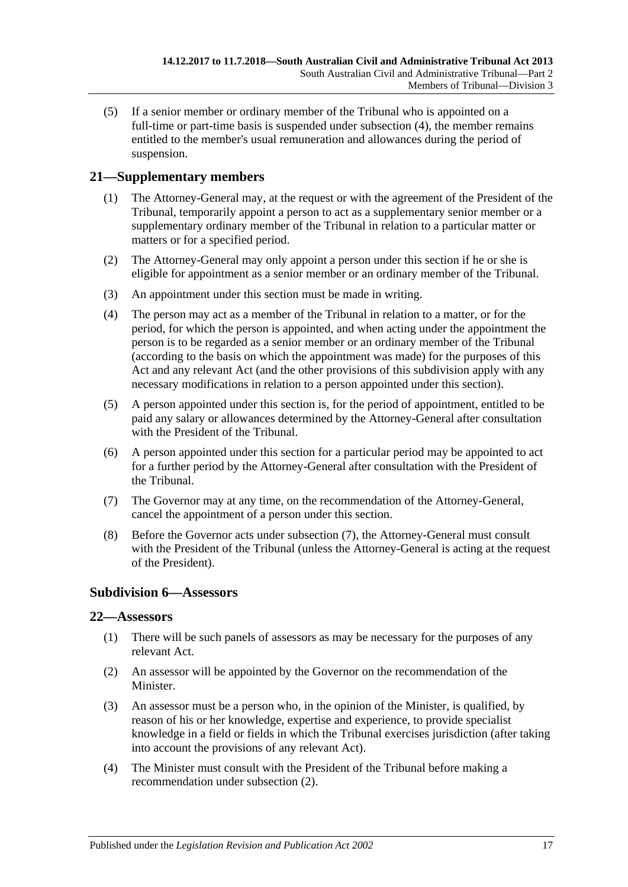(5) If a senior member or ordinary member of the Tribunal who is appointed on a full-time or part-time basis is suspended under subsection (4), the member remains entitled to the member's usual remuneration and allowances during the period of suspension.

## 21—Supplementary members

(1) The Attorney-General may, at the request or with the agreement of the President of the Tribunal, temporarily appoint a person to act as a supplementary senior member or a supplementary ordinary member of the Tribunal in relation to a particular matter or matters or for a specified period.

(2) The Attorney-General may only appoint a person under this section if he or she is eligible for appointment as a senior member or an ordinary member of the Tribunal.

(3) An appointment under this section must be made in writing.

(4) The person may act as a member of the Tribunal in relation to a matter, or for the period, for which the person is appointed, and when acting under the appointment the person is to be regarded as a senior member or an ordinary member of the Tribunal (according to the basis on which the appointment was made) for the purposes of this Act and any relevant Act (and the other provisions of this subdivision apply with any necessary modifications in relation to a person appointed under this section).

(5) A person appointed under this section is, for the period of appointment, entitled to be paid any salary or allowances determined by the Attorney-General after consultation with the President of the Tribunal.

(6) A person appointed under this section for a particular period may be appointed to act for a further period by the Attorney-General after consultation with the President of the Tribunal.

(7) The Governor may at any time, on the recommendation of the Attorney-General, cancel the appointment of a person under this section.

(8) Before the Governor acts under subsection (7), the Attorney-General must consult with the President of the Tribunal (unless the Attorney-General is acting at the request of the President).

### Subdivision 6—Assessors

## 22—Assessors

(1) There will be such panels of assessors as may be necessary for the purposes of any relevant Act.

(2) An assessor will be appointed by the Governor on the recommendation of the Minister.

(3) An assessor must be a person who, in the opinion of the Minister, is qualified, by reason of his or her knowledge, expertise and experience, to provide specialist knowledge in a field or fields in which the Tribunal exercises jurisdiction (after taking into account the provisions of any relevant Act).

(4) The Minister must consult with the President of the Tribunal before making a recommendation under subsection (2).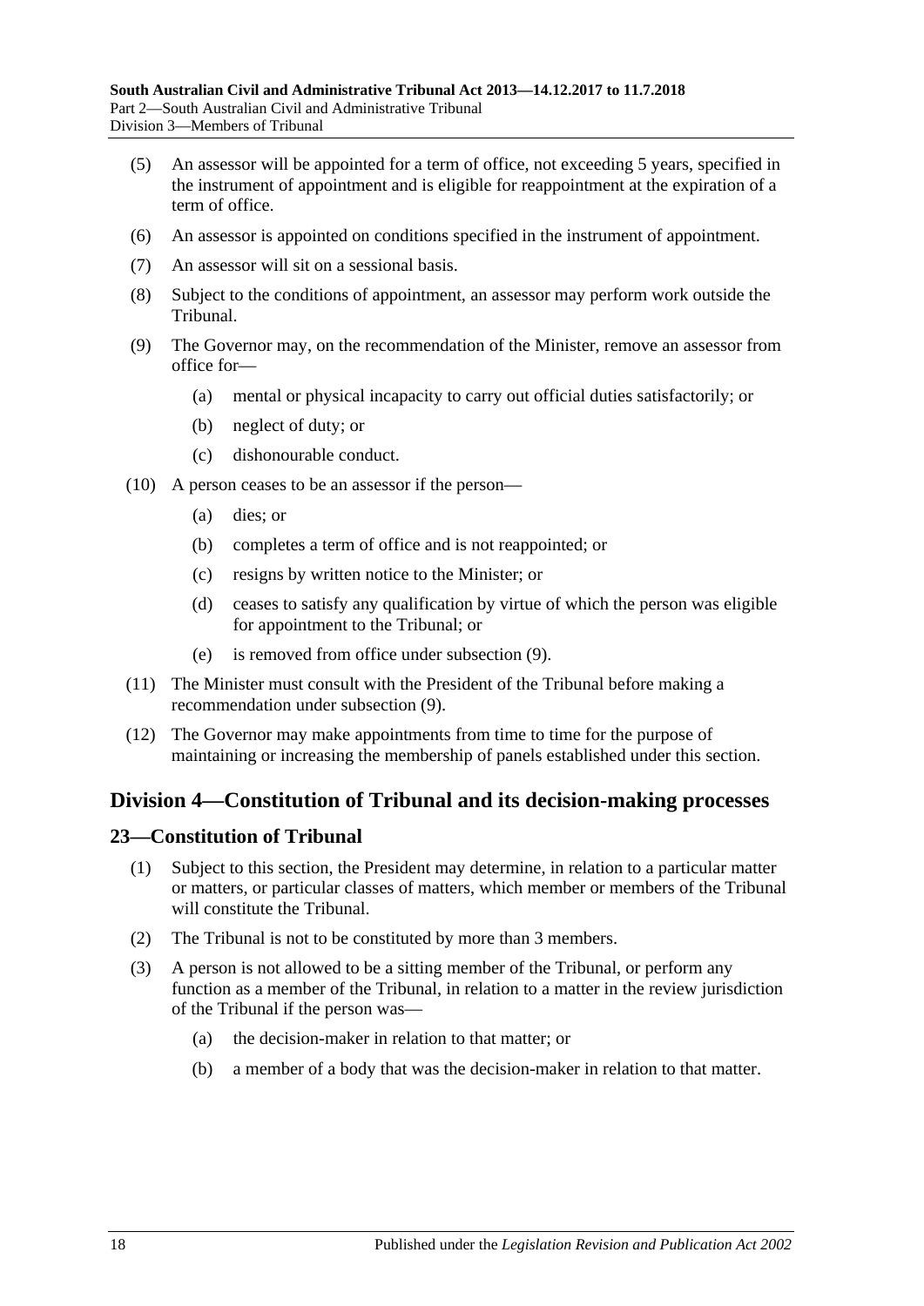(5) An assessor will be appointed for a term of office, not exceeding 5 years, specified in the instrument of appointment and is eligible for reappointment at the expiration of a term of office.

(6) An assessor is appointed on conditions specified in the instrument of appointment.

(7) An assessor will sit on a sessional basis.

(8) Subject to the conditions of appointment, an assessor may perform work outside the Tribunal.

(9) The Governor may, on the recommendation of the Minister, remove an assessor from office for—

  (a) mental or physical incapacity to carry out official duties satisfactorily; or

  (b) neglect of duty; or

  (c) dishonourable conduct.

(10) A person ceases to be an assessor if the person—

  (a) dies; or

  (b) completes a term of office and is not reappointed; or

  (c) resigns by written notice to the Minister; or

  (d) ceases to satisfy any qualification by virtue of which the person was eligible for appointment to the Tribunal; or

  (e) is removed from office under subsection (9).

(11) The Minister must consult with the President of the Tribunal before making a recommendation under subsection (9).

(12) The Governor may make appointments from time to time for the purpose of maintaining or increasing the membership of panels established under this section.

## Division 4—Constitution of Tribunal and its decision-making processes

### 23—Constitution of Tribunal

(1) Subject to this section, the President may determine, in relation to a particular matter or matters, or particular classes of matters, which member or members of the Tribunal will constitute the Tribunal.

(2) The Tribunal is not to be constituted by more than 3 members.

(3) A person is not allowed to be a sitting member of the Tribunal, or perform any function as a member of the Tribunal, in relation to a matter in the review jurisdiction of the Tribunal if the person was—

  (a) the decision-maker in relation to that matter; or

  (b) a member of a body that was the decision-maker in relation to that matter.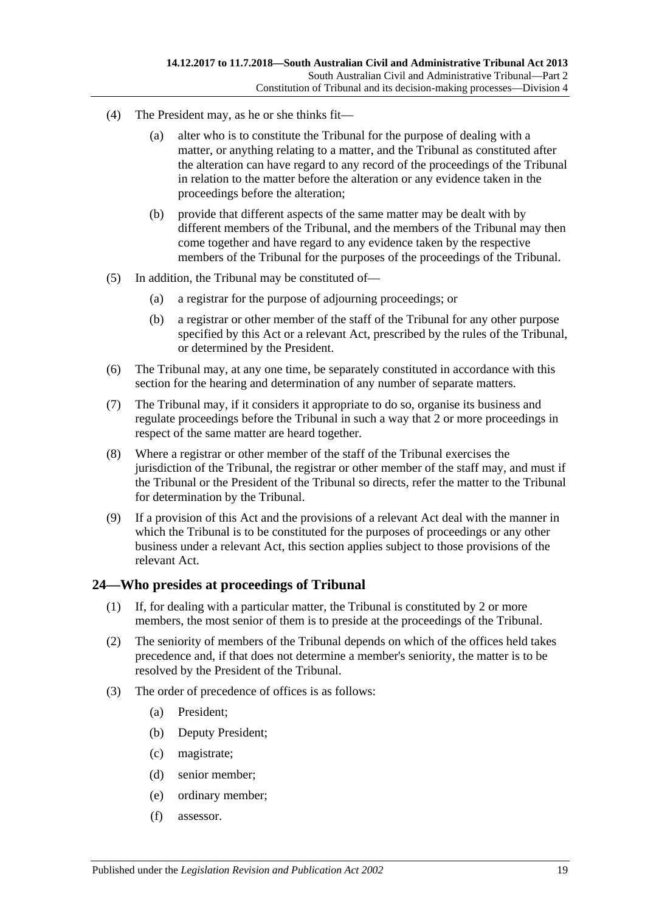(4) The President may, as he or she thinks fit—

(a) alter who is to constitute the Tribunal for the purpose of dealing with a matter, or anything relating to a matter, and the Tribunal as constituted after the alteration can have regard to any record of the proceedings of the Tribunal in relation to the matter before the alteration or any evidence taken in the proceedings before the alteration;

(b) provide that different aspects of the same matter may be dealt with by different members of the Tribunal, and the members of the Tribunal may then come together and have regard to any evidence taken by the respective members of the Tribunal for the purposes of the proceedings of the Tribunal.

(5) In addition, the Tribunal may be constituted of—

(a) a registrar for the purpose of adjourning proceedings; or

(b) a registrar or other member of the staff of the Tribunal for any other purpose specified by this Act or a relevant Act, prescribed by the rules of the Tribunal, or determined by the President.

(6) The Tribunal may, at any one time, be separately constituted in accordance with this section for the hearing and determination of any number of separate matters.

(7) The Tribunal may, if it considers it appropriate to do so, organise its business and regulate proceedings before the Tribunal in such a way that 2 or more proceedings in respect of the same matter are heard together.

(8) Where a registrar or other member of the staff of the Tribunal exercises the jurisdiction of the Tribunal, the registrar or other member of the staff may, and must if the Tribunal or the President of the Tribunal so directs, refer the matter to the Tribunal for determination by the Tribunal.

(9) If a provision of this Act and the provisions of a relevant Act deal with the manner in which the Tribunal is to be constituted for the purposes of proceedings or any other business under a relevant Act, this section applies subject to those provisions of the relevant Act.

## 24—Who presides at proceedings of Tribunal

(1) If, for dealing with a particular matter, the Tribunal is constituted by 2 or more members, the most senior of them is to preside at the proceedings of the Tribunal.

(2) The seniority of members of the Tribunal depends on which of the offices held takes precedence and, if that does not determine a member's seniority, the matter is to be resolved by the President of the Tribunal.

(3) The order of precedence of offices is as follows:

(a) President;

(b) Deputy President;

(c) magistrate;

(d) senior member;

(e) ordinary member;

(f) assessor.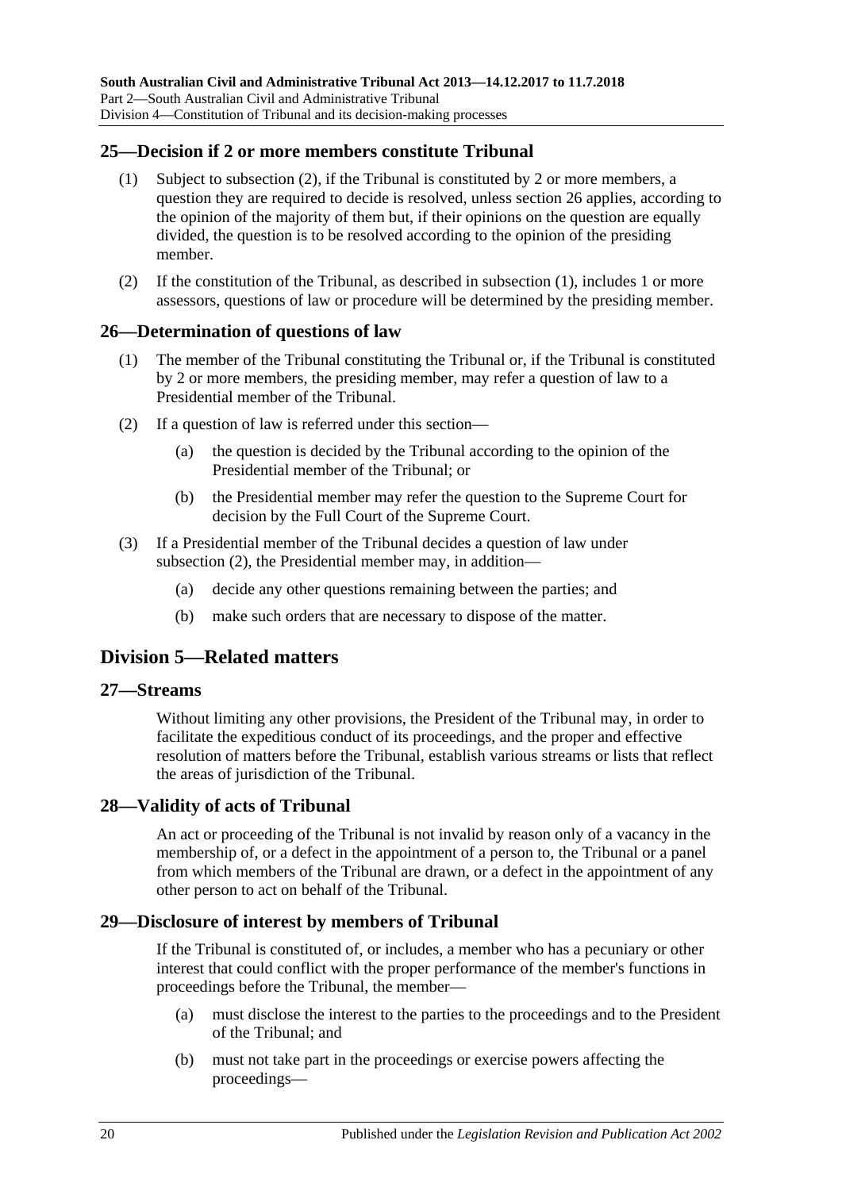## 25—Decision if 2 or more members constitute Tribunal

(1) Subject to subsection (2), if the Tribunal is constituted by 2 or more members, a question they are required to decide is resolved, unless section 26 applies, according to the opinion of the majority of them but, if their opinions on the question are equally divided, the question is to be resolved according to the opinion of the presiding member.

(2) If the constitution of the Tribunal, as described in subsection (1), includes 1 or more assessors, questions of law or procedure will be determined by the presiding member.

## 26—Determination of questions of law

(1) The member of the Tribunal constituting the Tribunal or, if the Tribunal is constituted by 2 or more members, the presiding member, may refer a question of law to a Presidential member of the Tribunal.

(2) If a question of law is referred under this section—

(a) the question is decided by the Tribunal according to the opinion of the Presidential member of the Tribunal; or

(b) the Presidential member may refer the question to the Supreme Court for decision by the Full Court of the Supreme Court.

(3) If a Presidential member of the Tribunal decides a question of law under subsection (2), the Presidential member may, in addition—

(a) decide any other questions remaining between the parties; and

(b) make such orders that are necessary to dispose of the matter.

# Division 5—Related matters

## 27—Streams

Without limiting any other provisions, the President of the Tribunal may, in order to facilitate the expeditious conduct of its proceedings, and the proper and effective resolution of matters before the Tribunal, establish various streams or lists that reflect the areas of jurisdiction of the Tribunal.

## 28—Validity of acts of Tribunal

An act or proceeding of the Tribunal is not invalid by reason only of a vacancy in the membership of, or a defect in the appointment of a person to, the Tribunal or a panel from which members of the Tribunal are drawn, or a defect in the appointment of any other person to act on behalf of the Tribunal.

## 29—Disclosure of interest by members of Tribunal

If the Tribunal is constituted of, or includes, a member who has a pecuniary or other interest that could conflict with the proper performance of the member's functions in proceedings before the Tribunal, the member—

(a) must disclose the interest to the parties to the proceedings and to the President of the Tribunal; and

(b) must not take part in the proceedings or exercise powers affecting the proceedings—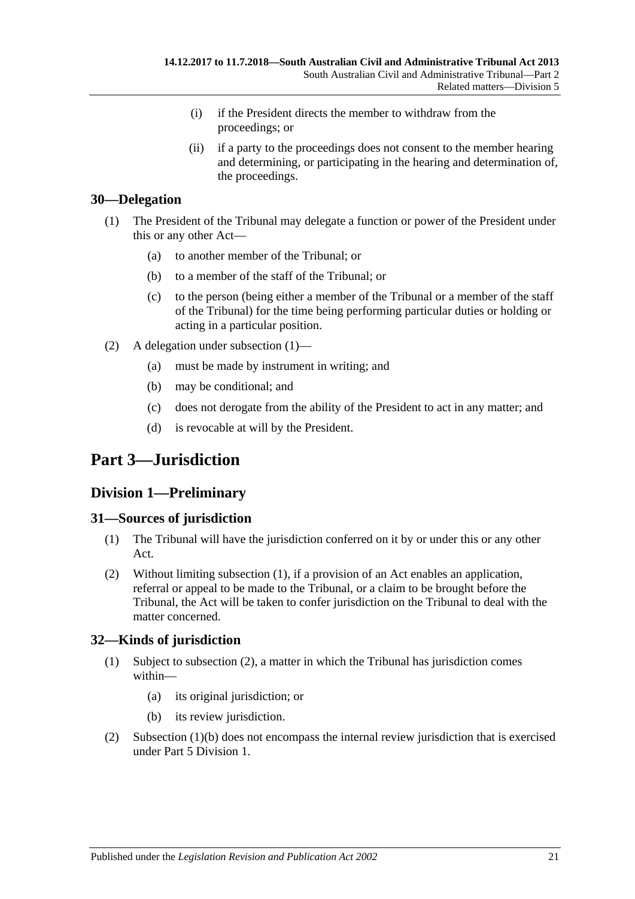(i) if the President directs the member to withdraw from the proceedings; or

(ii) if a party to the proceedings does not consent to the member hearing and determining, or participating in the hearing and determination of, the proceedings.

### 30—Delegation

(1) The President of the Tribunal may delegate a function or power of the President under this or any other Act—

(a) to another member of the Tribunal; or

(b) to a member of the staff of the Tribunal; or

(c) to the person (being either a member of the Tribunal or a member of the staff of the Tribunal) for the time being performing particular duties or holding or acting in a particular position.

(2) A delegation under subsection (1)—

(a) must be made by instrument in writing; and

(b) may be conditional; and

(c) does not derogate from the ability of the President to act in any matter; and

(d) is revocable at will by the President.

# Part 3—Jurisdiction

## Division 1—Preliminary

### 31—Sources of jurisdiction

(1) The Tribunal will have the jurisdiction conferred on it by or under this or any other Act.

(2) Without limiting subsection (1), if a provision of an Act enables an application, referral or appeal to be made to the Tribunal, or a claim to be brought before the Tribunal, the Act will be taken to confer jurisdiction on the Tribunal to deal with the matter concerned.

### 32—Kinds of jurisdiction

(1) Subject to subsection (2), a matter in which the Tribunal has jurisdiction comes within—

(a) its original jurisdiction; or

(b) its review jurisdiction.

(2) Subsection (1)(b) does not encompass the internal review jurisdiction that is exercised under Part 5 Division 1.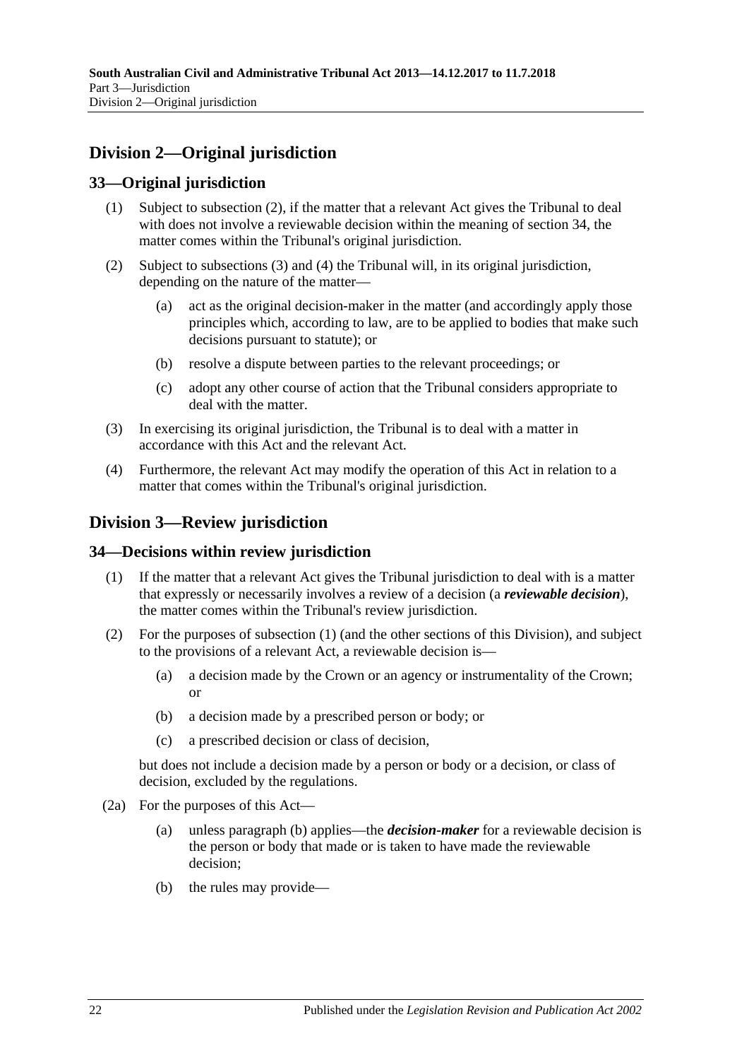## Division 2—Original jurisdiction

### 33—Original jurisdiction

(1) Subject to subsection (2), if the matter that a relevant Act gives the Tribunal to deal with does not involve a reviewable decision within the meaning of section 34, the matter comes within the Tribunal's original jurisdiction.

(2) Subject to subsections (3) and (4) the Tribunal will, in its original jurisdiction, depending on the nature of the matter—

- (a) act as the original decision-maker in the matter (and accordingly apply those principles which, according to law, are to be applied to bodies that make such decisions pursuant to statute); or
- (b) resolve a dispute between parties to the relevant proceedings; or
- (c) adopt any other course of action that the Tribunal considers appropriate to deal with the matter.

(3) In exercising its original jurisdiction, the Tribunal is to deal with a matter in accordance with this Act and the relevant Act.

(4) Furthermore, the relevant Act may modify the operation of this Act in relation to a matter that comes within the Tribunal's original jurisdiction.

## Division 3—Review jurisdiction

### 34—Decisions within review jurisdiction

(1) If the matter that a relevant Act gives the Tribunal jurisdiction to deal with is a matter that expressly or necessarily involves a review of a decision (a ***reviewable decision***), the matter comes within the Tribunal's review jurisdiction.

(2) For the purposes of subsection (1) (and the other sections of this Division), and subject to the provisions of a relevant Act, a reviewable decision is—

- (a) a decision made by the Crown or an agency or instrumentality of the Crown; or
- (b) a decision made by a prescribed person or body; or
- (c) a prescribed decision or class of decision,

but does not include a decision made by a person or body or a decision, or class of decision, excluded by the regulations.

(2a) For the purposes of this Act—

- (a) unless paragraph (b) applies—the ***decision-maker*** for a reviewable decision is the person or body that made or is taken to have made the reviewable decision;
- (b) the rules may provide—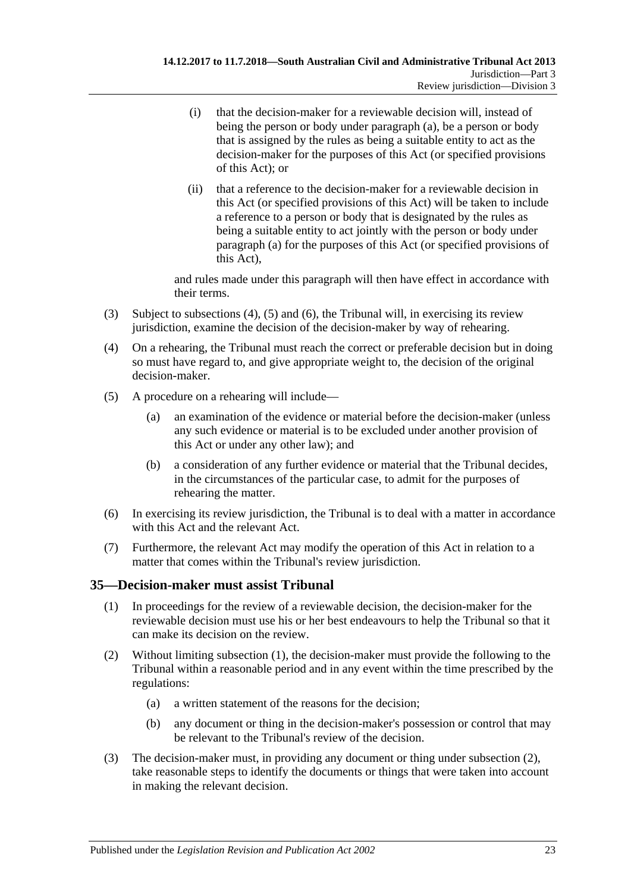(i) that the decision-maker for a reviewable decision will, instead of being the person or body under paragraph (a), be a person or body that is assigned by the rules as being a suitable entity to act as the decision-maker for the purposes of this Act (or specified provisions of this Act); or

(ii) that a reference to the decision-maker for a reviewable decision in this Act (or specified provisions of this Act) will be taken to include a reference to a person or body that is designated by the rules as being a suitable entity to act jointly with the person or body under paragraph (a) for the purposes of this Act (or specified provisions of this Act),

and rules made under this paragraph will then have effect in accordance with their terms.

(3) Subject to subsections (4), (5) and (6), the Tribunal will, in exercising its review jurisdiction, examine the decision of the decision-maker by way of rehearing.

(4) On a rehearing, the Tribunal must reach the correct or preferable decision but in doing so must have regard to, and give appropriate weight to, the decision of the original decision-maker.

(5) A procedure on a rehearing will include—

(a) an examination of the evidence or material before the decision-maker (unless any such evidence or material is to be excluded under another provision of this Act or under any other law); and

(b) a consideration of any further evidence or material that the Tribunal decides, in the circumstances of the particular case, to admit for the purposes of rehearing the matter.

(6) In exercising its review jurisdiction, the Tribunal is to deal with a matter in accordance with this Act and the relevant Act.

(7) Furthermore, the relevant Act may modify the operation of this Act in relation to a matter that comes within the Tribunal's review jurisdiction.

## 35—Decision-maker must assist Tribunal

(1) In proceedings for the review of a reviewable decision, the decision-maker for the reviewable decision must use his or her best endeavours to help the Tribunal so that it can make its decision on the review.

(2) Without limiting subsection (1), the decision-maker must provide the following to the Tribunal within a reasonable period and in any event within the time prescribed by the regulations:

(a) a written statement of the reasons for the decision;

(b) any document or thing in the decision-maker's possession or control that may be relevant to the Tribunal's review of the decision.

(3) The decision-maker must, in providing any document or thing under subsection (2), take reasonable steps to identify the documents or things that were taken into account in making the relevant decision.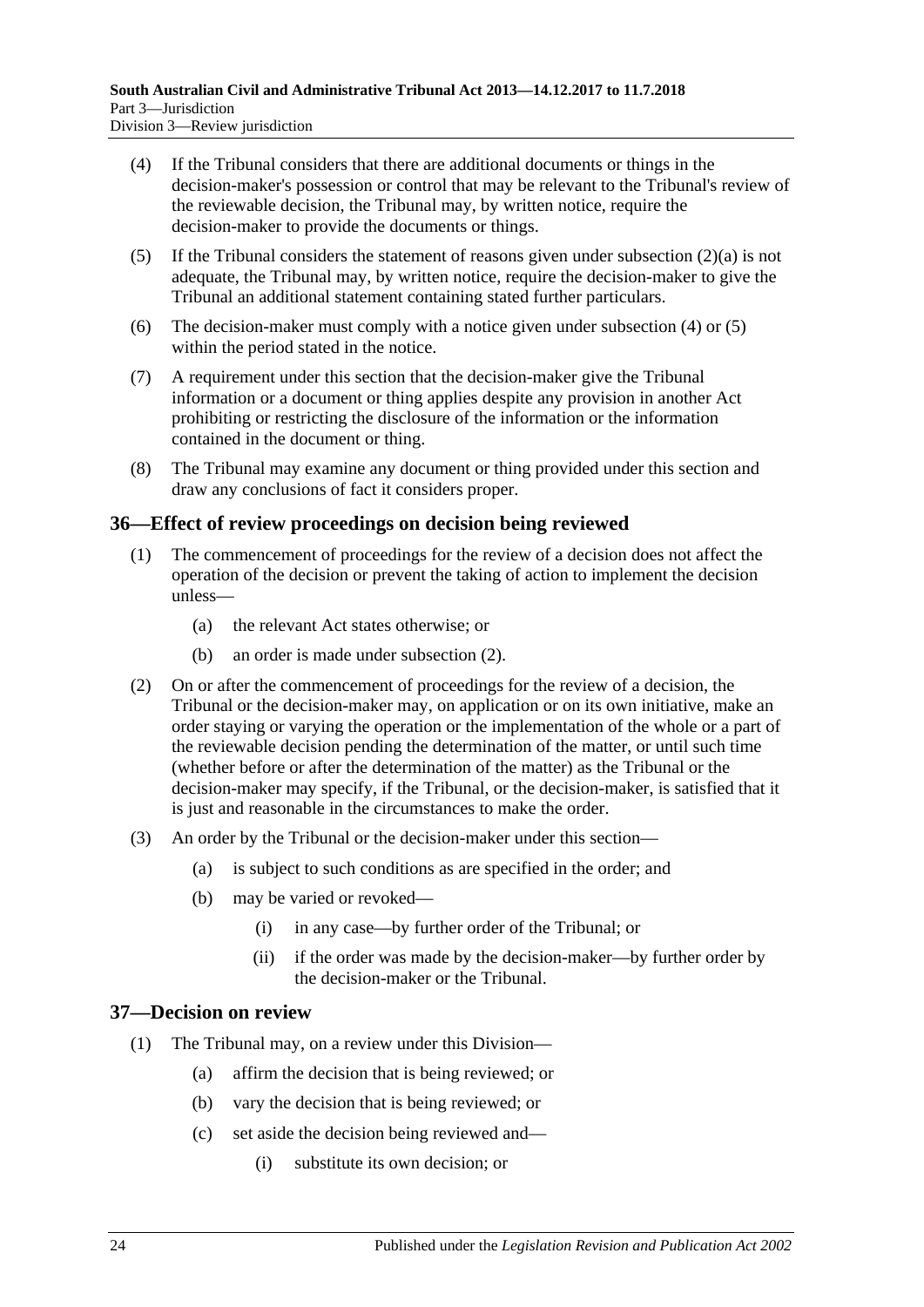(4) If the Tribunal considers that there are additional documents or things in the decision-maker's possession or control that may be relevant to the Tribunal's review of the reviewable decision, the Tribunal may, by written notice, require the decision-maker to provide the documents or things.

(5) If the Tribunal considers the statement of reasons given under subsection (2)(a) is not adequate, the Tribunal may, by written notice, require the decision-maker to give the Tribunal an additional statement containing stated further particulars.

(6) The decision-maker must comply with a notice given under subsection (4) or (5) within the period stated in the notice.

(7) A requirement under this section that the decision-maker give the Tribunal information or a document or thing applies despite any provision in another Act prohibiting or restricting the disclosure of the information or the information contained in the document or thing.

(8) The Tribunal may examine any document or thing provided under this section and draw any conclusions of fact it considers proper.

## 36—Effect of review proceedings on decision being reviewed

(1) The commencement of proceedings for the review of a decision does not affect the operation of the decision or prevent the taking of action to implement the decision unless—

(a) the relevant Act states otherwise; or

(b) an order is made under subsection (2).

(2) On or after the commencement of proceedings for the review of a decision, the Tribunal or the decision-maker may, on application or on its own initiative, make an order staying or varying the operation or the implementation of the whole or a part of the reviewable decision pending the determination of the matter, or until such time (whether before or after the determination of the matter) as the Tribunal or the decision-maker may specify, if the Tribunal, or the decision-maker, is satisfied that it is just and reasonable in the circumstances to make the order.

(3) An order by the Tribunal or the decision-maker under this section—

(a) is subject to such conditions as are specified in the order; and

(b) may be varied or revoked—

(i) in any case—by further order of the Tribunal; or

(ii) if the order was made by the decision-maker—by further order by the decision-maker or the Tribunal.

## 37—Decision on review

(1) The Tribunal may, on a review under this Division—

(a) affirm the decision that is being reviewed; or

(b) vary the decision that is being reviewed; or

(c) set aside the decision being reviewed and—

(i) substitute its own decision; or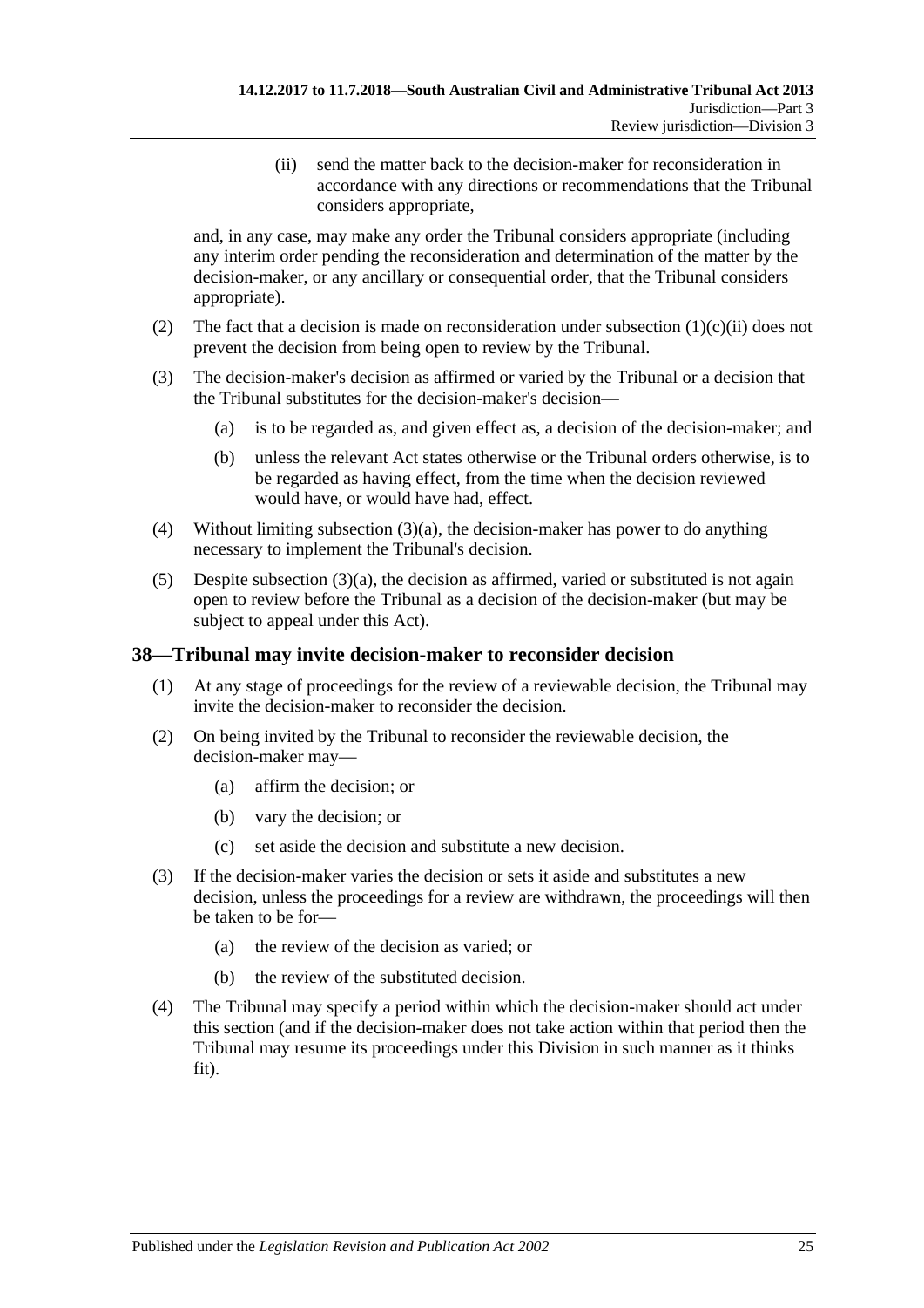(ii) send the matter back to the decision-maker for reconsideration in accordance with any directions or recommendations that the Tribunal considers appropriate,

and, in any case, may make any order the Tribunal considers appropriate (including any interim order pending the reconsideration and determination of the matter by the decision-maker, or any ancillary or consequential order, that the Tribunal considers appropriate).

(2) The fact that a decision is made on reconsideration under subsection (1)(c)(ii) does not prevent the decision from being open to review by the Tribunal.

(3) The decision-maker's decision as affirmed or varied by the Tribunal or a decision that the Tribunal substitutes for the decision-maker's decision—

(a) is to be regarded as, and given effect as, a decision of the decision-maker; and

(b) unless the relevant Act states otherwise or the Tribunal orders otherwise, is to be regarded as having effect, from the time when the decision reviewed would have, or would have had, effect.

(4) Without limiting subsection (3)(a), the decision-maker has power to do anything necessary to implement the Tribunal's decision.

(5) Despite subsection (3)(a), the decision as affirmed, varied or substituted is not again open to review before the Tribunal as a decision of the decision-maker (but may be subject to appeal under this Act).

## 38—Tribunal may invite decision-maker to reconsider decision

(1) At any stage of proceedings for the review of a reviewable decision, the Tribunal may invite the decision-maker to reconsider the decision.

(2) On being invited by the Tribunal to reconsider the reviewable decision, the decision-maker may—

(a) affirm the decision; or

(b) vary the decision; or

(c) set aside the decision and substitute a new decision.

(3) If the decision-maker varies the decision or sets it aside and substitutes a new decision, unless the proceedings for a review are withdrawn, the proceedings will then be taken to be for—

(a) the review of the decision as varied; or

(b) the review of the substituted decision.

(4) The Tribunal may specify a period within which the decision-maker should act under this section (and if the decision-maker does not take action within that period then the Tribunal may resume its proceedings under this Division in such manner as it thinks fit).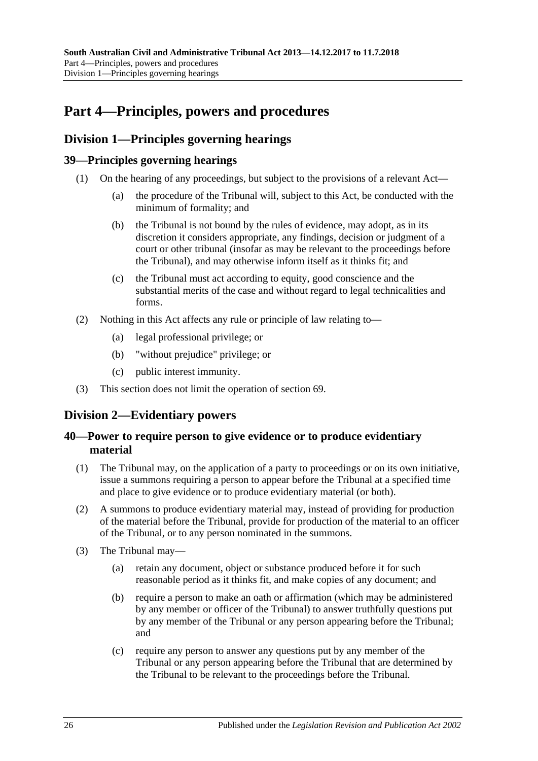# Part 4—Principles, powers and procedures

## Division 1—Principles governing hearings

### 39—Principles governing hearings

(1) On the hearing of any proceedings, but subject to the provisions of a relevant Act—

(a) the procedure of the Tribunal will, subject to this Act, be conducted with the minimum of formality; and

(b) the Tribunal is not bound by the rules of evidence, may adopt, as in its discretion it considers appropriate, any findings, decision or judgment of a court or other tribunal (insofar as may be relevant to the proceedings before the Tribunal), and may otherwise inform itself as it thinks fit; and

(c) the Tribunal must act according to equity, good conscience and the substantial merits of the case and without regard to legal technicalities and forms.

(2) Nothing in this Act affects any rule or principle of law relating to—

(a) legal professional privilege; or

(b) "without prejudice" privilege; or

(c) public interest immunity.

(3) This section does not limit the operation of section 69.

## Division 2—Evidentiary powers

### 40—Power to require person to give evidence or to produce evidentiary material

(1) The Tribunal may, on the application of a party to proceedings or on its own initiative, issue a summons requiring a person to appear before the Tribunal at a specified time and place to give evidence or to produce evidentiary material (or both).

(2) A summons to produce evidentiary material may, instead of providing for production of the material before the Tribunal, provide for production of the material to an officer of the Tribunal, or to any person nominated in the summons.

(3) The Tribunal may—

(a) retain any document, object or substance produced before it for such reasonable period as it thinks fit, and make copies of any document; and

(b) require a person to make an oath or affirmation (which may be administered by any member or officer of the Tribunal) to answer truthfully questions put by any member of the Tribunal or any person appearing before the Tribunal; and

(c) require any person to answer any questions put by any member of the Tribunal or any person appearing before the Tribunal that are determined by the Tribunal to be relevant to the proceedings before the Tribunal.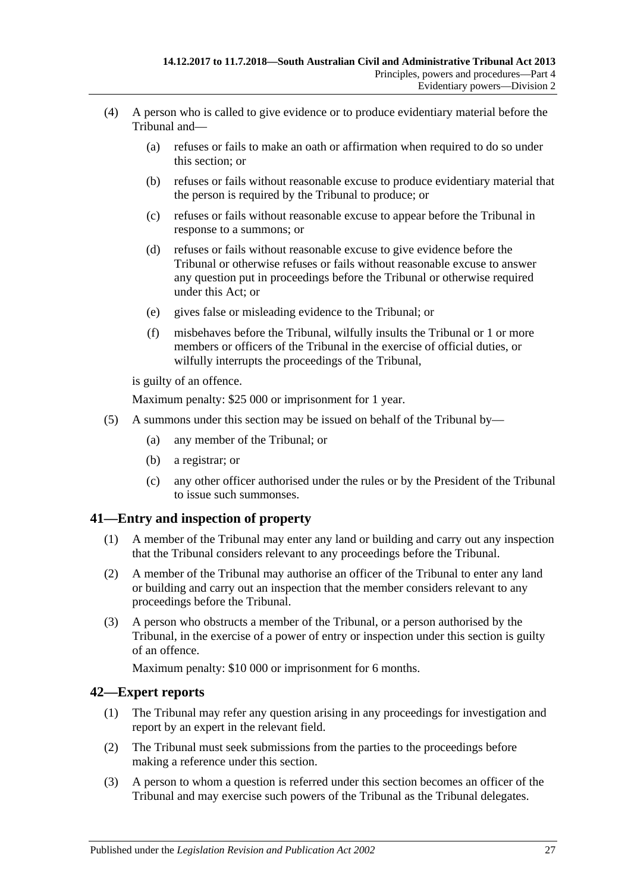(4) A person who is called to give evidence or to produce evidentiary material before the Tribunal and—

  (a) refuses or fails to make an oath or affirmation when required to do so under this section; or

  (b) refuses or fails without reasonable excuse to produce evidentiary material that the person is required by the Tribunal to produce; or

  (c) refuses or fails without reasonable excuse to appear before the Tribunal in response to a summons; or

  (d) refuses or fails without reasonable excuse to give evidence before the Tribunal or otherwise refuses or fails without reasonable excuse to answer any question put in proceedings before the Tribunal or otherwise required under this Act; or

  (e) gives false or misleading evidence to the Tribunal; or

  (f) misbehaves before the Tribunal, wilfully insults the Tribunal or 1 or more members or officers of the Tribunal in the exercise of official duties, or wilfully interrupts the proceedings of the Tribunal,

is guilty of an offence.

Maximum penalty: $25 000 or imprisonment for 1 year.

(5) A summons under this section may be issued on behalf of the Tribunal by—

  (a) any member of the Tribunal; or

  (b) a registrar; or

  (c) any other officer authorised under the rules or by the President of the Tribunal to issue such summonses.

## 41—Entry and inspection of property

(1) A member of the Tribunal may enter any land or building and carry out any inspection that the Tribunal considers relevant to any proceedings before the Tribunal.

(2) A member of the Tribunal may authorise an officer of the Tribunal to enter any land or building and carry out an inspection that the member considers relevant to any proceedings before the Tribunal.

(3) A person who obstructs a member of the Tribunal, or a person authorised by the Tribunal, in the exercise of a power of entry or inspection under this section is guilty of an offence.

Maximum penalty: $10 000 or imprisonment for 6 months.

## 42—Expert reports

(1) The Tribunal may refer any question arising in any proceedings for investigation and report by an expert in the relevant field.

(2) The Tribunal must seek submissions from the parties to the proceedings before making a reference under this section.

(3) A person to whom a question is referred under this section becomes an officer of the Tribunal and may exercise such powers of the Tribunal as the Tribunal delegates.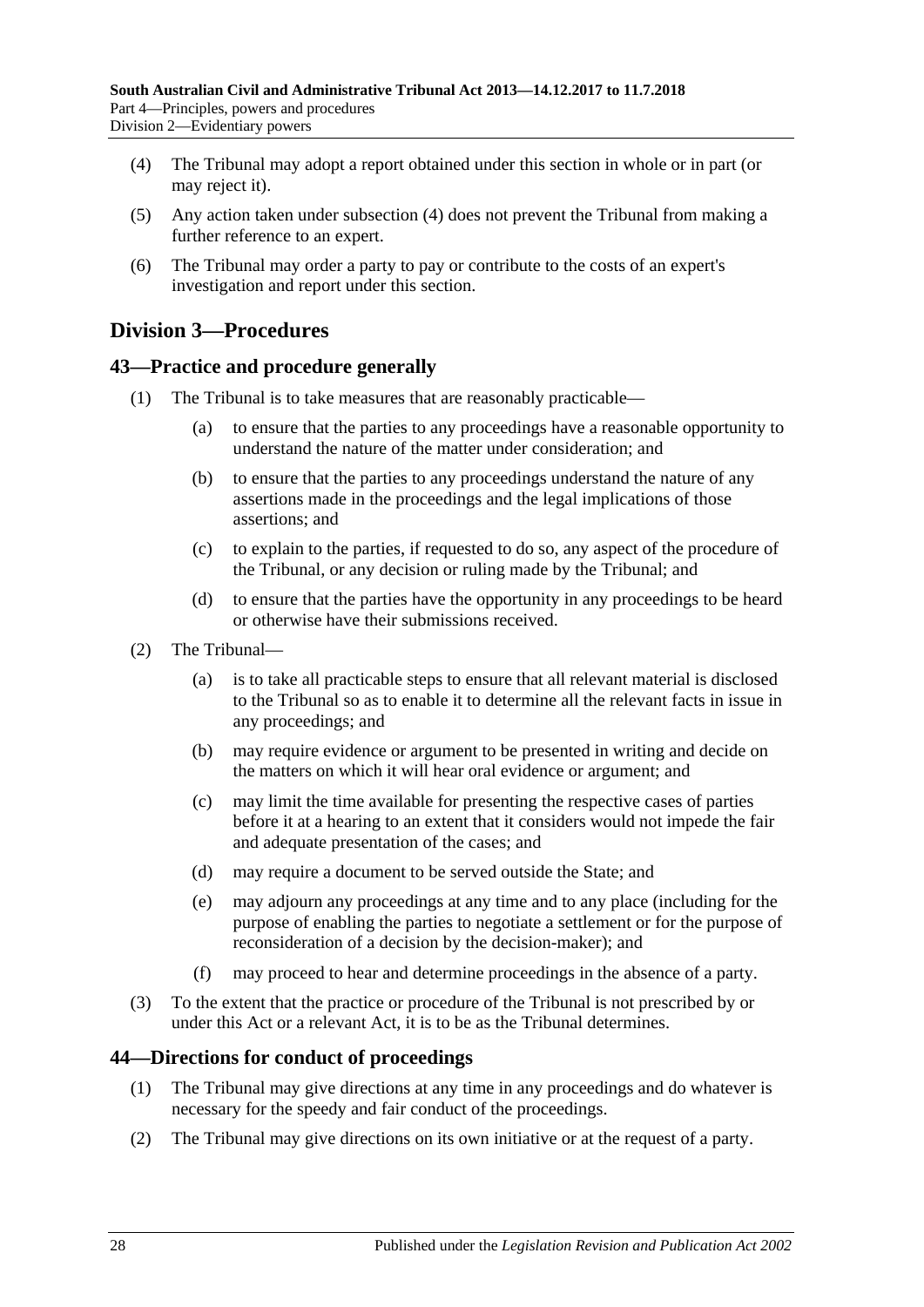(4) The Tribunal may adopt a report obtained under this section in whole or in part (or may reject it).

(5) Any action taken under subsection (4) does not prevent the Tribunal from making a further reference to an expert.

(6) The Tribunal may order a party to pay or contribute to the costs of an expert's investigation and report under this section.

## Division 3—Procedures

### 43—Practice and procedure generally

(1) The Tribunal is to take measures that are reasonably practicable—

(a) to ensure that the parties to any proceedings have a reasonable opportunity to understand the nature of the matter under consideration; and

(b) to ensure that the parties to any proceedings understand the nature of any assertions made in the proceedings and the legal implications of those assertions; and

(c) to explain to the parties, if requested to do so, any aspect of the procedure of the Tribunal, or any decision or ruling made by the Tribunal; and

(d) to ensure that the parties have the opportunity in any proceedings to be heard or otherwise have their submissions received.

(2) The Tribunal—

(a) is to take all practicable steps to ensure that all relevant material is disclosed to the Tribunal so as to enable it to determine all the relevant facts in issue in any proceedings; and

(b) may require evidence or argument to be presented in writing and decide on the matters on which it will hear oral evidence or argument; and

(c) may limit the time available for presenting the respective cases of parties before it at a hearing to an extent that it considers would not impede the fair and adequate presentation of the cases; and

(d) may require a document to be served outside the State; and

(e) may adjourn any proceedings at any time and to any place (including for the purpose of enabling the parties to negotiate a settlement or for the purpose of reconsideration of a decision by the decision-maker); and

(f) may proceed to hear and determine proceedings in the absence of a party.

(3) To the extent that the practice or procedure of the Tribunal is not prescribed by or under this Act or a relevant Act, it is to be as the Tribunal determines.

### 44—Directions for conduct of proceedings

(1) The Tribunal may give directions at any time in any proceedings and do whatever is necessary for the speedy and fair conduct of the proceedings.

(2) The Tribunal may give directions on its own initiative or at the request of a party.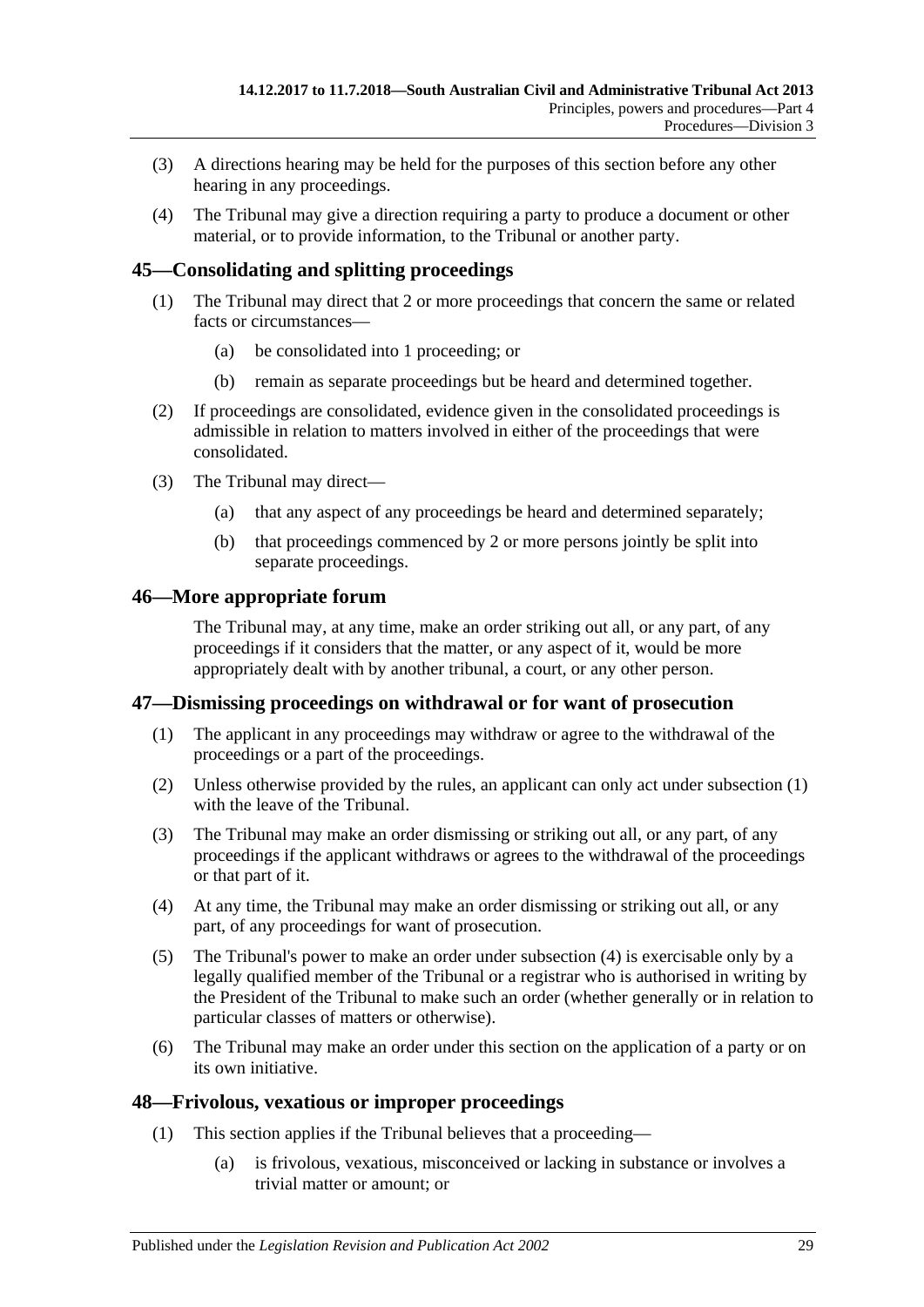(3) A directions hearing may be held for the purposes of this section before any other hearing in any proceedings.

(4) The Tribunal may give a direction requiring a party to produce a document or other material, or to provide information, to the Tribunal or another party.

## 45—Consolidating and splitting proceedings

(1) The Tribunal may direct that 2 or more proceedings that concern the same or related facts or circumstances—

(a) be consolidated into 1 proceeding; or

(b) remain as separate proceedings but be heard and determined together.

(2) If proceedings are consolidated, evidence given in the consolidated proceedings is admissible in relation to matters involved in either of the proceedings that were consolidated.

(3) The Tribunal may direct—

(a) that any aspect of any proceedings be heard and determined separately;

(b) that proceedings commenced by 2 or more persons jointly be split into separate proceedings.

## 46—More appropriate forum

The Tribunal may, at any time, make an order striking out all, or any part, of any proceedings if it considers that the matter, or any aspect of it, would be more appropriately dealt with by another tribunal, a court, or any other person.

## 47—Dismissing proceedings on withdrawal or for want of prosecution

(1) The applicant in any proceedings may withdraw or agree to the withdrawal of the proceedings or a part of the proceedings.

(2) Unless otherwise provided by the rules, an applicant can only act under subsection (1) with the leave of the Tribunal.

(3) The Tribunal may make an order dismissing or striking out all, or any part, of any proceedings if the applicant withdraws or agrees to the withdrawal of the proceedings or that part of it.

(4) At any time, the Tribunal may make an order dismissing or striking out all, or any part, of any proceedings for want of prosecution.

(5) The Tribunal's power to make an order under subsection (4) is exercisable only by a legally qualified member of the Tribunal or a registrar who is authorised in writing by the President of the Tribunal to make such an order (whether generally or in relation to particular classes of matters or otherwise).

(6) The Tribunal may make an order under this section on the application of a party or on its own initiative.

## 48—Frivolous, vexatious or improper proceedings

(1) This section applies if the Tribunal believes that a proceeding—

(a) is frivolous, vexatious, misconceived or lacking in substance or involves a trivial matter or amount; or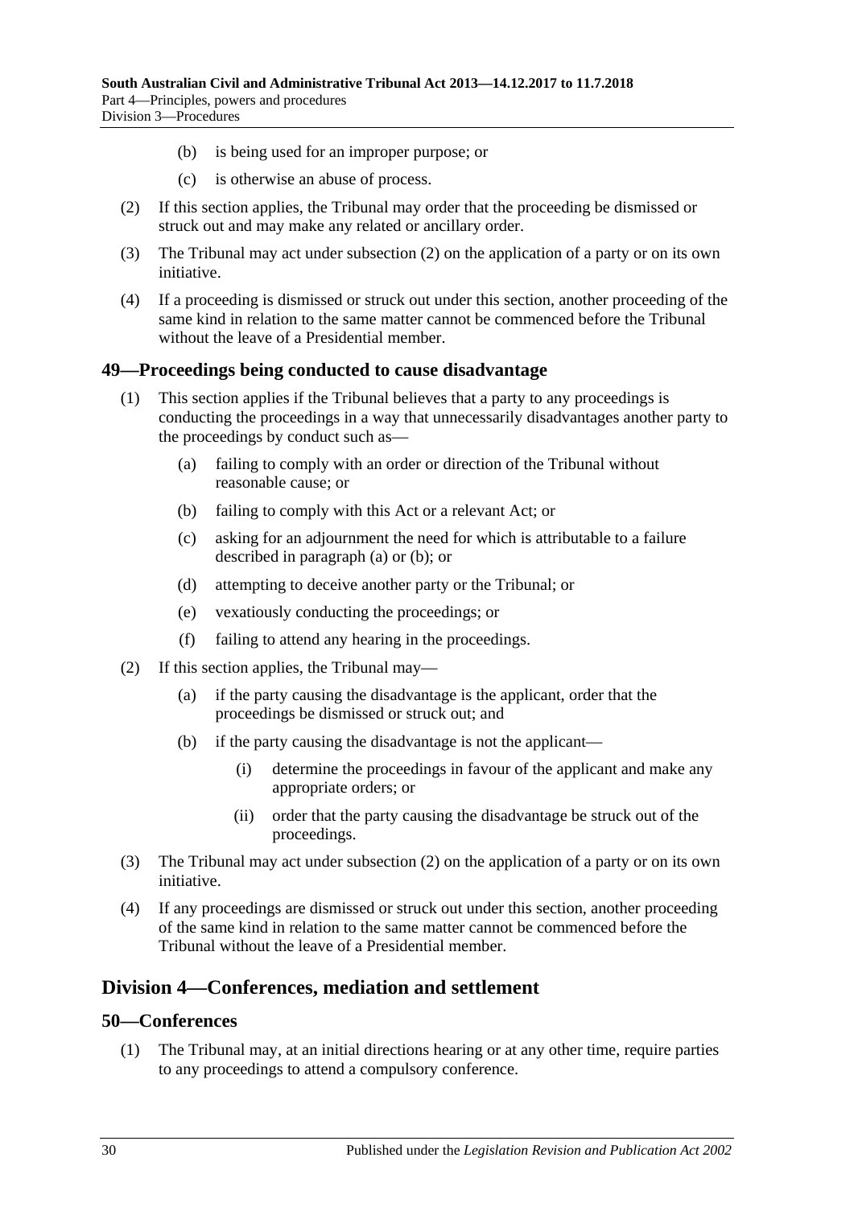- (b) is being used for an improper purpose; or
- (c) is otherwise an abuse of process.

(2) If this section applies, the Tribunal may order that the proceeding be dismissed or struck out and may make any related or ancillary order.

(3) The Tribunal may act under subsection (2) on the application of a party or on its own initiative.

(4) If a proceeding is dismissed or struck out under this section, another proceeding of the same kind in relation to the same matter cannot be commenced before the Tribunal without the leave of a Presidential member.

## 49—Proceedings being conducted to cause disadvantage

(1) This section applies if the Tribunal believes that a party to any proceedings is conducting the proceedings in a way that unnecessarily disadvantages another party to the proceedings by conduct such as—

- (a) failing to comply with an order or direction of the Tribunal without reasonable cause; or
- (b) failing to comply with this Act or a relevant Act; or
- (c) asking for an adjournment the need for which is attributable to a failure described in paragraph (a) or (b); or
- (d) attempting to deceive another party or the Tribunal; or
- (e) vexatiously conducting the proceedings; or
- (f) failing to attend any hearing in the proceedings.

(2) If this section applies, the Tribunal may—

- (a) if the party causing the disadvantage is the applicant, order that the proceedings be dismissed or struck out; and
- (b) if the party causing the disadvantage is not the applicant—
  - (i) determine the proceedings in favour of the applicant and make any appropriate orders; or
  - (ii) order that the party causing the disadvantage be struck out of the proceedings.

(3) The Tribunal may act under subsection (2) on the application of a party or on its own initiative.

(4) If any proceedings are dismissed or struck out under this section, another proceeding of the same kind in relation to the same matter cannot be commenced before the Tribunal without the leave of a Presidential member.

# Division 4—Conferences, mediation and settlement

## 50—Conferences

(1) The Tribunal may, at an initial directions hearing or at any other time, require parties to any proceedings to attend a compulsory conference.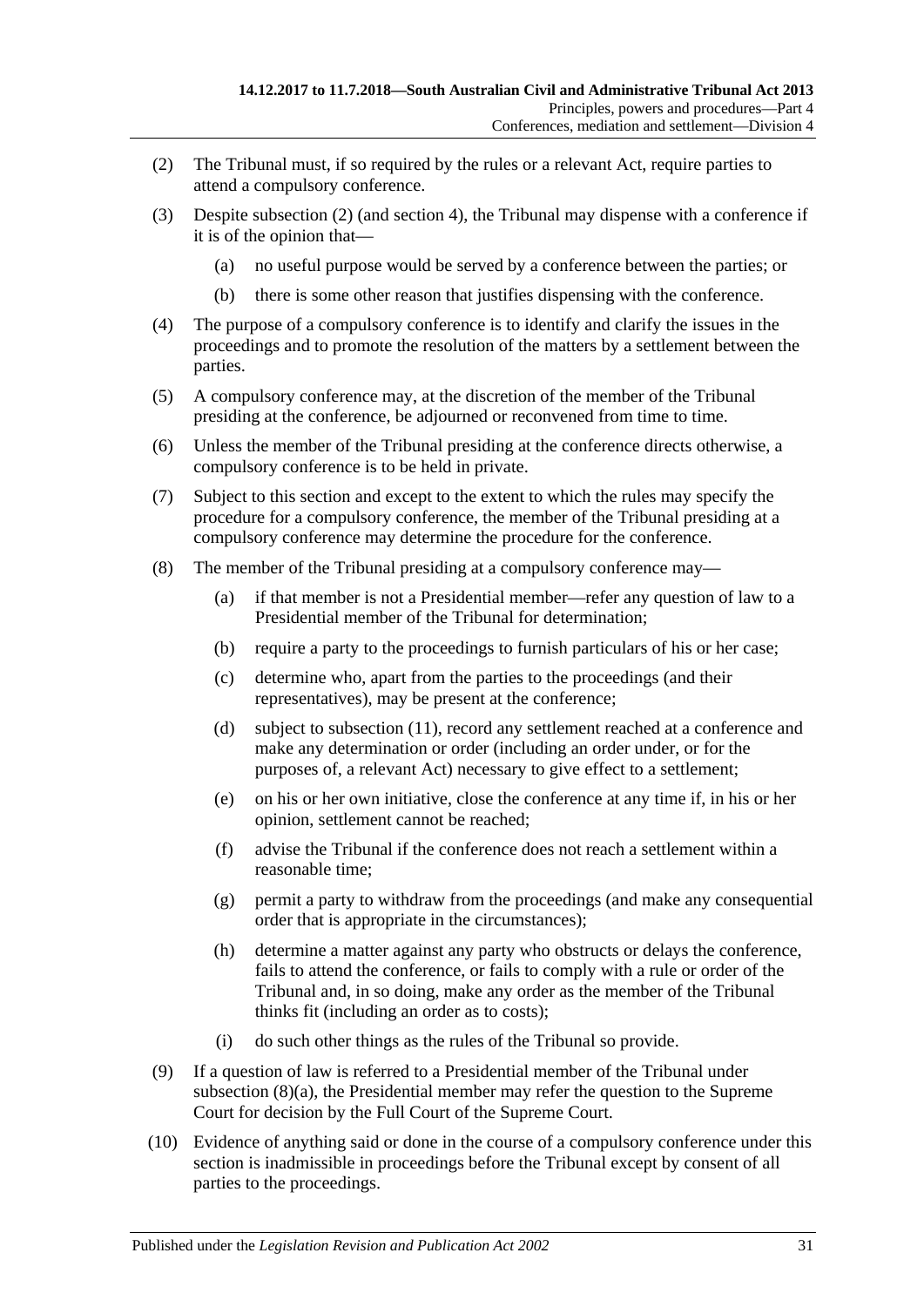(2) The Tribunal must, if so required by the rules or a relevant Act, require parties to attend a compulsory conference.

(3) Despite subsection (2) (and section 4), the Tribunal may dispense with a conference if it is of the opinion that—

- (a) no useful purpose would be served by a conference between the parties; or
- (b) there is some other reason that justifies dispensing with the conference.

(4) The purpose of a compulsory conference is to identify and clarify the issues in the proceedings and to promote the resolution of the matters by a settlement between the parties.

(5) A compulsory conference may, at the discretion of the member of the Tribunal presiding at the conference, be adjourned or reconvened from time to time.

(6) Unless the member of the Tribunal presiding at the conference directs otherwise, a compulsory conference is to be held in private.

(7) Subject to this section and except to the extent to which the rules may specify the procedure for a compulsory conference, the member of the Tribunal presiding at a compulsory conference may determine the procedure for the conference.

(8) The member of the Tribunal presiding at a compulsory conference may—

- (a) if that member is not a Presidential member—refer any question of law to a Presidential member of the Tribunal for determination;
- (b) require a party to the proceedings to furnish particulars of his or her case;
- (c) determine who, apart from the parties to the proceedings (and their representatives), may be present at the conference;
- (d) subject to subsection (11), record any settlement reached at a conference and make any determination or order (including an order under, or for the purposes of, a relevant Act) necessary to give effect to a settlement;
- (e) on his or her own initiative, close the conference at any time if, in his or her opinion, settlement cannot be reached;
- (f) advise the Tribunal if the conference does not reach a settlement within a reasonable time;
- (g) permit a party to withdraw from the proceedings (and make any consequential order that is appropriate in the circumstances);
- (h) determine a matter against any party who obstructs or delays the conference, fails to attend the conference, or fails to comply with a rule or order of the Tribunal and, in so doing, make any order as the member of the Tribunal thinks fit (including an order as to costs);
- (i) do such other things as the rules of the Tribunal so provide.

(9) If a question of law is referred to a Presidential member of the Tribunal under subsection (8)(a), the Presidential member may refer the question to the Supreme Court for decision by the Full Court of the Supreme Court.

(10) Evidence of anything said or done in the course of a compulsory conference under this section is inadmissible in proceedings before the Tribunal except by consent of all parties to the proceedings.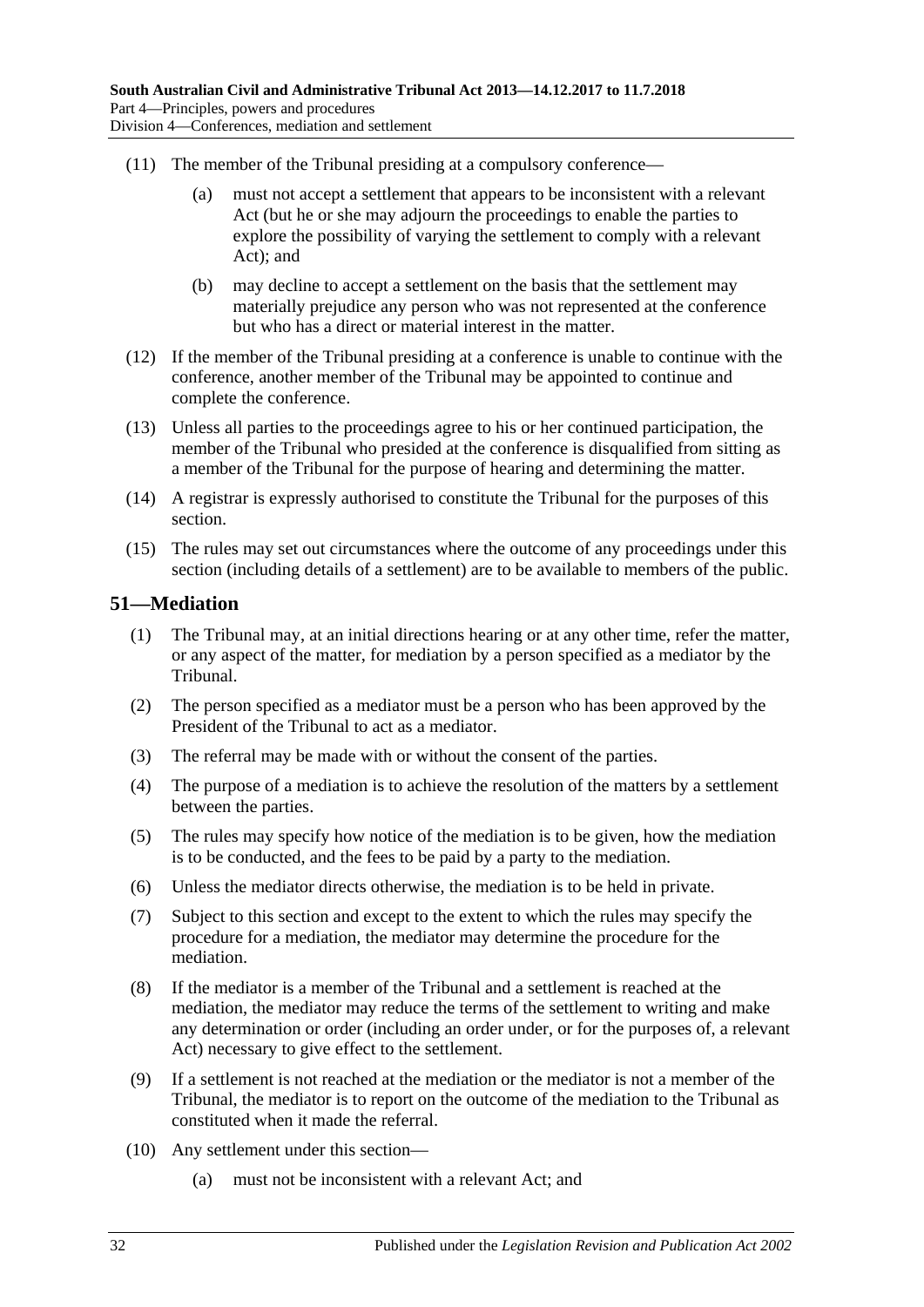(11) The member of the Tribunal presiding at a compulsory conference—

(a) must not accept a settlement that appears to be inconsistent with a relevant Act (but he or she may adjourn the proceedings to enable the parties to explore the possibility of varying the settlement to comply with a relevant Act); and

(b) may decline to accept a settlement on the basis that the settlement may materially prejudice any person who was not represented at the conference but who has a direct or material interest in the matter.

(12) If the member of the Tribunal presiding at a conference is unable to continue with the conference, another member of the Tribunal may be appointed to continue and complete the conference.

(13) Unless all parties to the proceedings agree to his or her continued participation, the member of the Tribunal who presided at the conference is disqualified from sitting as a member of the Tribunal for the purpose of hearing and determining the matter.

(14) A registrar is expressly authorised to constitute the Tribunal for the purposes of this section.

(15) The rules may set out circumstances where the outcome of any proceedings under this section (including details of a settlement) are to be available to members of the public.

## 51—Mediation

(1) The Tribunal may, at an initial directions hearing or at any other time, refer the matter, or any aspect of the matter, for mediation by a person specified as a mediator by the Tribunal.

(2) The person specified as a mediator must be a person who has been approved by the President of the Tribunal to act as a mediator.

(3) The referral may be made with or without the consent of the parties.

(4) The purpose of a mediation is to achieve the resolution of the matters by a settlement between the parties.

(5) The rules may specify how notice of the mediation is to be given, how the mediation is to be conducted, and the fees to be paid by a party to the mediation.

(6) Unless the mediator directs otherwise, the mediation is to be held in private.

(7) Subject to this section and except to the extent to which the rules may specify the procedure for a mediation, the mediator may determine the procedure for the mediation.

(8) If the mediator is a member of the Tribunal and a settlement is reached at the mediation, the mediator may reduce the terms of the settlement to writing and make any determination or order (including an order under, or for the purposes of, a relevant Act) necessary to give effect to the settlement.

(9) If a settlement is not reached at the mediation or the mediator is not a member of the Tribunal, the mediator is to report on the outcome of the mediation to the Tribunal as constituted when it made the referral.

(10) Any settlement under this section—

(a) must not be inconsistent with a relevant Act; and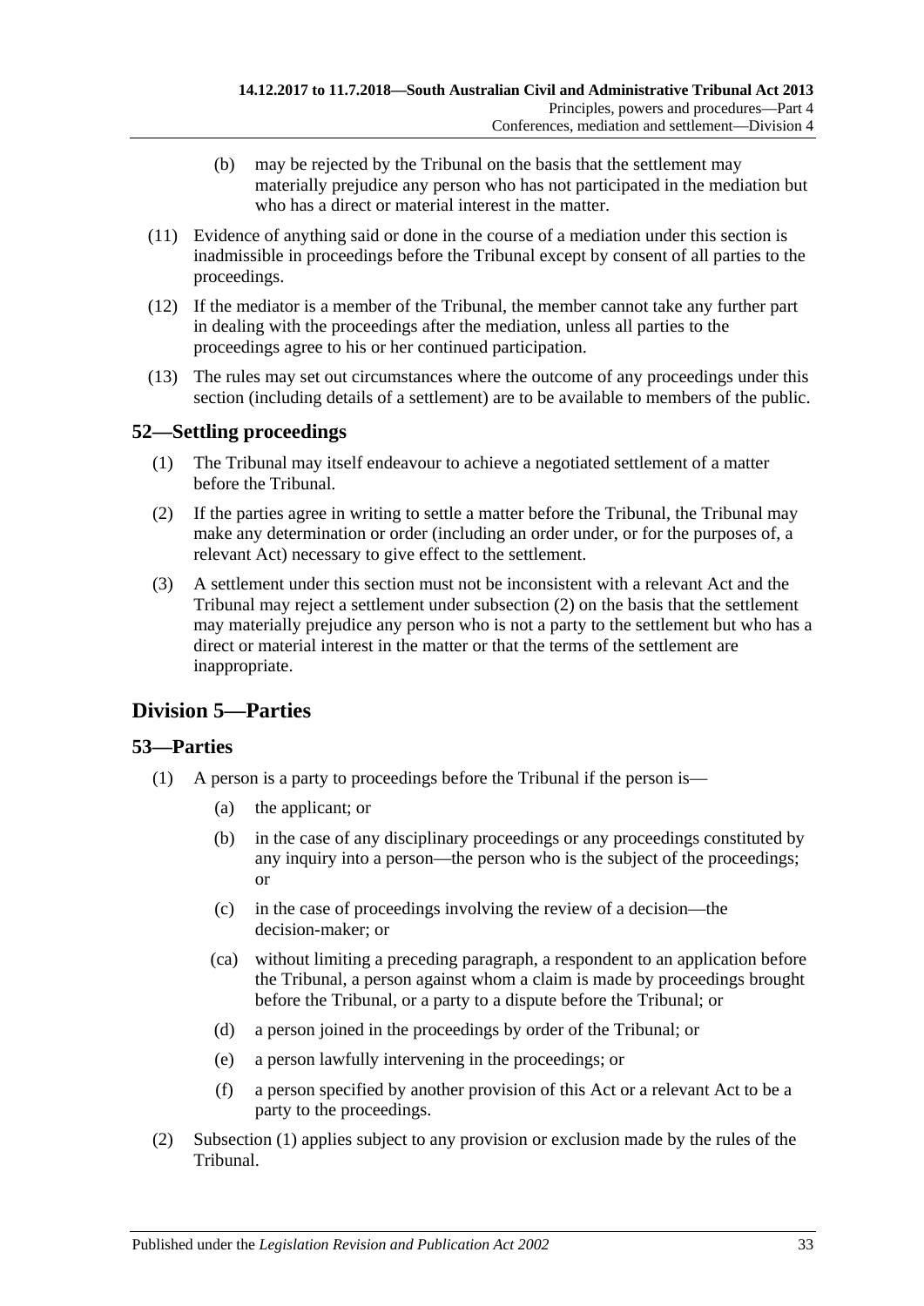(b) may be rejected by the Tribunal on the basis that the settlement may materially prejudice any person who has not participated in the mediation but who has a direct or material interest in the matter.

(11) Evidence of anything said or done in the course of a mediation under this section is inadmissible in proceedings before the Tribunal except by consent of all parties to the proceedings.

(12) If the mediator is a member of the Tribunal, the member cannot take any further part in dealing with the proceedings after the mediation, unless all parties to the proceedings agree to his or her continued participation.

(13) The rules may set out circumstances where the outcome of any proceedings under this section (including details of a settlement) are to be available to members of the public.

## 52—Settling proceedings

(1) The Tribunal may itself endeavour to achieve a negotiated settlement of a matter before the Tribunal.

(2) If the parties agree in writing to settle a matter before the Tribunal, the Tribunal may make any determination or order (including an order under, or for the purposes of, a relevant Act) necessary to give effect to the settlement.

(3) A settlement under this section must not be inconsistent with a relevant Act and the Tribunal may reject a settlement under subsection (2) on the basis that the settlement may materially prejudice any person who is not a party to the settlement but who has a direct or material interest in the matter or that the terms of the settlement are inappropriate.

# Division 5—Parties

## 53—Parties

(1) A person is a party to proceedings before the Tribunal if the person is—

(a) the applicant; or

(b) in the case of any disciplinary proceedings or any proceedings constituted by any inquiry into a person—the person who is the subject of the proceedings; or

(c) in the case of proceedings involving the review of a decision—the decision-maker; or

(ca) without limiting a preceding paragraph, a respondent to an application before the Tribunal, a person against whom a claim is made by proceedings brought before the Tribunal, or a party to a dispute before the Tribunal; or

(d) a person joined in the proceedings by order of the Tribunal; or

(e) a person lawfully intervening in the proceedings; or

(f) a person specified by another provision of this Act or a relevant Act to be a party to the proceedings.

(2) Subsection (1) applies subject to any provision or exclusion made by the rules of the Tribunal.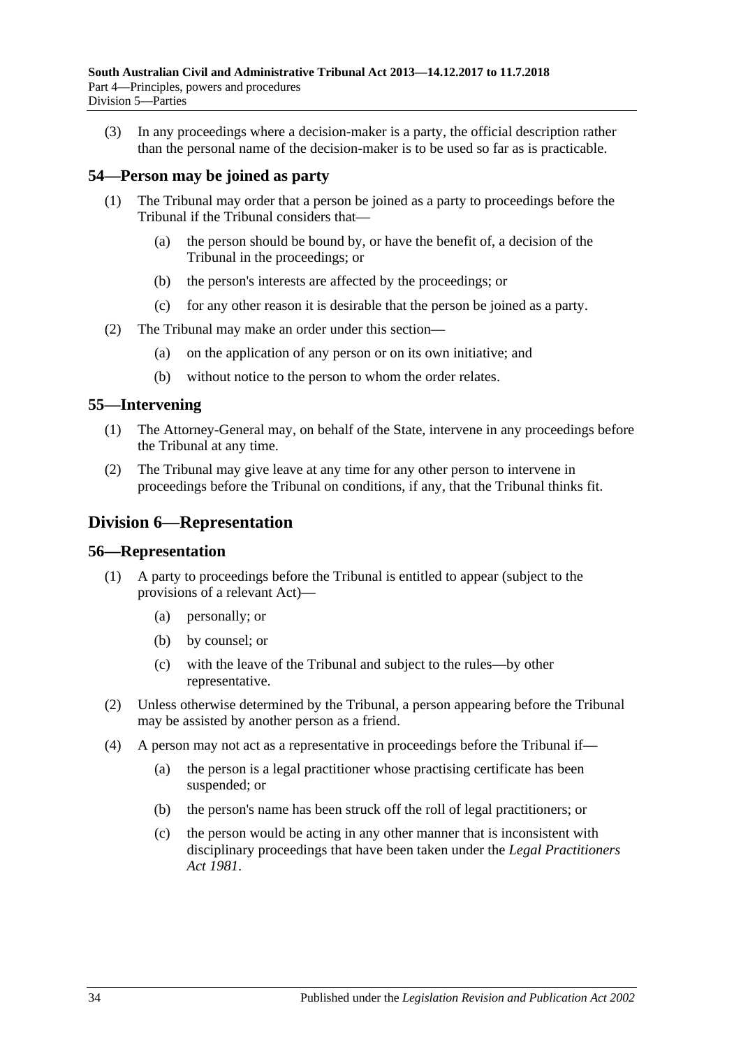(3) In any proceedings where a decision-maker is a party, the official description rather than the personal name of the decision-maker is to be used so far as is practicable.

### 54—Person may be joined as party

(1) The Tribunal may order that a person be joined as a party to proceedings before the Tribunal if the Tribunal considers that—

(a) the person should be bound by, or have the benefit of, a decision of the Tribunal in the proceedings; or

(b) the person's interests are affected by the proceedings; or

(c) for any other reason it is desirable that the person be joined as a party.

(2) The Tribunal may make an order under this section—

(a) on the application of any person or on its own initiative; and

(b) without notice to the person to whom the order relates.

### 55—Intervening

(1) The Attorney-General may, on behalf of the State, intervene in any proceedings before the Tribunal at any time.

(2) The Tribunal may give leave at any time for any other person to intervene in proceedings before the Tribunal on conditions, if any, that the Tribunal thinks fit.

## Division 6—Representation

### 56—Representation

(1) A party to proceedings before the Tribunal is entitled to appear (subject to the provisions of a relevant Act)—

(a) personally; or

(b) by counsel; or

(c) with the leave of the Tribunal and subject to the rules—by other representative.

(2) Unless otherwise determined by the Tribunal, a person appearing before the Tribunal may be assisted by another person as a friend.

(4) A person may not act as a representative in proceedings before the Tribunal if—

(a) the person is a legal practitioner whose practising certificate has been suspended; or

(b) the person's name has been struck off the roll of legal practitioners; or

(c) the person would be acting in any other manner that is inconsistent with disciplinary proceedings that have been taken under the *Legal Practitioners Act 1981*.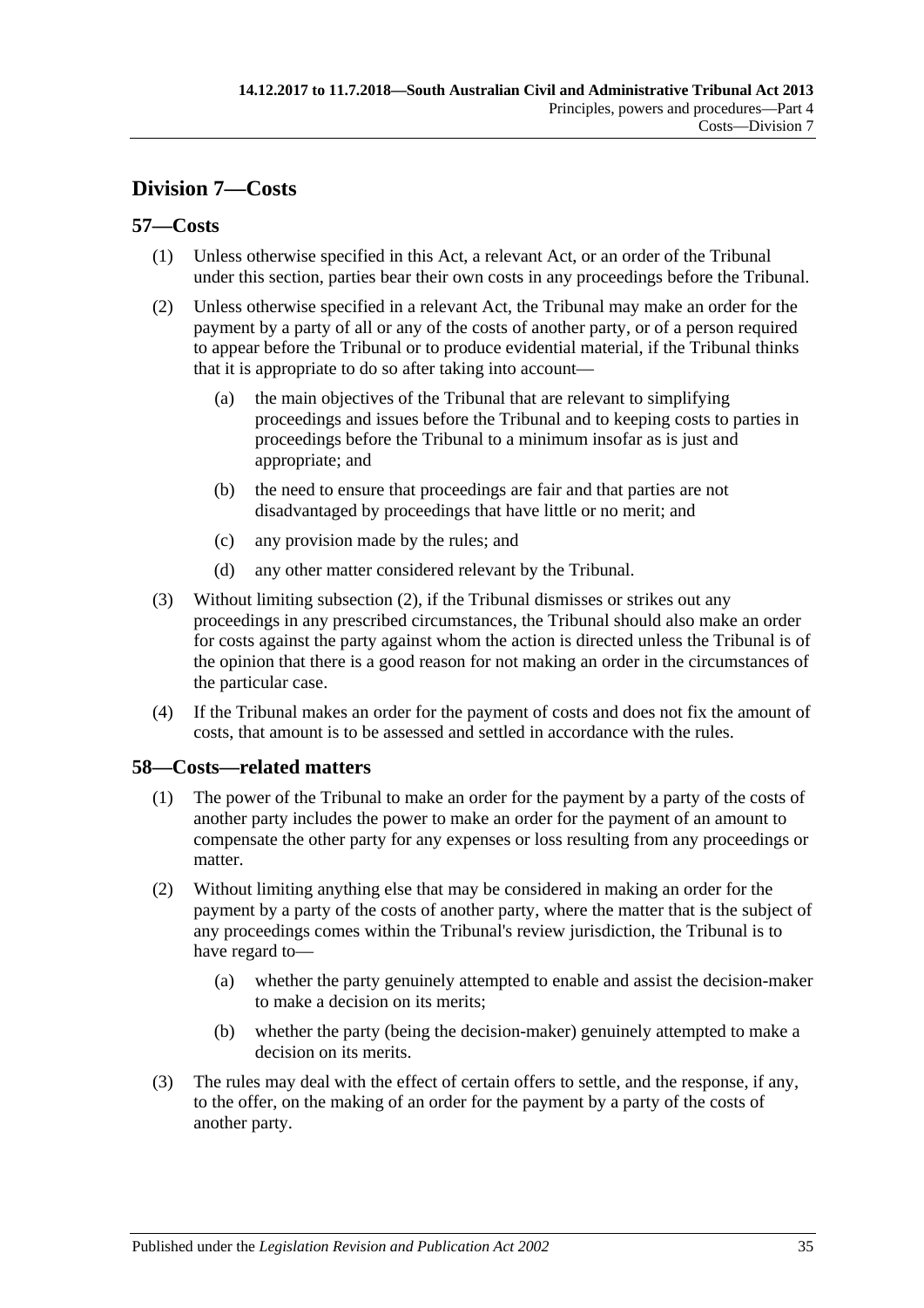## Division 7—Costs

### 57—Costs

(1) Unless otherwise specified in this Act, a relevant Act, or an order of the Tribunal under this section, parties bear their own costs in any proceedings before the Tribunal.

(2) Unless otherwise specified in a relevant Act, the Tribunal may make an order for the payment by a party of all or any of the costs of another party, or of a person required to appear before the Tribunal or to produce evidential material, if the Tribunal thinks that it is appropriate to do so after taking into account—

- (a) the main objectives of the Tribunal that are relevant to simplifying proceedings and issues before the Tribunal and to keeping costs to parties in proceedings before the Tribunal to a minimum insofar as is just and appropriate; and
- (b) the need to ensure that proceedings are fair and that parties are not disadvantaged by proceedings that have little or no merit; and
- (c) any provision made by the rules; and
- (d) any other matter considered relevant by the Tribunal.

(3) Without limiting subsection (2), if the Tribunal dismisses or strikes out any proceedings in any prescribed circumstances, the Tribunal should also make an order for costs against the party against whom the action is directed unless the Tribunal is of the opinion that there is a good reason for not making an order in the circumstances of the particular case.

(4) If the Tribunal makes an order for the payment of costs and does not fix the amount of costs, that amount is to be assessed and settled in accordance with the rules.

### 58—Costs—related matters

(1) The power of the Tribunal to make an order for the payment by a party of the costs of another party includes the power to make an order for the payment of an amount to compensate the other party for any expenses or loss resulting from any proceedings or matter.

(2) Without limiting anything else that may be considered in making an order for the payment by a party of the costs of another party, where the matter that is the subject of any proceedings comes within the Tribunal's review jurisdiction, the Tribunal is to have regard to—

- (a) whether the party genuinely attempted to enable and assist the decision-maker to make a decision on its merits;
- (b) whether the party (being the decision-maker) genuinely attempted to make a decision on its merits.

(3) The rules may deal with the effect of certain offers to settle, and the response, if any, to the offer, on the making of an order for the payment by a party of the costs of another party.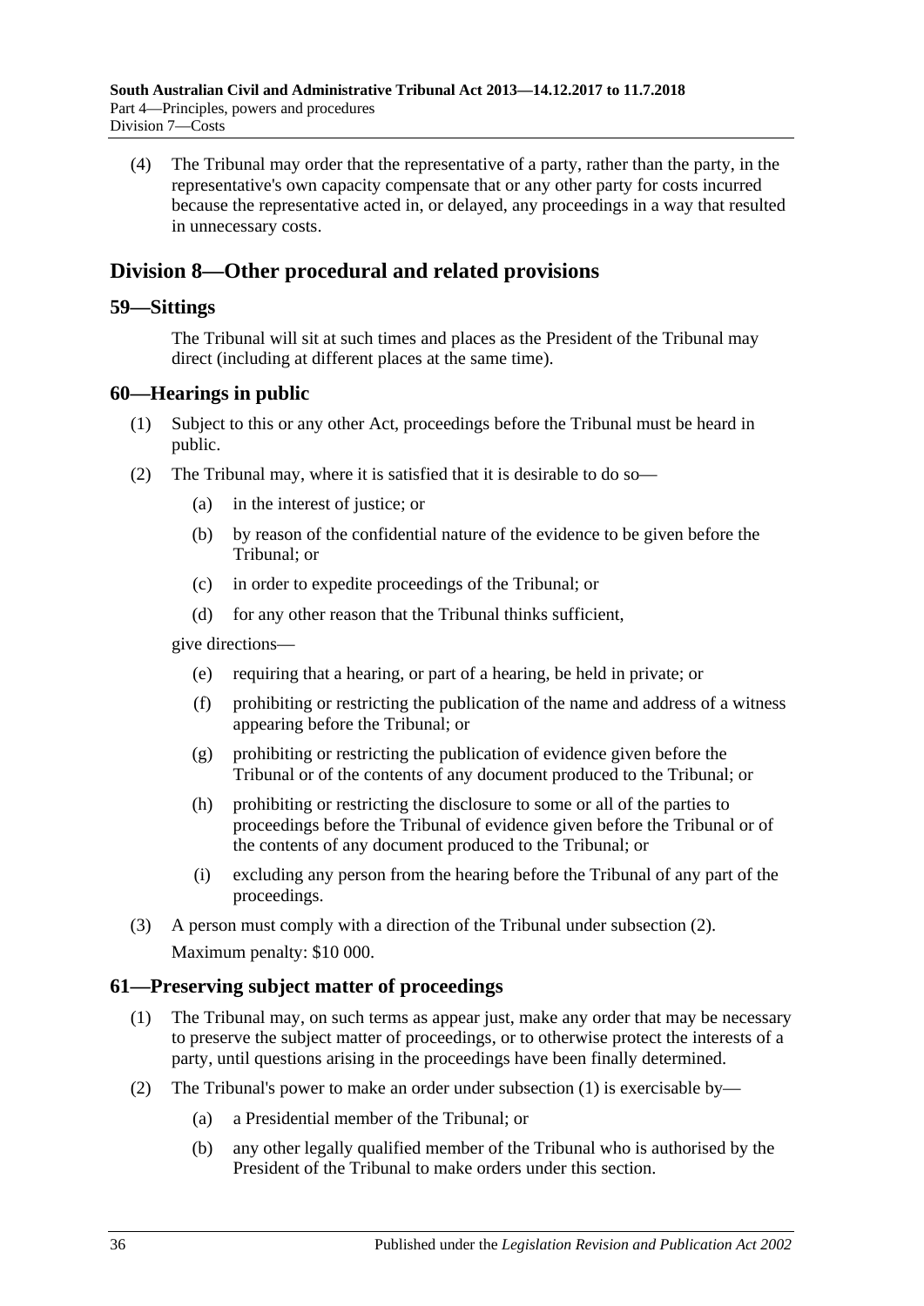(4) The Tribunal may order that the representative of a party, rather than the party, in the representative's own capacity compensate that or any other party for costs incurred because the representative acted in, or delayed, any proceedings in a way that resulted in unnecessary costs.

## Division 8—Other procedural and related provisions

### 59—Sittings

The Tribunal will sit at such times and places as the President of the Tribunal may direct (including at different places at the same time).

### 60—Hearings in public

(1) Subject to this or any other Act, proceedings before the Tribunal must be heard in public.

(2) The Tribunal may, where it is satisfied that it is desirable to do so—

(a) in the interest of justice; or

(b) by reason of the confidential nature of the evidence to be given before the Tribunal; or

(c) in order to expedite proceedings of the Tribunal; or

(d) for any other reason that the Tribunal thinks sufficient,

give directions—

(e) requiring that a hearing, or part of a hearing, be held in private; or

(f) prohibiting or restricting the publication of the name and address of a witness appearing before the Tribunal; or

(g) prohibiting or restricting the publication of evidence given before the Tribunal or of the contents of any document produced to the Tribunal; or

(h) prohibiting or restricting the disclosure to some or all of the parties to proceedings before the Tribunal of evidence given before the Tribunal or of the contents of any document produced to the Tribunal; or

(i) excluding any person from the hearing before the Tribunal of any part of the proceedings.

(3) A person must comply with a direction of the Tribunal under subsection (2).

Maximum penalty: $10 000.

### 61—Preserving subject matter of proceedings

(1) The Tribunal may, on such terms as appear just, make any order that may be necessary to preserve the subject matter of proceedings, or to otherwise protect the interests of a party, until questions arising in the proceedings have been finally determined.

(2) The Tribunal's power to make an order under subsection (1) is exercisable by—

(a) a Presidential member of the Tribunal; or

(b) any other legally qualified member of the Tribunal who is authorised by the President of the Tribunal to make orders under this section.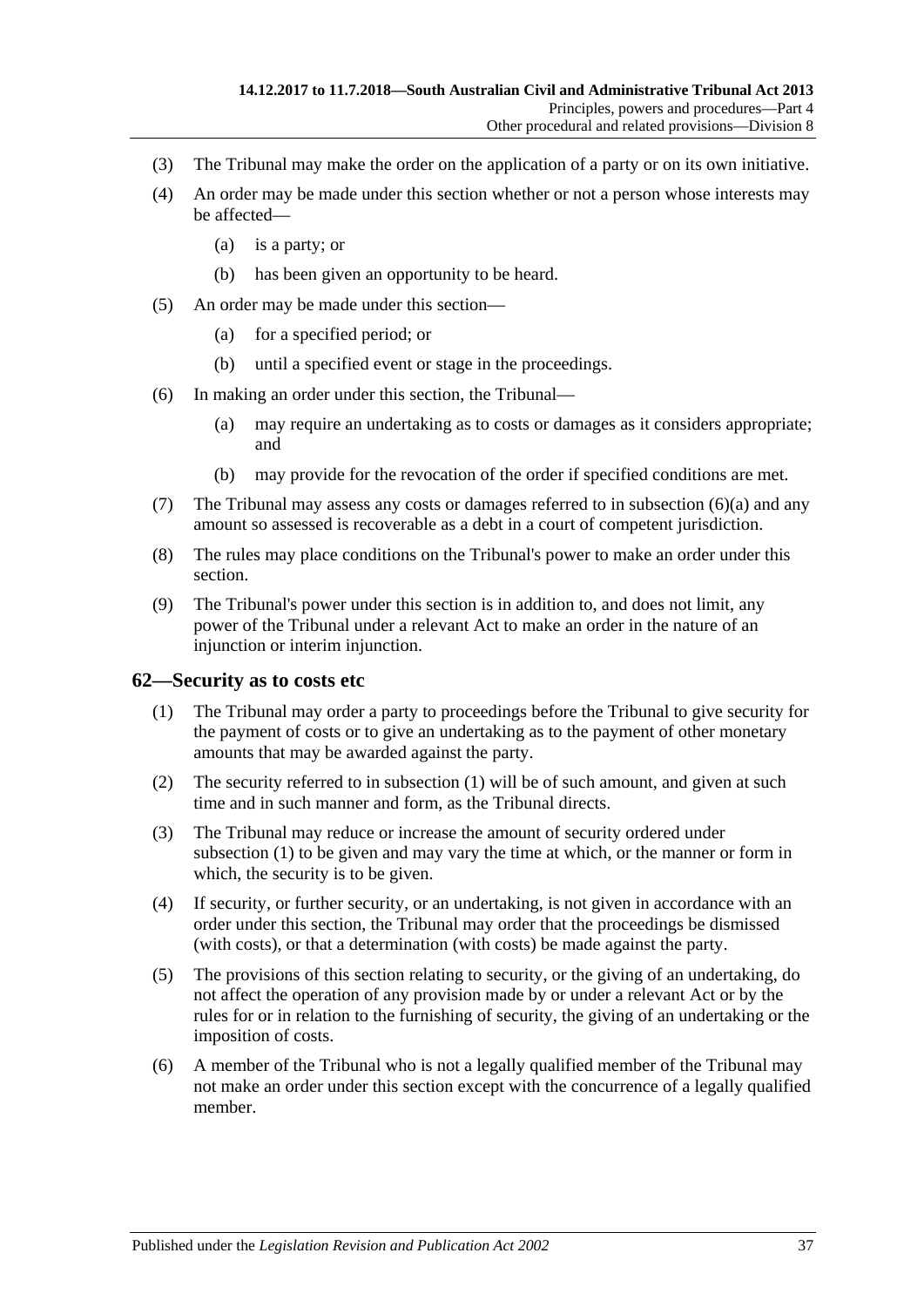(3) The Tribunal may make the order on the application of a party or on its own initiative.

(4) An order may be made under this section whether or not a person whose interests may be affected—

 (a) is a party; or

 (b) has been given an opportunity to be heard.

(5) An order may be made under this section—

 (a) for a specified period; or

 (b) until a specified event or stage in the proceedings.

(6) In making an order under this section, the Tribunal—

 (a) may require an undertaking as to costs or damages as it considers appropriate; and

 (b) may provide for the revocation of the order if specified conditions are met.

(7) The Tribunal may assess any costs or damages referred to in subsection (6)(a) and any amount so assessed is recoverable as a debt in a court of competent jurisdiction.

(8) The rules may place conditions on the Tribunal's power to make an order under this section.

(9) The Tribunal's power under this section is in addition to, and does not limit, any power of the Tribunal under a relevant Act to make an order in the nature of an injunction or interim injunction.

## 62—Security as to costs etc

(1) The Tribunal may order a party to proceedings before the Tribunal to give security for the payment of costs or to give an undertaking as to the payment of other monetary amounts that may be awarded against the party.

(2) The security referred to in subsection (1) will be of such amount, and given at such time and in such manner and form, as the Tribunal directs.

(3) The Tribunal may reduce or increase the amount of security ordered under subsection (1) to be given and may vary the time at which, or the manner or form in which, the security is to be given.

(4) If security, or further security, or an undertaking, is not given in accordance with an order under this section, the Tribunal may order that the proceedings be dismissed (with costs), or that a determination (with costs) be made against the party.

(5) The provisions of this section relating to security, or the giving of an undertaking, do not affect the operation of any provision made by or under a relevant Act or by the rules for or in relation to the furnishing of security, the giving of an undertaking or the imposition of costs.

(6) A member of the Tribunal who is not a legally qualified member of the Tribunal may not make an order under this section except with the concurrence of a legally qualified member.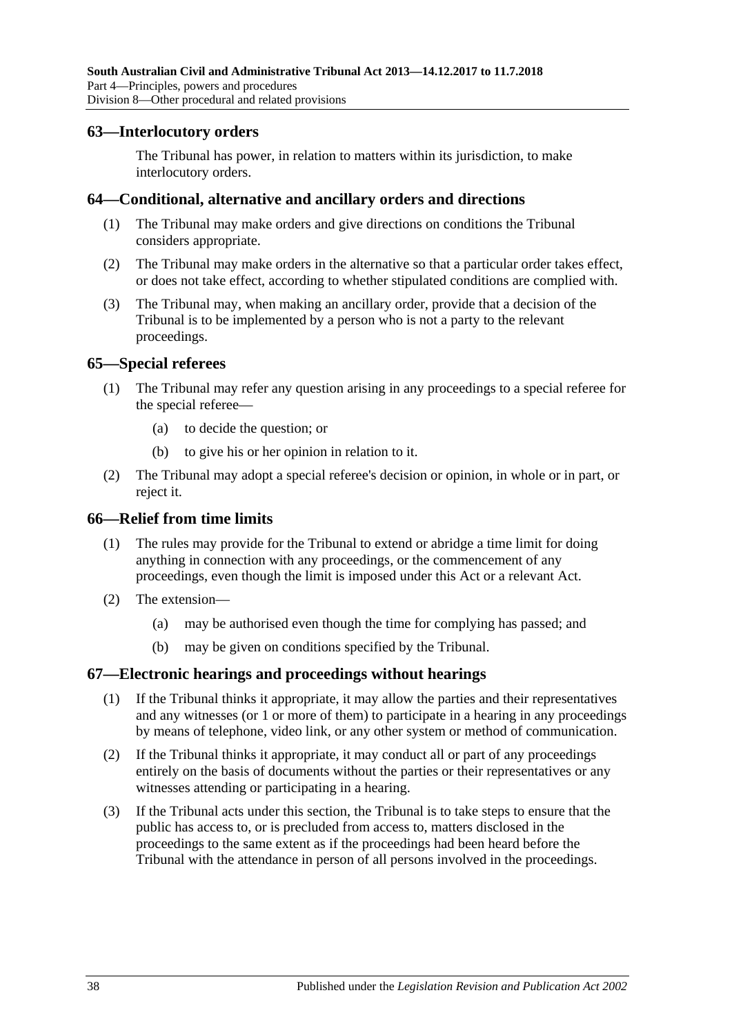## 63—Interlocutory orders

The Tribunal has power, in relation to matters within its jurisdiction, to make interlocutory orders.

## 64—Conditional, alternative and ancillary orders and directions

(1) The Tribunal may make orders and give directions on conditions the Tribunal considers appropriate.

(2) The Tribunal may make orders in the alternative so that a particular order takes effect, or does not take effect, according to whether stipulated conditions are complied with.

(3) The Tribunal may, when making an ancillary order, provide that a decision of the Tribunal is to be implemented by a person who is not a party to the relevant proceedings.

## 65—Special referees

(1) The Tribunal may refer any question arising in any proceedings to a special referee for the special referee—

   (a) to decide the question; or

   (b) to give his or her opinion in relation to it.

(2) The Tribunal may adopt a special referee's decision or opinion, in whole or in part, or reject it.

## 66—Relief from time limits

(1) The rules may provide for the Tribunal to extend or abridge a time limit for doing anything in connection with any proceedings, or the commencement of any proceedings, even though the limit is imposed under this Act or a relevant Act.

(2) The extension—

   (a) may be authorised even though the time for complying has passed; and

   (b) may be given on conditions specified by the Tribunal.

## 67—Electronic hearings and proceedings without hearings

(1) If the Tribunal thinks it appropriate, it may allow the parties and their representatives and any witnesses (or 1 or more of them) to participate in a hearing in any proceedings by means of telephone, video link, or any other system or method of communication.

(2) If the Tribunal thinks it appropriate, it may conduct all or part of any proceedings entirely on the basis of documents without the parties or their representatives or any witnesses attending or participating in a hearing.

(3) If the Tribunal acts under this section, the Tribunal is to take steps to ensure that the public has access to, or is precluded from access to, matters disclosed in the proceedings to the same extent as if the proceedings had been heard before the Tribunal with the attendance in person of all persons involved in the proceedings.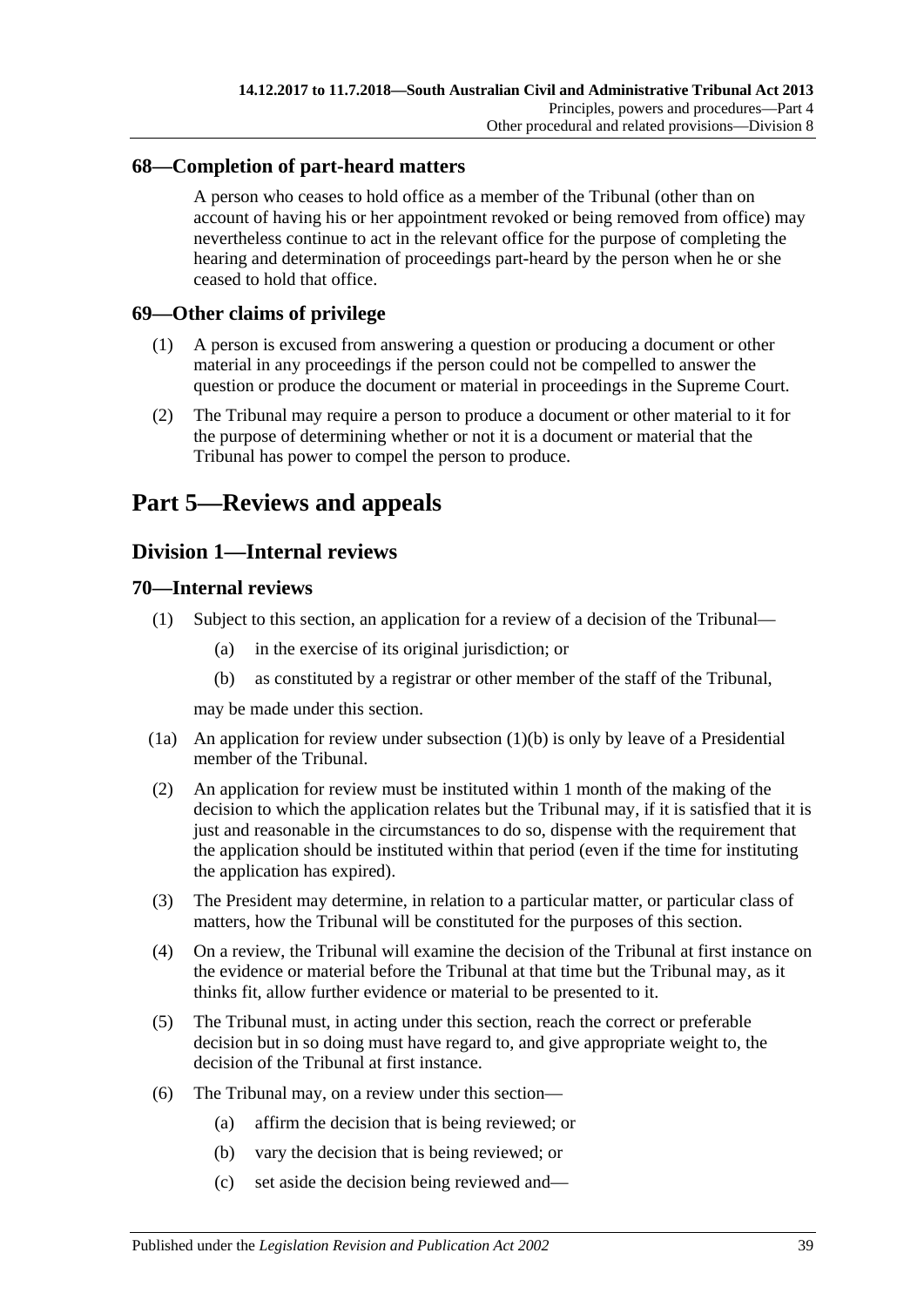### 68—Completion of part-heard matters

A person who ceases to hold office as a member of the Tribunal (other than on account of having his or her appointment revoked or being removed from office) may nevertheless continue to act in the relevant office for the purpose of completing the hearing and determination of proceedings part-heard by the person when he or she ceased to hold that office.

### 69—Other claims of privilege

(1) A person is excused from answering a question or producing a document or other material in any proceedings if the person could not be compelled to answer the question or produce the document or material in proceedings in the Supreme Court.

(2) The Tribunal may require a person to produce a document or other material to it for the purpose of determining whether or not it is a document or material that the Tribunal has power to compel the person to produce.

# Part 5—Reviews and appeals

## Division 1—Internal reviews

### 70—Internal reviews

(1) Subject to this section, an application for a review of a decision of the Tribunal—

(a) in the exercise of its original jurisdiction; or

(b) as constituted by a registrar or other member of the staff of the Tribunal,

may be made under this section.

(1a) An application for review under subsection (1)(b) is only by leave of a Presidential member of the Tribunal.

(2) An application for review must be instituted within 1 month of the making of the decision to which the application relates but the Tribunal may, if it is satisfied that it is just and reasonable in the circumstances to do so, dispense with the requirement that the application should be instituted within that period (even if the time for instituting the application has expired).

(3) The President may determine, in relation to a particular matter, or particular class of matters, how the Tribunal will be constituted for the purposes of this section.

(4) On a review, the Tribunal will examine the decision of the Tribunal at first instance on the evidence or material before the Tribunal at that time but the Tribunal may, as it thinks fit, allow further evidence or material to be presented to it.

(5) The Tribunal must, in acting under this section, reach the correct or preferable decision but in so doing must have regard to, and give appropriate weight to, the decision of the Tribunal at first instance.

(6) The Tribunal may, on a review under this section—

(a) affirm the decision that is being reviewed; or

(b) vary the decision that is being reviewed; or

(c) set aside the decision being reviewed and—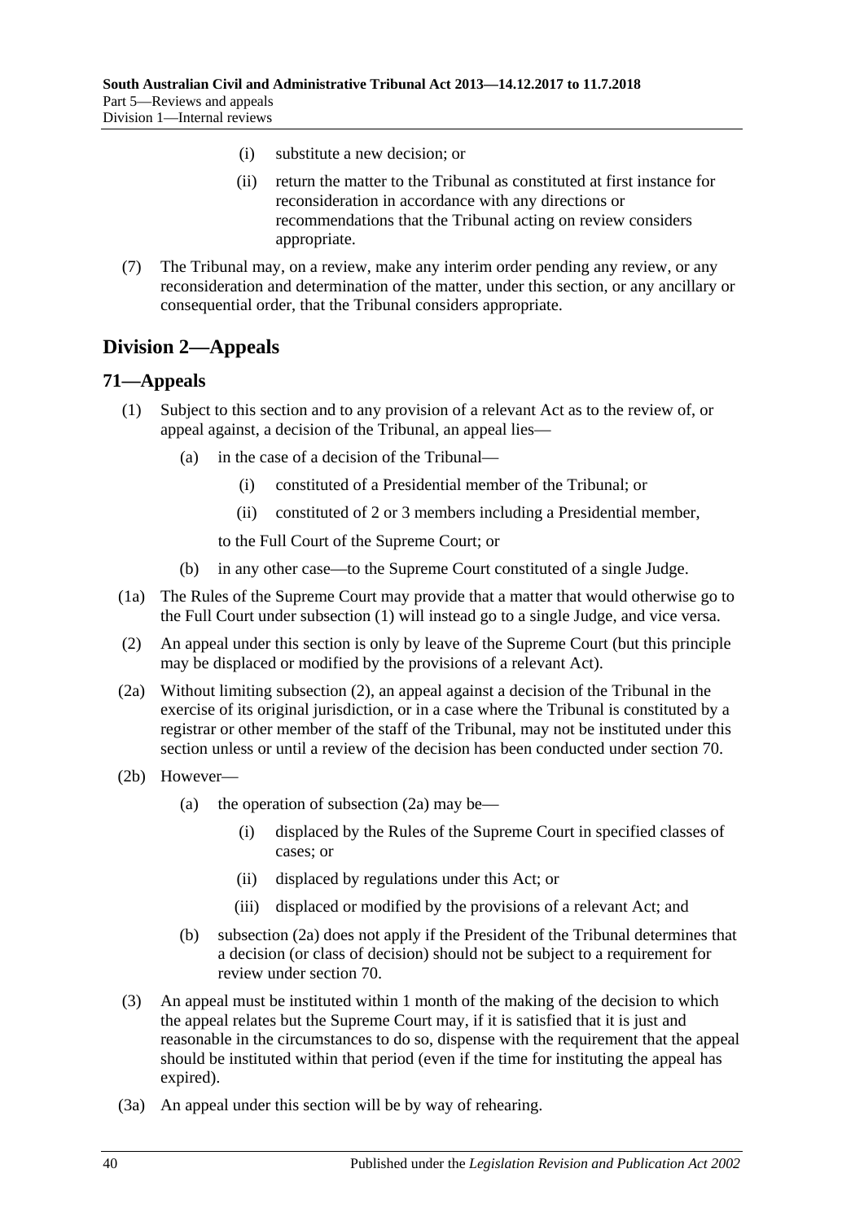(i) substitute a new decision; or

(ii) return the matter to the Tribunal as constituted at first instance for reconsideration in accordance with any directions or recommendations that the Tribunal acting on review considers appropriate.

(7) The Tribunal may, on a review, make any interim order pending any review, or any reconsideration and determination of the matter, under this section, or any ancillary or consequential order, that the Tribunal considers appropriate.

## Division 2—Appeals

### 71—Appeals

(1) Subject to this section and to any provision of a relevant Act as to the review of, or appeal against, a decision of the Tribunal, an appeal lies—

(a) in the case of a decision of the Tribunal—

(i) constituted of a Presidential member of the Tribunal; or

(ii) constituted of 2 or 3 members including a Presidential member,

to the Full Court of the Supreme Court; or

(b) in any other case—to the Supreme Court constituted of a single Judge.

(1a) The Rules of the Supreme Court may provide that a matter that would otherwise go to the Full Court under subsection (1) will instead go to a single Judge, and vice versa.

(2) An appeal under this section is only by leave of the Supreme Court (but this principle may be displaced or modified by the provisions of a relevant Act).

(2a) Without limiting subsection (2), an appeal against a decision of the Tribunal in the exercise of its original jurisdiction, or in a case where the Tribunal is constituted by a registrar or other member of the staff of the Tribunal, may not be instituted under this section unless or until a review of the decision has been conducted under section 70.

(2b) However—

(a) the operation of subsection (2a) may be—

(i) displaced by the Rules of the Supreme Court in specified classes of cases; or

(ii) displaced by regulations under this Act; or

(iii) displaced or modified by the provisions of a relevant Act; and

(b) subsection (2a) does not apply if the President of the Tribunal determines that a decision (or class of decision) should not be subject to a requirement for review under section 70.

(3) An appeal must be instituted within 1 month of the making of the decision to which the appeal relates but the Supreme Court may, if it is satisfied that it is just and reasonable in the circumstances to do so, dispense with the requirement that the appeal should be instituted within that period (even if the time for instituting the appeal has expired).

(3a) An appeal under this section will be by way of rehearing.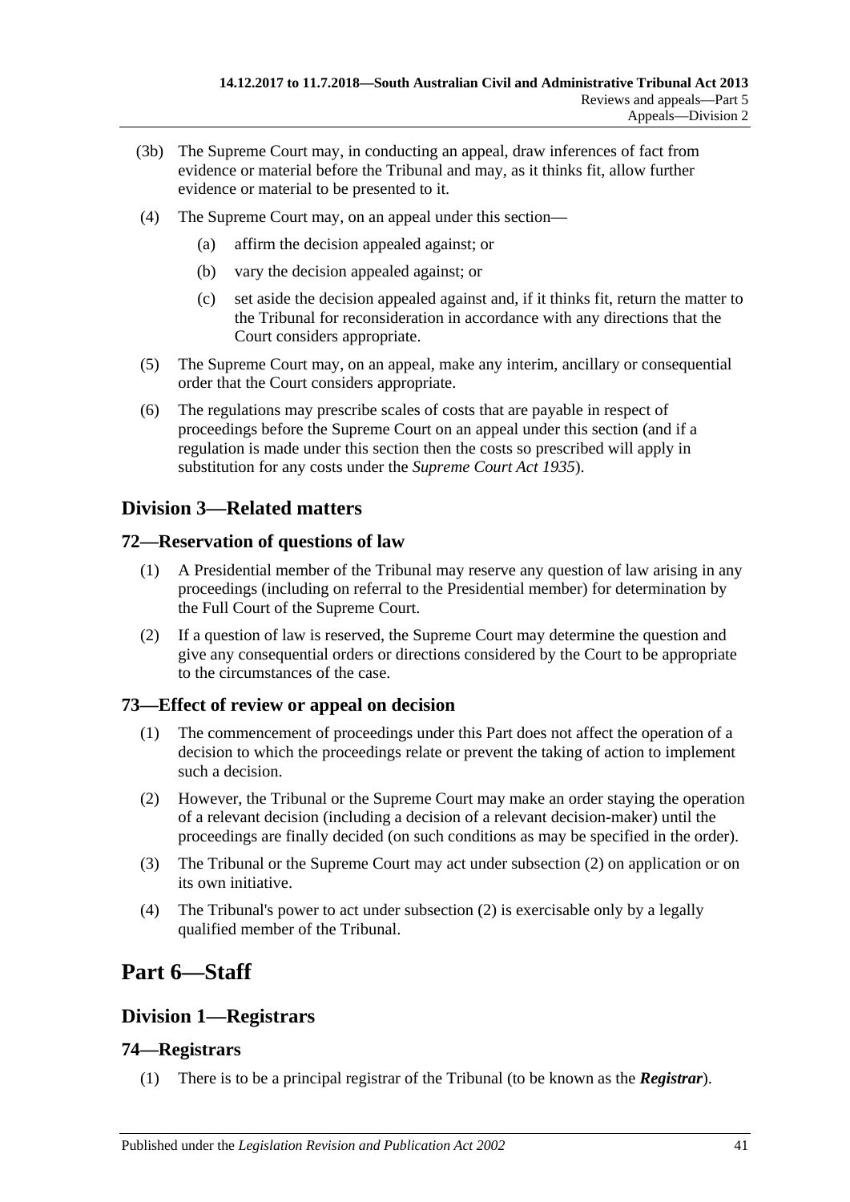(3b) The Supreme Court may, in conducting an appeal, draw inferences of fact from evidence or material before the Tribunal and may, as it thinks fit, allow further evidence or material to be presented to it.

(4) The Supreme Court may, on an appeal under this section—

(a) affirm the decision appealed against; or

(b) vary the decision appealed against; or

(c) set aside the decision appealed against and, if it thinks fit, return the matter to the Tribunal for reconsideration in accordance with any directions that the Court considers appropriate.

(5) The Supreme Court may, on an appeal, make any interim, ancillary or consequential order that the Court considers appropriate.

(6) The regulations may prescribe scales of costs that are payable in respect of proceedings before the Supreme Court on an appeal under this section (and if a regulation is made under this section then the costs so prescribed will apply in substitution for any costs under the *Supreme Court Act 1935*).

## Division 3—Related matters

### 72—Reservation of questions of law

(1) A Presidential member of the Tribunal may reserve any question of law arising in any proceedings (including on referral to the Presidential member) for determination by the Full Court of the Supreme Court.

(2) If a question of law is reserved, the Supreme Court may determine the question and give any consequential orders or directions considered by the Court to be appropriate to the circumstances of the case.

### 73—Effect of review or appeal on decision

(1) The commencement of proceedings under this Part does not affect the operation of a decision to which the proceedings relate or prevent the taking of action to implement such a decision.

(2) However, the Tribunal or the Supreme Court may make an order staying the operation of a relevant decision (including a decision of a relevant decision-maker) until the proceedings are finally decided (on such conditions as may be specified in the order).

(3) The Tribunal or the Supreme Court may act under subsection (2) on application or on its own initiative.

(4) The Tribunal's power to act under subsection (2) is exercisable only by a legally qualified member of the Tribunal.

# Part 6—Staff

## Division 1—Registrars

### 74—Registrars

(1) There is to be a principal registrar of the Tribunal (to be known as the ***Registrar***).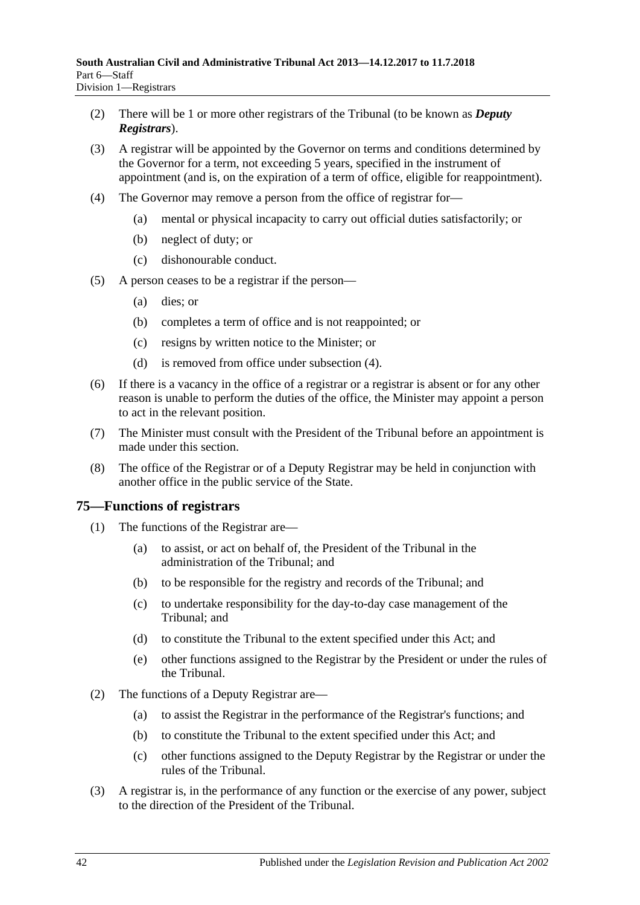(2) There will be 1 or more other registrars of the Tribunal (to be known as ***Deputy Registrars***).

(3) A registrar will be appointed by the Governor on terms and conditions determined by the Governor for a term, not exceeding 5 years, specified in the instrument of appointment (and is, on the expiration of a term of office, eligible for reappointment).

(4) The Governor may remove a person from the office of registrar for—

- (a) mental or physical incapacity to carry out official duties satisfactorily; or
- (b) neglect of duty; or
- (c) dishonourable conduct.

(5) A person ceases to be a registrar if the person—

- (a) dies; or
- (b) completes a term of office and is not reappointed; or
- (c) resigns by written notice to the Minister; or
- (d) is removed from office under subsection (4).

(6) If there is a vacancy in the office of a registrar or a registrar is absent or for any other reason is unable to perform the duties of the office, the Minister may appoint a person to act in the relevant position.

(7) The Minister must consult with the President of the Tribunal before an appointment is made under this section.

(8) The office of the Registrar or of a Deputy Registrar may be held in conjunction with another office in the public service of the State.

## 75—Functions of registrars

(1) The functions of the Registrar are—

- (a) to assist, or act on behalf of, the President of the Tribunal in the administration of the Tribunal; and
- (b) to be responsible for the registry and records of the Tribunal; and
- (c) to undertake responsibility for the day-to-day case management of the Tribunal; and
- (d) to constitute the Tribunal to the extent specified under this Act; and
- (e) other functions assigned to the Registrar by the President or under the rules of the Tribunal.

(2) The functions of a Deputy Registrar are—

- (a) to assist the Registrar in the performance of the Registrar's functions; and
- (b) to constitute the Tribunal to the extent specified under this Act; and
- (c) other functions assigned to the Deputy Registrar by the Registrar or under the rules of the Tribunal.

(3) A registrar is, in the performance of any function or the exercise of any power, subject to the direction of the President of the Tribunal.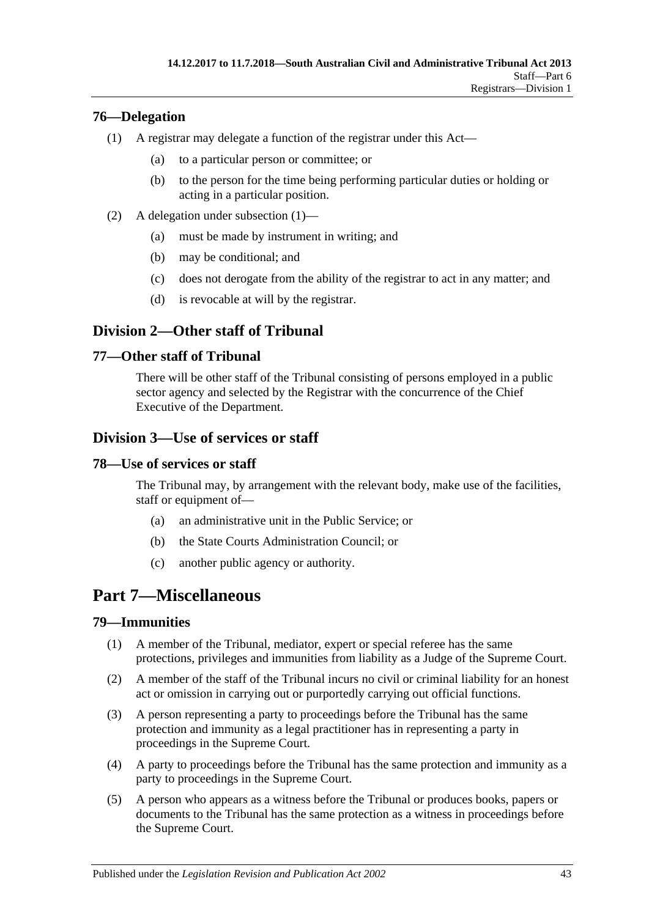### 76—Delegation

(1) A registrar may delegate a function of the registrar under this Act—

(a) to a particular person or committee; or

(b) to the person for the time being performing particular duties or holding or acting in a particular position.

(2) A delegation under subsection (1)—

(a) must be made by instrument in writing; and

(b) may be conditional; and

(c) does not derogate from the ability of the registrar to act in any matter; and

(d) is revocable at will by the registrar.

## Division 2—Other staff of Tribunal

### 77—Other staff of Tribunal

There will be other staff of the Tribunal consisting of persons employed in a public sector agency and selected by the Registrar with the concurrence of the Chief Executive of the Department.

## Division 3—Use of services or staff

### 78—Use of services or staff

The Tribunal may, by arrangement with the relevant body, make use of the facilities, staff or equipment of—

(a) an administrative unit in the Public Service; or

(b) the State Courts Administration Council; or

(c) another public agency or authority.

# Part 7—Miscellaneous

### 79—Immunities

(1) A member of the Tribunal, mediator, expert or special referee has the same protections, privileges and immunities from liability as a Judge of the Supreme Court.

(2) A member of the staff of the Tribunal incurs no civil or criminal liability for an honest act or omission in carrying out or purportedly carrying out official functions.

(3) A person representing a party to proceedings before the Tribunal has the same protection and immunity as a legal practitioner has in representing a party in proceedings in the Supreme Court.

(4) A party to proceedings before the Tribunal has the same protection and immunity as a party to proceedings in the Supreme Court.

(5) A person who appears as a witness before the Tribunal or produces books, papers or documents to the Tribunal has the same protection as a witness in proceedings before the Supreme Court.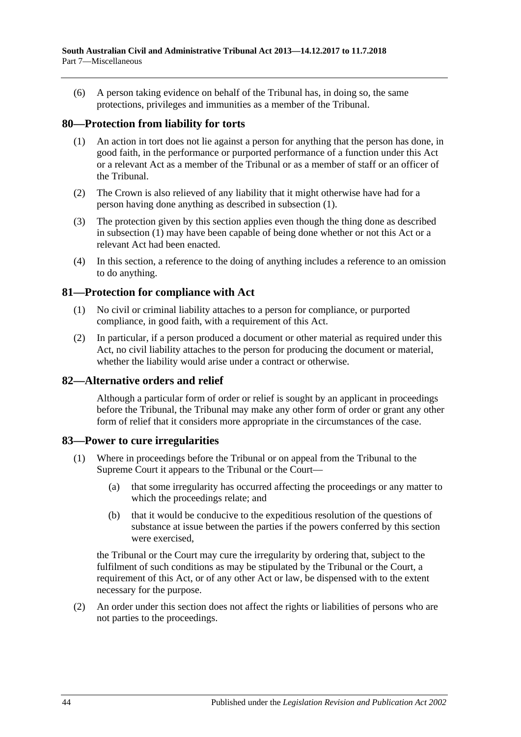(6) A person taking evidence on behalf of the Tribunal has, in doing so, the same protections, privileges and immunities as a member of the Tribunal.

## 80—Protection from liability for torts

(1) An action in tort does not lie against a person for anything that the person has done, in good faith, in the performance or purported performance of a function under this Act or a relevant Act as a member of the Tribunal or as a member of staff or an officer of the Tribunal.

(2) The Crown is also relieved of any liability that it might otherwise have had for a person having done anything as described in subsection (1).

(3) The protection given by this section applies even though the thing done as described in subsection (1) may have been capable of being done whether or not this Act or a relevant Act had been enacted.

(4) In this section, a reference to the doing of anything includes a reference to an omission to do anything.

## 81—Protection for compliance with Act

(1) No civil or criminal liability attaches to a person for compliance, or purported compliance, in good faith, with a requirement of this Act.

(2) In particular, if a person produced a document or other material as required under this Act, no civil liability attaches to the person for producing the document or material, whether the liability would arise under a contract or otherwise.

## 82—Alternative orders and relief

Although a particular form of order or relief is sought by an applicant in proceedings before the Tribunal, the Tribunal may make any other form of order or grant any other form of relief that it considers more appropriate in the circumstances of the case.

## 83—Power to cure irregularities

(1) Where in proceedings before the Tribunal or on appeal from the Tribunal to the Supreme Court it appears to the Tribunal or the Court—

(a) that some irregularity has occurred affecting the proceedings or any matter to which the proceedings relate; and

(b) that it would be conducive to the expeditious resolution of the questions of substance at issue between the parties if the powers conferred by this section were exercised,

the Tribunal or the Court may cure the irregularity by ordering that, subject to the fulfilment of such conditions as may be stipulated by the Tribunal or the Court, a requirement of this Act, or of any other Act or law, be dispensed with to the extent necessary for the purpose.

(2) An order under this section does not affect the rights or liabilities of persons who are not parties to the proceedings.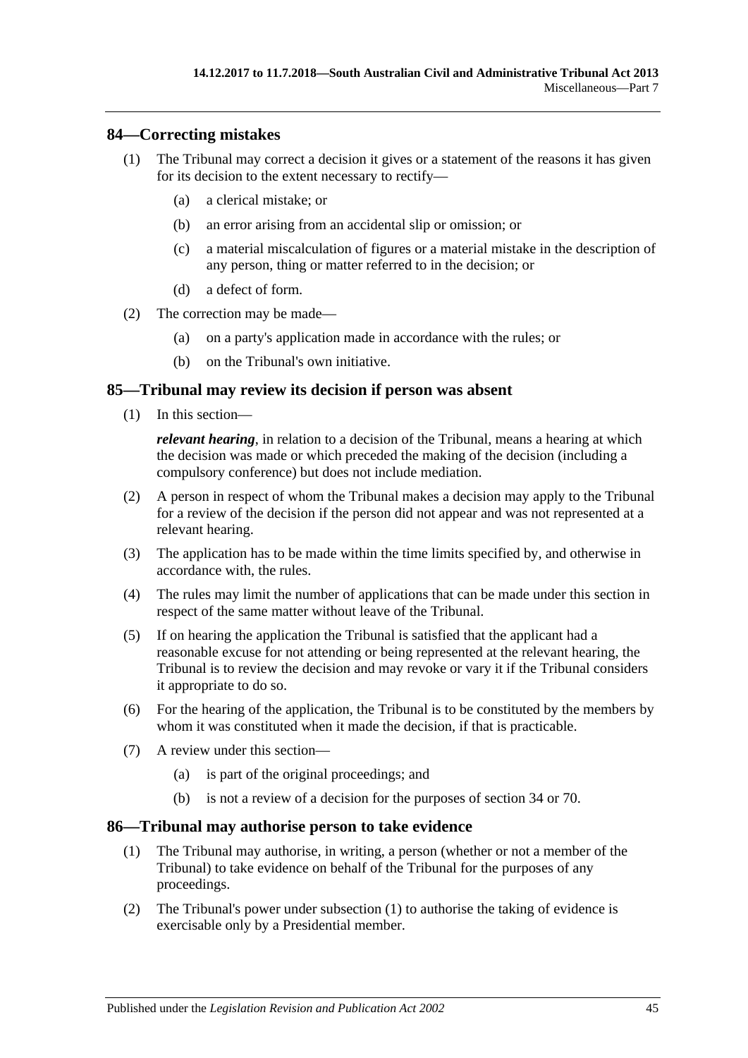## 84—Correcting mistakes

(1) The Tribunal may correct a decision it gives or a statement of the reasons it has given for its decision to the extent necessary to rectify—

(a) a clerical mistake; or

(b) an error arising from an accidental slip or omission; or

(c) a material miscalculation of figures or a material mistake in the description of any person, thing or matter referred to in the decision; or

(d) a defect of form.

(2) The correction may be made—

(a) on a party's application made in accordance with the rules; or

(b) on the Tribunal's own initiative.

## 85—Tribunal may review its decision if person was absent

(1) In this section—

***relevant hearing***, in relation to a decision of the Tribunal, means a hearing at which the decision was made or which preceded the making of the decision (including a compulsory conference) but does not include mediation.

(2) A person in respect of whom the Tribunal makes a decision may apply to the Tribunal for a review of the decision if the person did not appear and was not represented at a relevant hearing.

(3) The application has to be made within the time limits specified by, and otherwise in accordance with, the rules.

(4) The rules may limit the number of applications that can be made under this section in respect of the same matter without leave of the Tribunal.

(5) If on hearing the application the Tribunal is satisfied that the applicant had a reasonable excuse for not attending or being represented at the relevant hearing, the Tribunal is to review the decision and may revoke or vary it if the Tribunal considers it appropriate to do so.

(6) For the hearing of the application, the Tribunal is to be constituted by the members by whom it was constituted when it made the decision, if that is practicable.

(7) A review under this section—

(a) is part of the original proceedings; and

(b) is not a review of a decision for the purposes of section 34 or 70.

## 86—Tribunal may authorise person to take evidence

(1) The Tribunal may authorise, in writing, a person (whether or not a member of the Tribunal) to take evidence on behalf of the Tribunal for the purposes of any proceedings.

(2) The Tribunal's power under subsection (1) to authorise the taking of evidence is exercisable only by a Presidential member.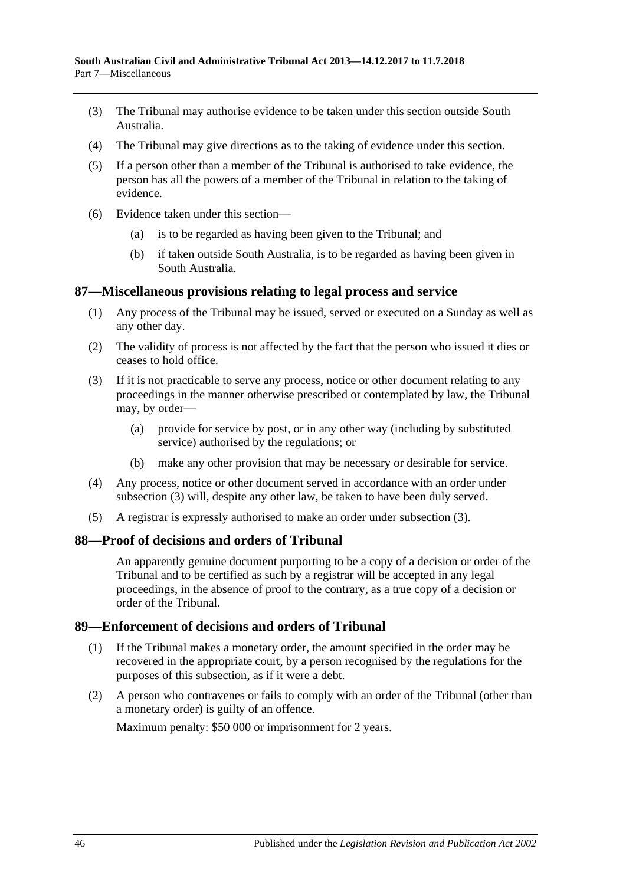(3) The Tribunal may authorise evidence to be taken under this section outside South Australia.

(4) The Tribunal may give directions as to the taking of evidence under this section.

(5) If a person other than a member of the Tribunal is authorised to take evidence, the person has all the powers of a member of the Tribunal in relation to the taking of evidence.

(6) Evidence taken under this section—

(a) is to be regarded as having been given to the Tribunal; and

(b) if taken outside South Australia, is to be regarded as having been given in South Australia.

## 87—Miscellaneous provisions relating to legal process and service

(1) Any process of the Tribunal may be issued, served or executed on a Sunday as well as any other day.

(2) The validity of process is not affected by the fact that the person who issued it dies or ceases to hold office.

(3) If it is not practicable to serve any process, notice or other document relating to any proceedings in the manner otherwise prescribed or contemplated by law, the Tribunal may, by order—

(a) provide for service by post, or in any other way (including by substituted service) authorised by the regulations; or

(b) make any other provision that may be necessary or desirable for service.

(4) Any process, notice or other document served in accordance with an order under subsection (3) will, despite any other law, be taken to have been duly served.

(5) A registrar is expressly authorised to make an order under subsection (3).

## 88—Proof of decisions and orders of Tribunal

An apparently genuine document purporting to be a copy of a decision or order of the Tribunal and to be certified as such by a registrar will be accepted in any legal proceedings, in the absence of proof to the contrary, as a true copy of a decision or order of the Tribunal.

## 89—Enforcement of decisions and orders of Tribunal

(1) If the Tribunal makes a monetary order, the amount specified in the order may be recovered in the appropriate court, by a person recognised by the regulations for the purposes of this subsection, as if it were a debt.

(2) A person who contravenes or fails to comply with an order of the Tribunal (other than a monetary order) is guilty of an offence.

Maximum penalty: $50 000 or imprisonment for 2 years.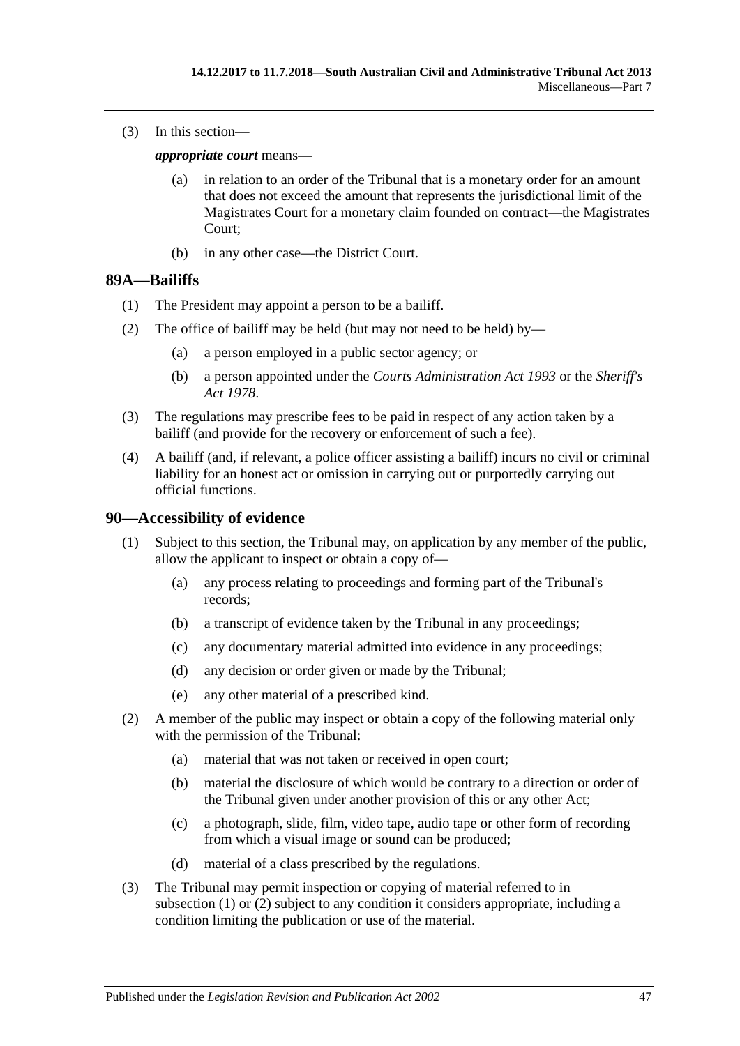(3) In this section—

***appropriate court*** means—

(a) in relation to an order of the Tribunal that is a monetary order for an amount that does not exceed the amount that represents the jurisdictional limit of the Magistrates Court for a monetary claim founded on contract—the Magistrates Court;

(b) in any other case—the District Court.

## 89A—Bailiffs

(1) The President may appoint a person to be a bailiff.

(2) The office of bailiff may be held (but may not need to be held) by—

(a) a person employed in a public sector agency; or

(b) a person appointed under the *Courts Administration Act 1993* or the *Sheriff's Act 1978*.

(3) The regulations may prescribe fees to be paid in respect of any action taken by a bailiff (and provide for the recovery or enforcement of such a fee).

(4) A bailiff (and, if relevant, a police officer assisting a bailiff) incurs no civil or criminal liability for an honest act or omission in carrying out or purportedly carrying out official functions.

## 90—Accessibility of evidence

(1) Subject to this section, the Tribunal may, on application by any member of the public, allow the applicant to inspect or obtain a copy of—

(a) any process relating to proceedings and forming part of the Tribunal's records;

(b) a transcript of evidence taken by the Tribunal in any proceedings;

(c) any documentary material admitted into evidence in any proceedings;

(d) any decision or order given or made by the Tribunal;

(e) any other material of a prescribed kind.

(2) A member of the public may inspect or obtain a copy of the following material only with the permission of the Tribunal:

(a) material that was not taken or received in open court;

(b) material the disclosure of which would be contrary to a direction or order of the Tribunal given under another provision of this or any other Act;

(c) a photograph, slide, film, video tape, audio tape or other form of recording from which a visual image or sound can be produced;

(d) material of a class prescribed by the regulations.

(3) The Tribunal may permit inspection or copying of material referred to in subsection (1) or (2) subject to any condition it considers appropriate, including a condition limiting the publication or use of the material.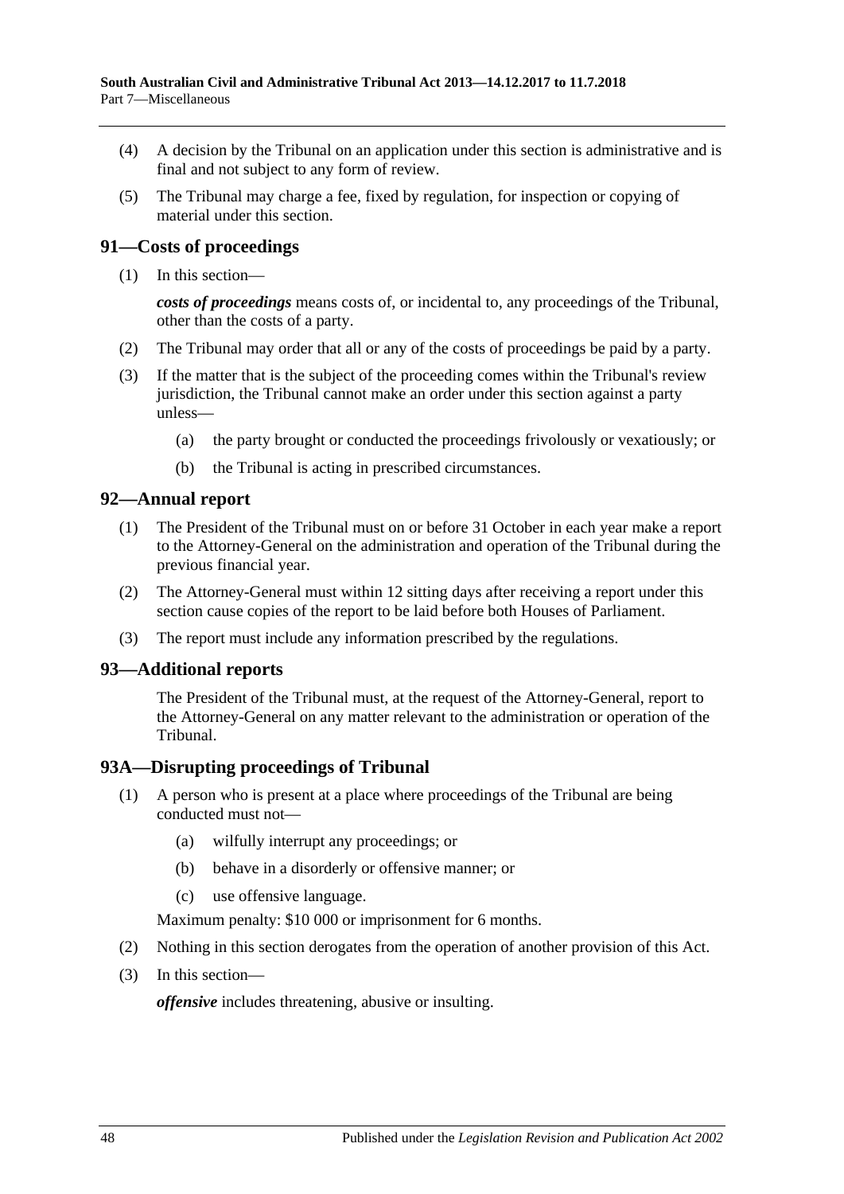(4) A decision by the Tribunal on an application under this section is administrative and is final and not subject to any form of review.

(5) The Tribunal may charge a fee, fixed by regulation, for inspection or copying of material under this section.

## 91—Costs of proceedings

(1) In this section—

***costs of proceedings*** means costs of, or incidental to, any proceedings of the Tribunal, other than the costs of a party.

(2) The Tribunal may order that all or any of the costs of proceedings be paid by a party.

(3) If the matter that is the subject of the proceeding comes within the Tribunal's review jurisdiction, the Tribunal cannot make an order under this section against a party unless—

- (a) the party brought or conducted the proceedings frivolously or vexatiously; or
- (b) the Tribunal is acting in prescribed circumstances.

## 92—Annual report

(1) The President of the Tribunal must on or before 31 October in each year make a report to the Attorney-General on the administration and operation of the Tribunal during the previous financial year.

(2) The Attorney-General must within 12 sitting days after receiving a report under this section cause copies of the report to be laid before both Houses of Parliament.

(3) The report must include any information prescribed by the regulations.

## 93—Additional reports

The President of the Tribunal must, at the request of the Attorney-General, report to the Attorney-General on any matter relevant to the administration or operation of the Tribunal.

## 93A—Disrupting proceedings of Tribunal

(1) A person who is present at a place where proceedings of the Tribunal are being conducted must not—

- (a) wilfully interrupt any proceedings; or
- (b) behave in a disorderly or offensive manner; or
- (c) use offensive language.

Maximum penalty: $10 000 or imprisonment for 6 months.

(2) Nothing in this section derogates from the operation of another provision of this Act.

(3) In this section—

***offensive*** includes threatening, abusive or insulting.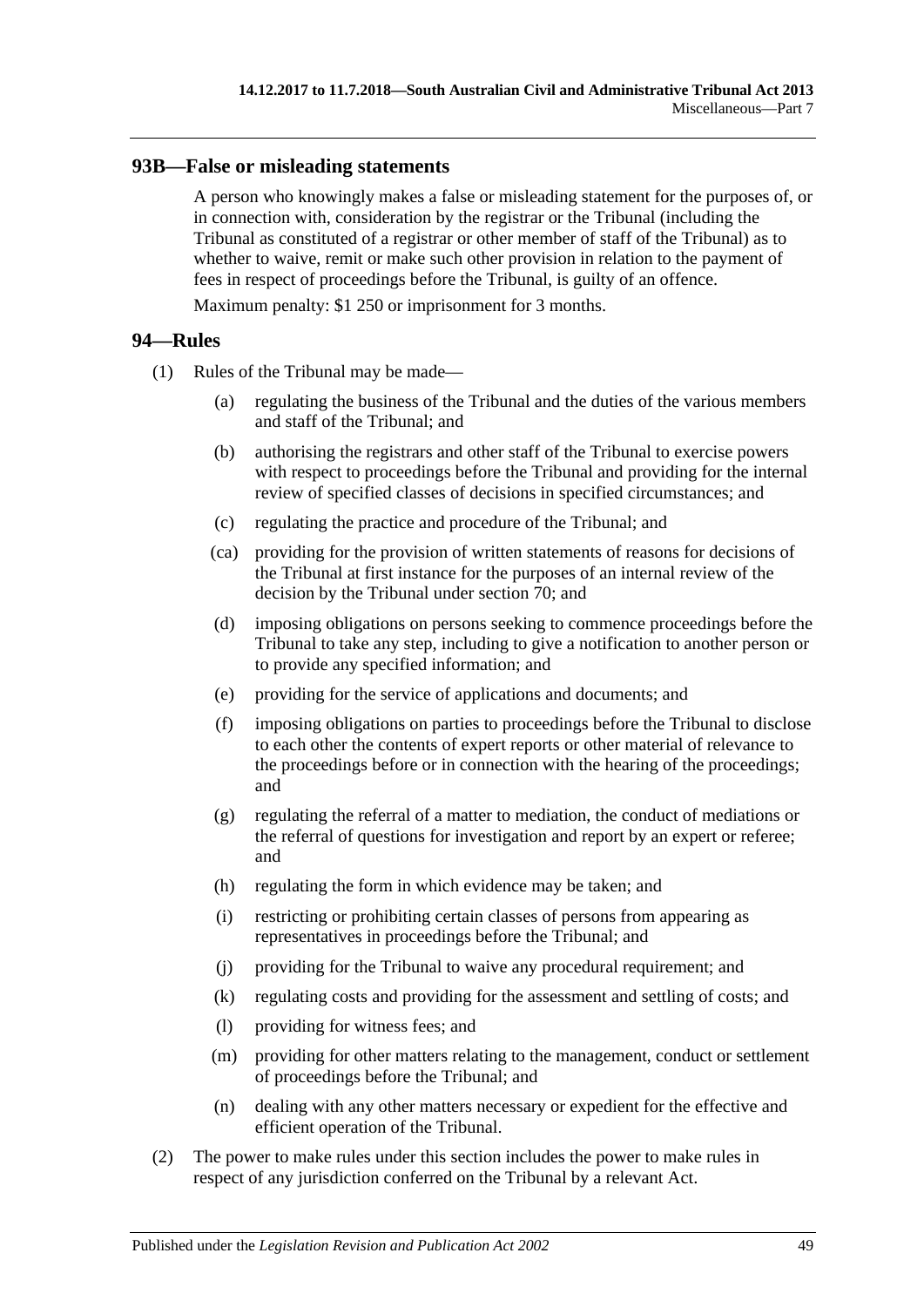## 93B—False or misleading statements

A person who knowingly makes a false or misleading statement for the purposes of, or in connection with, consideration by the registrar or the Tribunal (including the Tribunal as constituted of a registrar or other member of staff of the Tribunal) as to whether to waive, remit or make such other provision in relation to the payment of fees in respect of proceedings before the Tribunal, is guilty of an offence.

Maximum penalty: $1 250 or imprisonment for 3 months.

## 94—Rules

(1) Rules of the Tribunal may be made—

- (a) regulating the business of the Tribunal and the duties of the various members and staff of the Tribunal; and
- (b) authorising the registrars and other staff of the Tribunal to exercise powers with respect to proceedings before the Tribunal and providing for the internal review of specified classes of decisions in specified circumstances; and
- (c) regulating the practice and procedure of the Tribunal; and
- (ca) providing for the provision of written statements of reasons for decisions of the Tribunal at first instance for the purposes of an internal review of the decision by the Tribunal under section 70; and
- (d) imposing obligations on persons seeking to commence proceedings before the Tribunal to take any step, including to give a notification to another person or to provide any specified information; and
- (e) providing for the service of applications and documents; and
- (f) imposing obligations on parties to proceedings before the Tribunal to disclose to each other the contents of expert reports or other material of relevance to the proceedings before or in connection with the hearing of the proceedings; and
- (g) regulating the referral of a matter to mediation, the conduct of mediations or the referral of questions for investigation and report by an expert or referee; and
- (h) regulating the form in which evidence may be taken; and
- (i) restricting or prohibiting certain classes of persons from appearing as representatives in proceedings before the Tribunal; and
- (j) providing for the Tribunal to waive any procedural requirement; and
- (k) regulating costs and providing for the assessment and settling of costs; and
- (l) providing for witness fees; and
- (m) providing for other matters relating to the management, conduct or settlement of proceedings before the Tribunal; and
- (n) dealing with any other matters necessary or expedient for the effective and efficient operation of the Tribunal.

(2) The power to make rules under this section includes the power to make rules in respect of any jurisdiction conferred on the Tribunal by a relevant Act.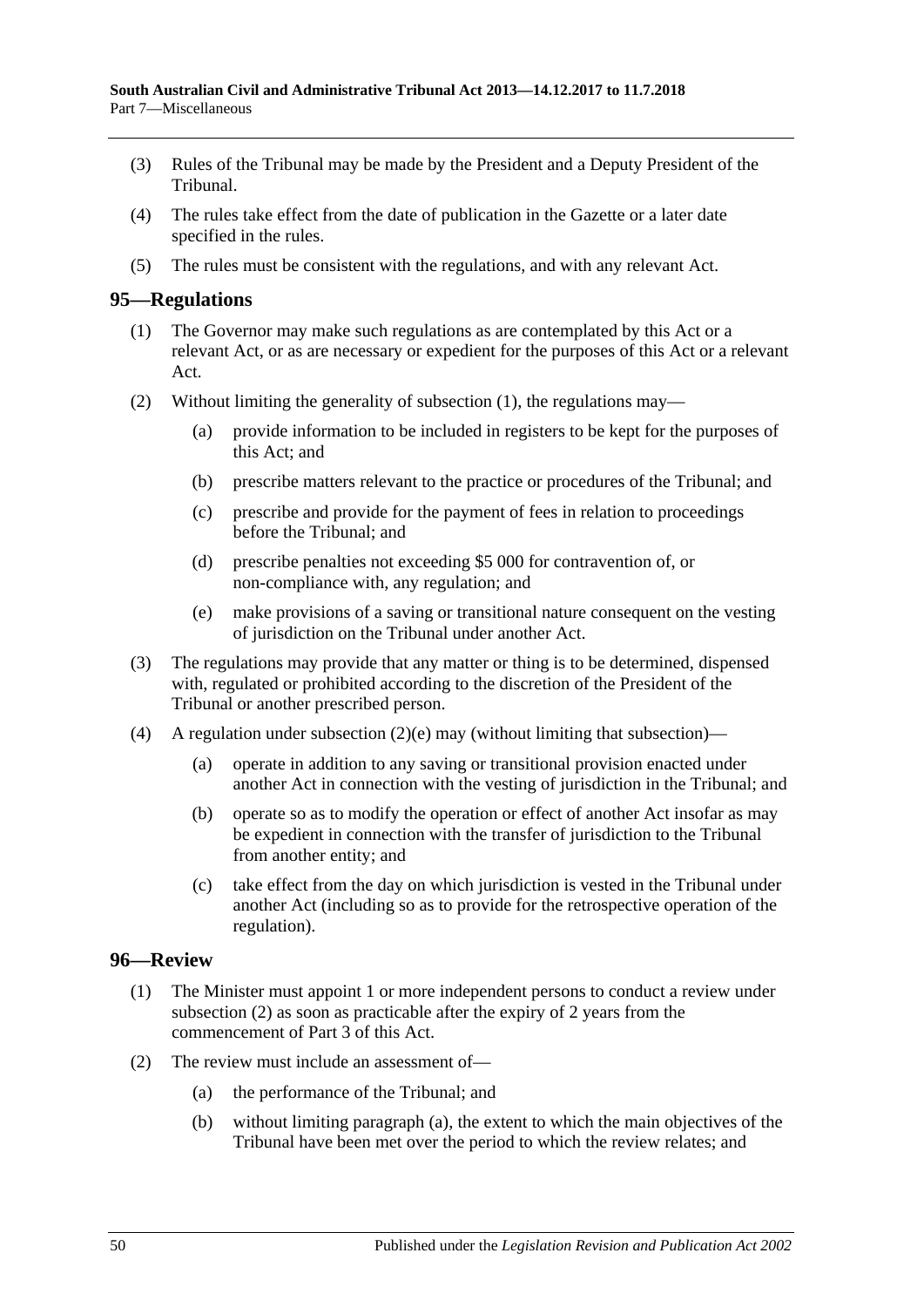(3) Rules of the Tribunal may be made by the President and a Deputy President of the Tribunal.

(4) The rules take effect from the date of publication in the Gazette or a later date specified in the rules.

(5) The rules must be consistent with the regulations, and with any relevant Act.

## 95—Regulations

(1) The Governor may make such regulations as are contemplated by this Act or a relevant Act, or as are necessary or expedient for the purposes of this Act or a relevant Act.

(2) Without limiting the generality of subsection (1), the regulations may—

(a) provide information to be included in registers to be kept for the purposes of this Act; and

(b) prescribe matters relevant to the practice or procedures of the Tribunal; and

(c) prescribe and provide for the payment of fees in relation to proceedings before the Tribunal; and

(d) prescribe penalties not exceeding $5 000 for contravention of, or non-compliance with, any regulation; and

(e) make provisions of a saving or transitional nature consequent on the vesting of jurisdiction on the Tribunal under another Act.

(3) The regulations may provide that any matter or thing is to be determined, dispensed with, regulated or prohibited according to the discretion of the President of the Tribunal or another prescribed person.

(4) A regulation under subsection (2)(e) may (without limiting that subsection)—

(a) operate in addition to any saving or transitional provision enacted under another Act in connection with the vesting of jurisdiction in the Tribunal; and

(b) operate so as to modify the operation or effect of another Act insofar as may be expedient in connection with the transfer of jurisdiction to the Tribunal from another entity; and

(c) take effect from the day on which jurisdiction is vested in the Tribunal under another Act (including so as to provide for the retrospective operation of the regulation).

## 96—Review

(1) The Minister must appoint 1 or more independent persons to conduct a review under subsection (2) as soon as practicable after the expiry of 2 years from the commencement of Part 3 of this Act.

(2) The review must include an assessment of—

(a) the performance of the Tribunal; and

(b) without limiting paragraph (a), the extent to which the main objectives of the Tribunal have been met over the period to which the review relates; and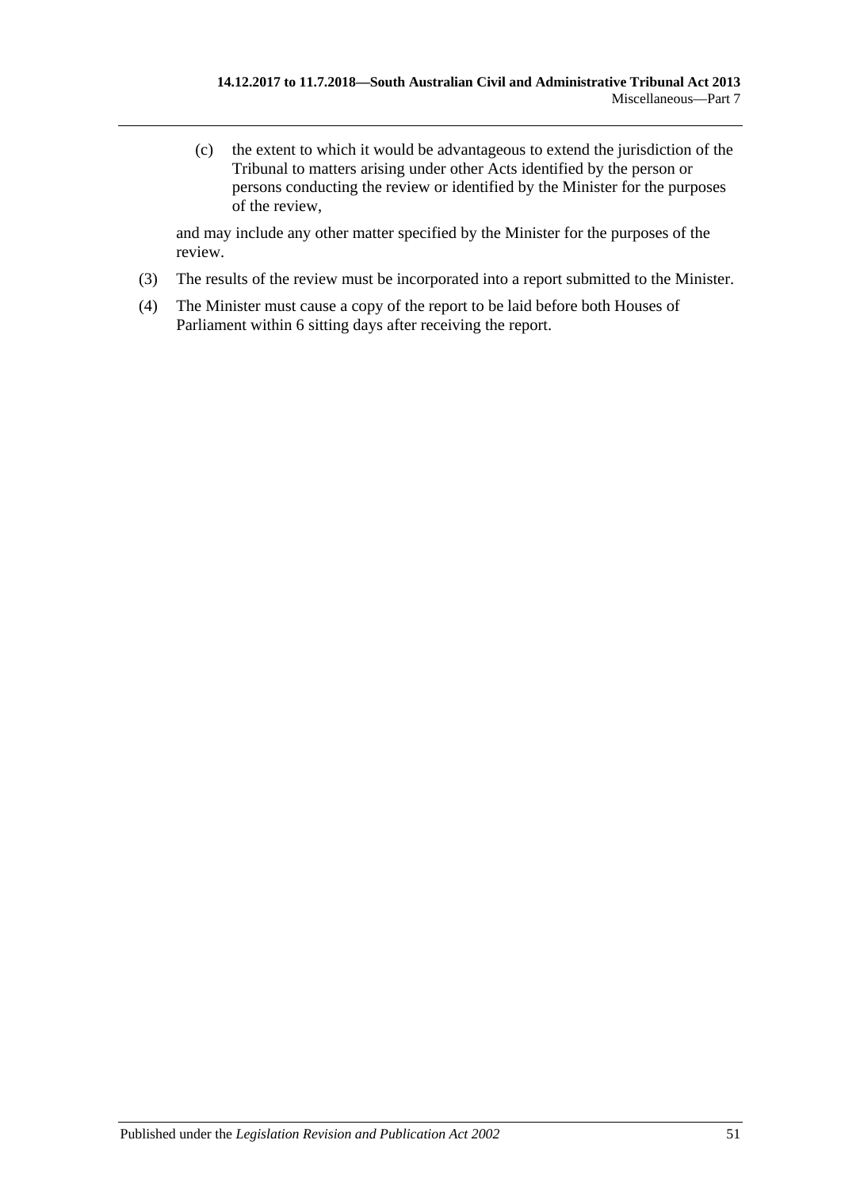(c) the extent to which it would be advantageous to extend the jurisdiction of the Tribunal to matters arising under other Acts identified by the person or persons conducting the review or identified by the Minister for the purposes of the review,

and may include any other matter specified by the Minister for the purposes of the review.

(3) The results of the review must be incorporated into a report submitted to the Minister.

(4) The Minister must cause a copy of the report to be laid before both Houses of Parliament within 6 sitting days after receiving the report.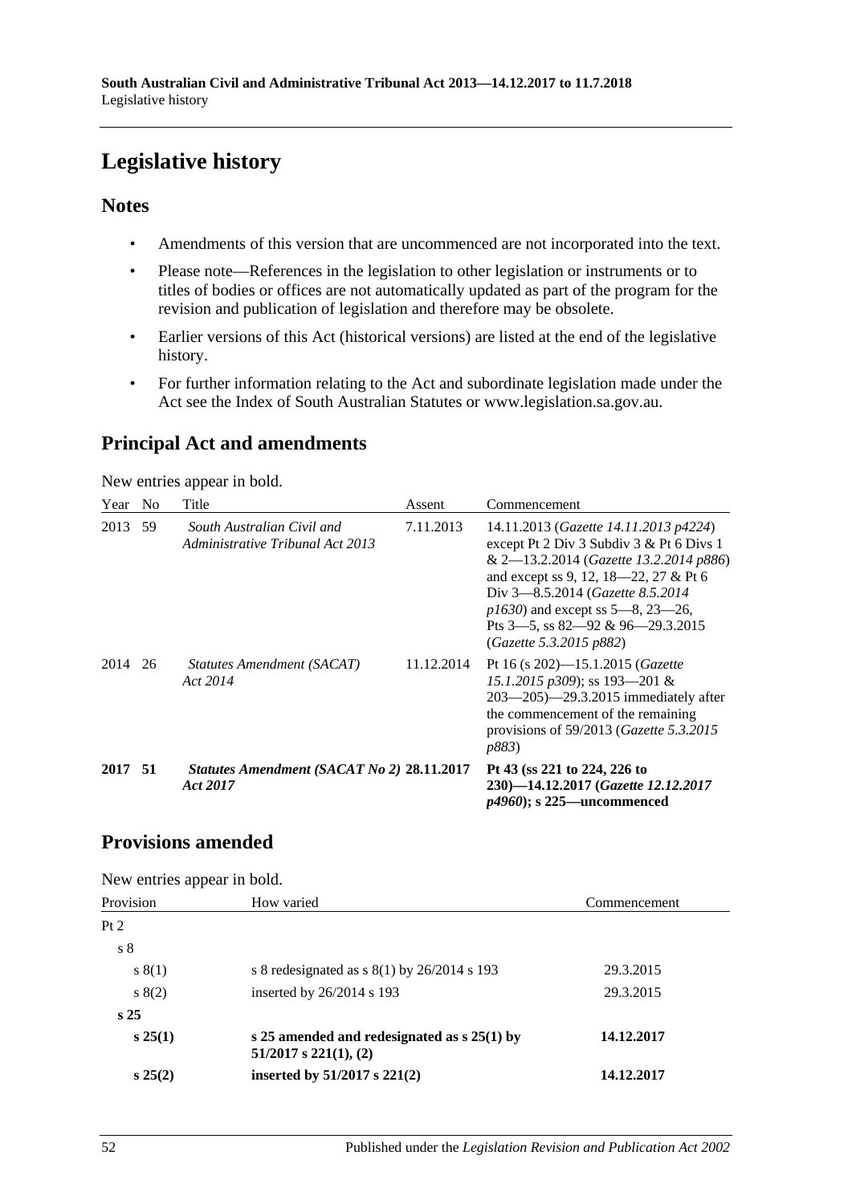# Legislative history

## Notes

- Amendments of this version that are uncommenced are not incorporated into the text.
- Please note—References in the legislation to other legislation or instruments or to titles of bodies or offices are not automatically updated as part of the program for the revision and publication of legislation and therefore may be obsolete.
- Earlier versions of this Act (historical versions) are listed at the end of the legislative history.
- For further information relating to the Act and subordinate legislation made under the Act see the Index of South Australian Statutes or www.legislation.sa.gov.au.

## Principal Act and amendments

New entries appear in bold.

| Year | No | Title | Assent | Commencement |
|---|---|---|---|---|
| 2013 | 59 | *South Australian Civil and Administrative Tribunal Act 2013* | 7.11.2013 | 14.11.2013 (*Gazette 14.11.2013 p4224*) except Pt 2 Div 3 Subdiv 3 & Pt 6 Divs 1 & 2—13.2.2014 (*Gazette 13.2.2014 p886*) and except ss 9, 12, 18—22, 27 & Pt 6 Div 3—8.5.2014 (*Gazette 8.5.2014 p1630*) and except ss 5—8, 23—26, Pts 3—5, ss 82—92 & 96—29.3.2015 (*Gazette 5.3.2015 p882*) |
| 2014 | 26 | *Statutes Amendment (SACAT) Act 2014* | 11.12.2014 | Pt 16 (s 202)—15.1.2015 (*Gazette 15.1.2015 p309*); ss 193—201 & 203—205)—29.3.2015 immediately after the commencement of the remaining provisions of 59/2013 (*Gazette 5.3.2015 p883*) |
| **2017** | **51** | ***Statutes Amendment (SACAT No 2) Act 2017*** | **28.11.2017** | **Pt 43 (ss 221 to 224, 226 to 230)—14.12.2017 (*Gazette 12.12.2017 p4960*); s 225—uncommenced** |

## Provisions amended

New entries appear in bold.

| Provision | How varied | Commencement |
|---|---|---|
| Pt 2 | | |
| s 8 | | |
| s 8(1) | s 8 redesignated as s 8(1) by 26/2014 s 193 | 29.3.2015 |
| s 8(2) | inserted by 26/2014 s 193 | 29.3.2015 |
| **s 25** | | |
| **s 25(1)** | **s 25 amended and redesignated as s 25(1) by 51/2017 s 221(1), (2)** | **14.12.2017** |
| **s 25(2)** | **inserted by 51/2017 s 221(2)** | **14.12.2017** |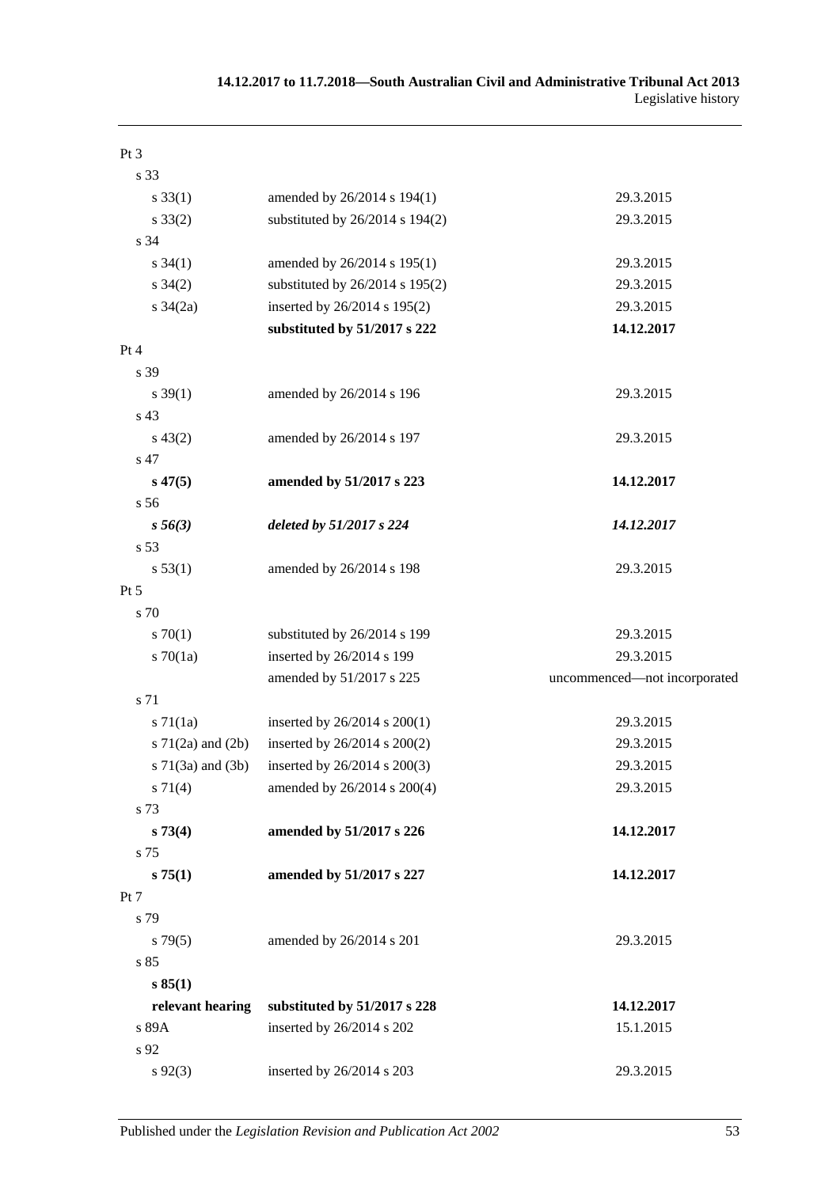| | | |
|---|---|---|
| Pt 3 | | |
| s 33 | | |
| s 33(1) | amended by 26/2014 s 194(1) | 29.3.2015 |
| s 33(2) | substituted by 26/2014 s 194(2) | 29.3.2015 |
| s 34 | | |
| s 34(1) | amended by 26/2014 s 195(1) | 29.3.2015 |
| s 34(2) | substituted by 26/2014 s 195(2) | 29.3.2015 |
| s 34(2a) | inserted by 26/2014 s 195(2) | 29.3.2015 |
| | **substituted by 51/2017 s 222** | **14.12.2017** |
| Pt 4 | | |
| s 39 | | |
| s 39(1) | amended by 26/2014 s 196 | 29.3.2015 |
| s 43 | | |
| s 43(2) | amended by 26/2014 s 197 | 29.3.2015 |
| s 47 | | |
| **s 47(5)** | **amended by 51/2017 s 223** | **14.12.2017** |
| s 56 | | |
| ***s 56(3)*** | ***deleted by 51/2017 s 224*** | ***14.12.2017*** |
| s 53 | | |
| s 53(1) | amended by 26/2014 s 198 | 29.3.2015 |
| Pt 5 | | |
| s 70 | | |
| s 70(1) | substituted by 26/2014 s 199 | 29.3.2015 |
| s 70(1a) | inserted by 26/2014 s 199 | 29.3.2015 |
| | amended by 51/2017 s 225 | uncommenced—not incorporated |
| s 71 | | |
| s 71(1a) | inserted by 26/2014 s 200(1) | 29.3.2015 |
| s 71(2a) and (2b) | inserted by 26/2014 s 200(2) | 29.3.2015 |
| s 71(3a) and (3b) | inserted by 26/2014 s 200(3) | 29.3.2015 |
| s 71(4) | amended by 26/2014 s 200(4) | 29.3.2015 |
| s 73 | | |
| **s 73(4)** | **amended by 51/2017 s 226** | **14.12.2017** |
| s 75 | | |
| **s 75(1)** | **amended by 51/2017 s 227** | **14.12.2017** |
| Pt 7 | | |
| s 79 | | |
| s 79(5) | amended by 26/2014 s 201 | 29.3.2015 |
| s 85 | | |
| **s 85(1)** | | |
| **relevant hearing** | **substituted by 51/2017 s 228** | **14.12.2017** |
| s 89A | inserted by 26/2014 s 202 | 15.1.2015 |
| s 92 | | |
| s 92(3) | inserted by 26/2014 s 203 | 29.3.2015 |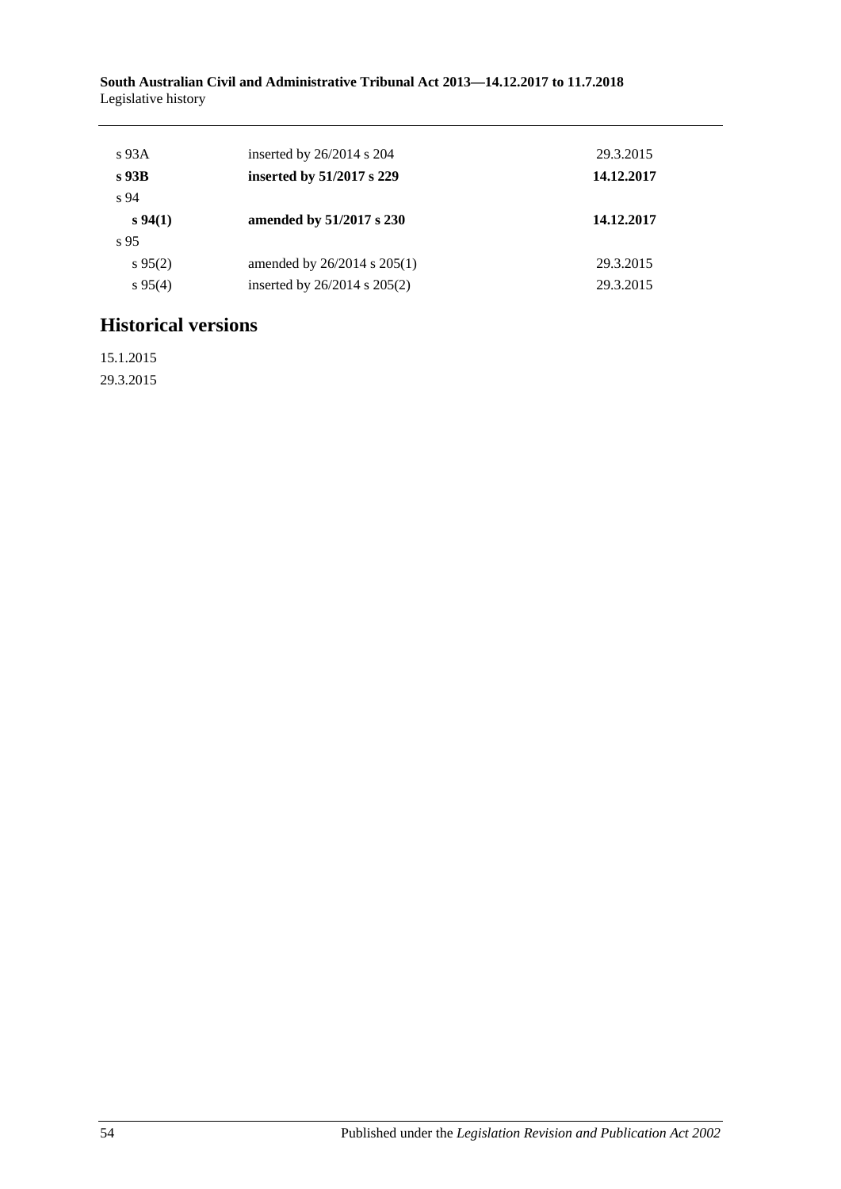| | | |
|---|---|---|
| s 93A | inserted by 26/2014 s 204 | 29.3.2015 |
| **s 93B** | **inserted by 51/2017 s 229** | **14.12.2017** |
| s 94 | | |
| **s 94(1)** | **amended by 51/2017 s 230** | **14.12.2017** |
| s 95 | | |
| s 95(2) | amended by 26/2014 s 205(1) | 29.3.2015 |
| s 95(4) | inserted by 26/2014 s 205(2) | 29.3.2015 |

## Historical versions

15.1.2015

29.3.2015